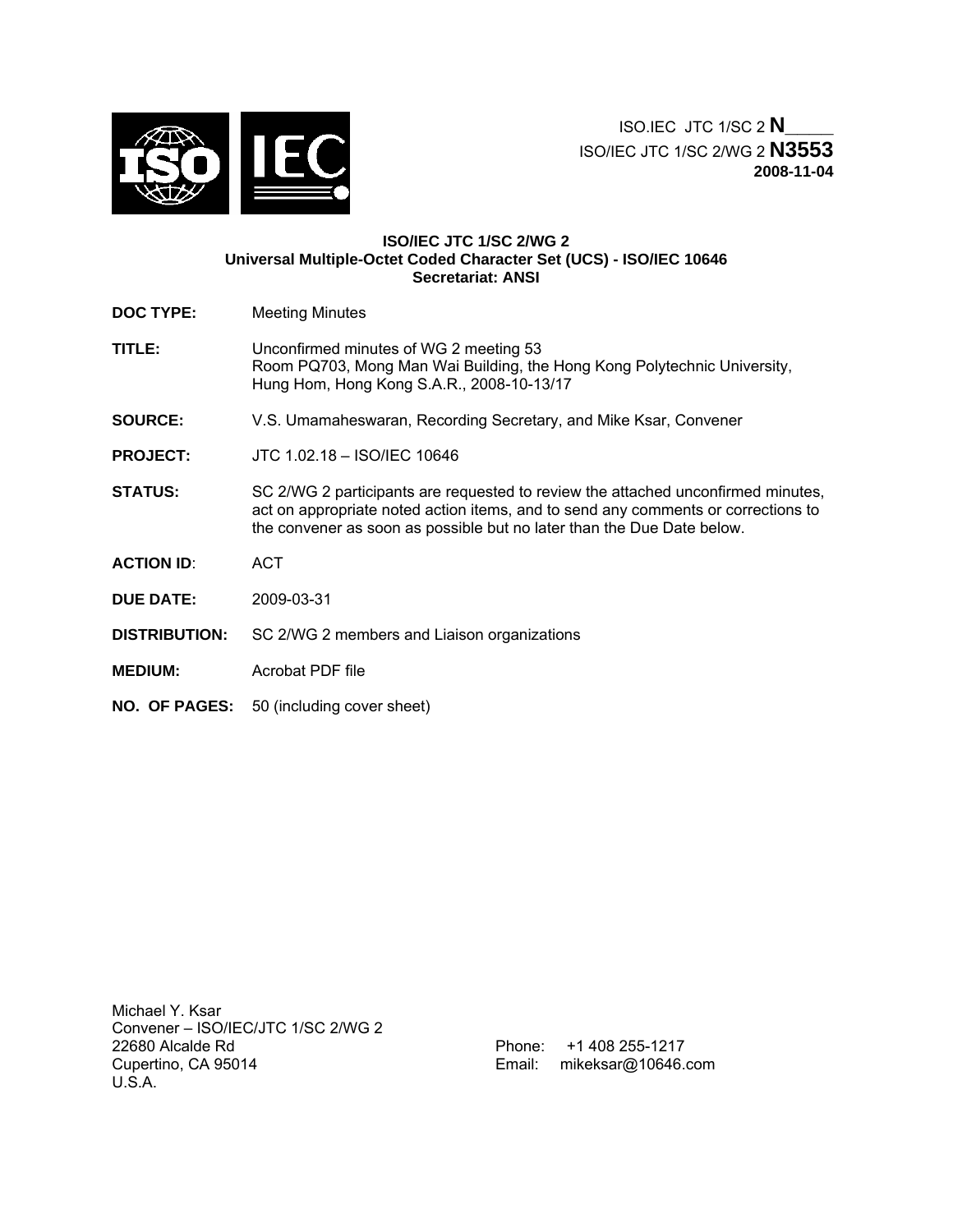ISO.IEC JTC 1/SC 2 **N**_____
ISO/IEC JTC 1/SC 2/WG 2 **N3553**
**2008-11-04**

**ISO/IEC JTC 1/SC 2/WG 2**
**Universal Multiple-Octet Coded Character Set (UCS) - ISO/IEC 10646**
**Secretariat: ANSI**

**DOC TYPE:** Meeting Minutes

**TITLE:** Unconfirmed minutes of WG 2 meeting 53
Room PQ703, Mong Man Wai Building, the Hong Kong Polytechnic University, Hung Hom, Hong Kong S.A.R., 2008-10-13/17

**SOURCE:** V.S. Umamaheswaran, Recording Secretary, and Mike Ksar, Convener

**PROJECT:** JTC 1.02.18 – ISO/IEC 10646

**STATUS:** SC 2/WG 2 participants are requested to review the attached unconfirmed minutes, act on appropriate noted action items, and to send any comments or corrections to the convener as soon as possible but no later than the Due Date below.

**ACTION ID**: ACT

**DUE DATE:** 2009-03-31

**DISTRIBUTION:** SC 2/WG 2 members and Liaison organizations

**MEDIUM:** Acrobat PDF file

**NO. OF PAGES:** 50 (including cover sheet)

Michael Y. Ksar
Convener – ISO/IEC/JTC 1/SC 2/WG 2
22680 Alcalde Rd
Cupertino, CA 95014
U.S.A.

Phone: +1 408 255-1217
Email: mikeksar@10646.com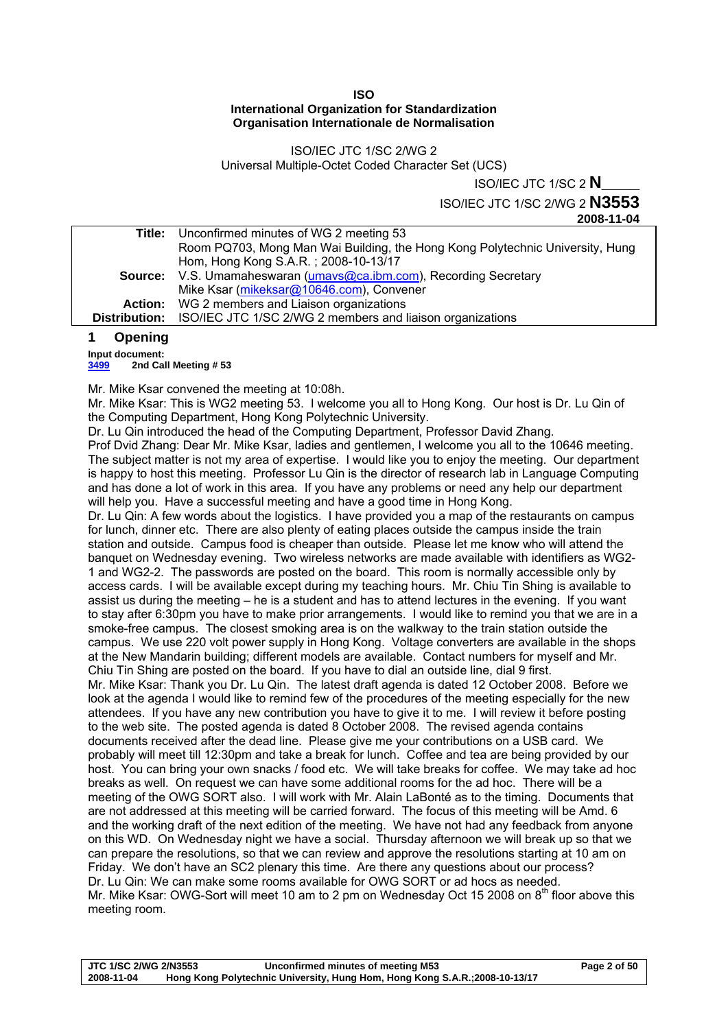**ISO**
**International Organization for Standardization**
**Organisation Internationale de Normalisation**

ISO/IEC JTC 1/SC 2/WG 2
Universal Multiple-Octet Coded Character Set (UCS)

ISO/IEC JTC 1/SC 2 **N**_____

ISO/IEC JTC 1/SC 2/WG 2 **N3553**

**2008-11-04**

| | |
|---|---|
| **Title:** | Unconfirmed minutes of WG 2 meeting 53<br>Room PQ703, Mong Man Wai Building, the Hong Kong Polytechnic University, Hung Hom, Hong Kong S.A.R. ; 2008-10-13/17 |
| **Source:** | V.S. Umamaheswaran (umavs@ca.ibm.com), Recording Secretary<br>Mike Ksar (mikeksar@10646.com), Convener |
| **Action:** | WG 2 members and Liaison organizations |
| **Distribution:** | ISO/IEC JTC 1/SC 2/WG 2 members and liaison organizations |

## 1 Opening

**Input document:**
**3499 2nd Call Meeting # 53**

Mr. Mike Ksar convened the meeting at 10:08h.

Mr. Mike Ksar: This is WG2 meeting 53. I welcome you all to Hong Kong. Our host is Dr. Lu Qin of the Computing Department, Hong Kong Polytechnic University.

Dr. Lu Qin introduced the head of the Computing Department, Professor David Zhang.

Prof Dvid Zhang: Dear Mr. Mike Ksar, ladies and gentlemen, I welcome you all to the 10646 meeting. The subject matter is not my area of expertise. I would like you to enjoy the meeting. Our department is happy to host this meeting. Professor Lu Qin is the director of research lab in Language Computing and has done a lot of work in this area. If you have any problems or need any help our department will help you. Have a successful meeting and have a good time in Hong Kong.

Dr. Lu Qin: A few words about the logistics. I have provided you a map of the restaurants on campus for lunch, dinner etc. There are also plenty of eating places outside the campus inside the train station and outside. Campus food is cheaper than outside. Please let me know who will attend the banquet on Wednesday evening. Two wireless networks are made available with identifiers as WG2-1 and WG2-2. The passwords are posted on the board. This room is normally accessible only by access cards. I will be available except during my teaching hours. Mr. Chiu Tin Shing is available to assist us during the meeting – he is a student and has to attend lectures in the evening. If you want to stay after 6:30pm you have to make prior arrangements. I would like to remind you that we are in a smoke-free campus. The closest smoking area is on the walkway to the train station outside the campus. We use 220 volt power supply in Hong Kong. Voltage converters are available in the shops at the New Mandarin building; different models are available. Contact numbers for myself and Mr. Chiu Tin Shing are posted on the board. If you have to dial an outside line, dial 9 first.

Mr. Mike Ksar: Thank you Dr. Lu Qin. The latest draft agenda is dated 12 October 2008. Before we look at the agenda I would like to remind few of the procedures of the meeting especially for the new attendees. If you have any new contribution you have to give it to me. I will review it before posting to the web site. The posted agenda is dated 8 October 2008. The revised agenda contains documents received after the dead line. Please give me your contributions on a USB card. We probably will meet till 12:30pm and take a break for lunch. Coffee and tea are being provided by our host. You can bring your own snacks / food etc. We will take breaks for coffee. We may take ad hoc breaks as well. On request we can have some additional rooms for the ad hoc. There will be a meeting of the OWG SORT also. I will work with Mr. Alain LaBonté as to the timing. Documents that are not addressed at this meeting will be carried forward. The focus of this meeting will be Amd. 6 and the working draft of the next edition of the meeting. We have not had any feedback from anyone on this WD. On Wednesday night we have a social. Thursday afternoon we will break up so that we can prepare the resolutions, so that we can review and approve the resolutions starting at 10 am on Friday. We don't have an SC2 plenary this time. Are there any questions about our process?

Dr. Lu Qin: We can make some rooms available for OWG SORT or ad hocs as needed.

Mr. Mike Ksar: OWG-Sort will meet 10 am to 2 pm on Wednesday Oct 15 2008 on 8th floor above this meeting room.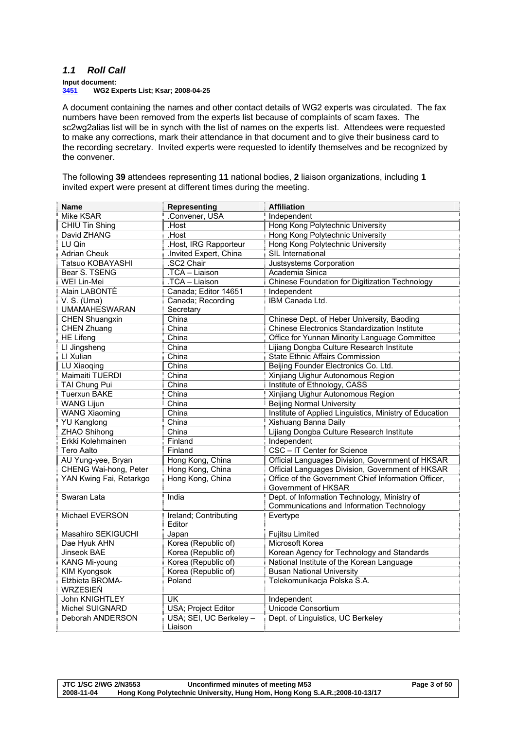## *1.1 Roll Call*

**Input document:**
**3451 WG2 Experts List; Ksar; 2008-04-25**

A document containing the names and other contact details of WG2 experts was circulated. The fax numbers have been removed from the experts list because of complaints of scam faxes. The sc2wg2alias list will be in synch with the list of names on the experts list. Attendees were requested to make any corrections, mark their attendance in that document and to give their business card to the recording secretary. Invited experts were requested to identify themselves and be recognized by the convener.

The following **39** attendees representing **11** national bodies, **2** liaison organizations, including **1** invited expert were present at different times during the meeting.

| Name | Representing | Affiliation |
|---|---|---|
| Mike KSAR | .Convener, USA | Independent |
| CHIU Tin Shing | .Host | Hong Kong Polytechnic University |
| David ZHANG | .Host | Hong Kong Polytechnic University |
| LU Qin | .Host, IRG Rapporteur | Hong Kong Polytechnic University |
| Adrian Cheuk | .Invited Expert, China | SIL International |
| Tatsuo KOBAYASHI | .SC2 Chair | Justsystems Corporation |
| Bear S. TSENG | .TCA – Liaison | Academia Sinica |
| WEI Lin-Mei | .TCA – Liaison | Chinese Foundation for Digitization Technology |
| Alain LABONTÉ | Canada; Editor 14651 | Independent |
| V. S. (Uma) UMAMAHESWARAN | Canada; Recording Secretary | IBM Canada Ltd. |
| CHEN Shuangxin | China | Chinese Dept. of Heber University, Baoding |
| CHEN Zhuang | China | Chinese Electronics Standardization Institute |
| HE Lifeng | China | Office for Yunnan Minority Language Committee |
| LI Jingsheng | China | Lijiang Dongba Culture Research Institute |
| LI Xulian | China | State Ethnic Affairs Commission |
| LU Xiaoqing | China | Beijing Founder Electronics Co. Ltd. |
| Maimaiti TUERDI | China | Xinjiang Uighur Autonomous Region |
| TAI Chung Pui | China | Institute of Ethnology, CASS |
| Tuerxun BAKE | China | Xinjiang Uighur Autonomous Region |
| WANG Lijun | China | Beijing Normal University |
| WANG Xiaoming | China | Institute of Applied Linguistics, Ministry of Education |
| YU Kanglong | China | Xishuang Banna Daily |
| ZHAO Shihong | China | Lijiang Dongba Culture Research Institute |
| Erkki Kolehmainen | Finland | Independent |
| Tero Aalto | Finland | CSC – IT Center for Science |
| AU Yung-yee, Bryan | Hong Kong, China | Official Languages Division, Government of HKSAR |
| CHENG Wai-hong, Peter | Hong Kong, China | Official Languages Division, Government of HKSAR |
| YAN Kwing Fai, Retarkgo | Hong Kong, China | Office of the Government Chief Information Officer, Government of HKSAR |
| Swaran Lata | India | Dept. of Information Technology, Ministry of Communications and Information Technology |
| Michael EVERSON | Ireland; Contributing Editor | Evertype |
| Masahiro SEKIGUCHI | Japan | Fujitsu Limited |
| Dae Hyuk AHN | Korea (Republic of) | Microsoft Korea |
| Jinseok BAE | Korea (Republic of) | Korean Agency for Technology and Standards |
| KANG Mi-young | Korea (Republic of) | National Institute of the Korean Language |
| KIM Kyongsok | Korea (Republic of) | Busan National University |
| Elżbieta BROMA-WRZESIEŃ | Poland | Telekomunikacja Polska S.A. |
| John KNIGHTLEY | UK | Independent |
| Michel SUIGNARD | USA; Project Editor | Unicode Consortium |
| Deborah ANDERSON | USA; SEI, UC Berkeley – Liaison | Dept. of Linguistics, UC Berkeley |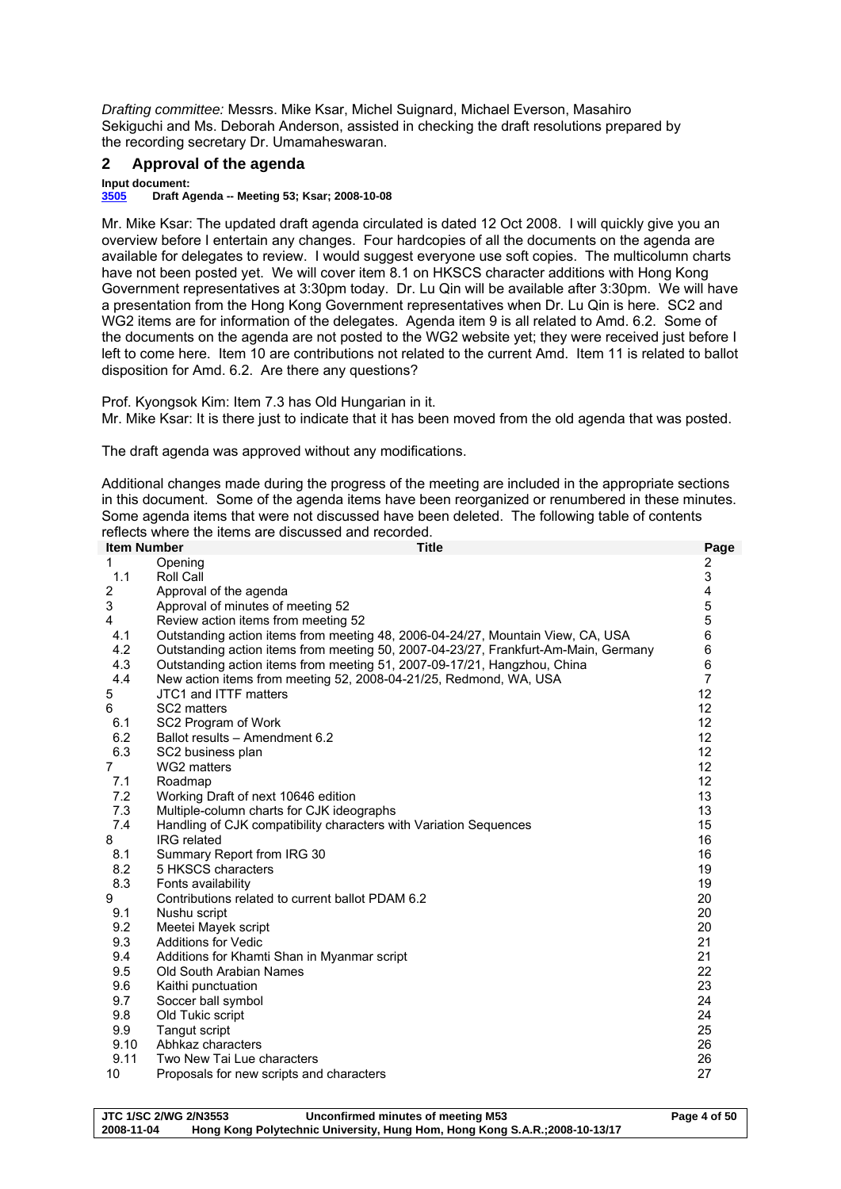*Drafting committee:* Messrs. Mike Ksar, Michel Suignard, Michael Everson, Masahiro Sekiguchi and Ms. Deborah Anderson, assisted in checking the draft resolutions prepared by the recording secretary Dr. Umamaheswaran.

## 2 Approval of the agenda

**Input document:**
**3505 Draft Agenda -- Meeting 53; Ksar; 2008-10-08**

Mr. Mike Ksar: The updated draft agenda circulated is dated 12 Oct 2008. I will quickly give you an overview before I entertain any changes. Four hardcopies of all the documents on the agenda are available for delegates to review. I would suggest everyone use soft copies. The multicolumn charts have not been posted yet. We will cover item 8.1 on HKSCS character additions with Hong Kong Government representatives at 3:30pm today. Dr. Lu Qin will be available after 3:30pm. We will have a presentation from the Hong Kong Government representatives when Dr. Lu Qin is here. SC2 and WG2 items are for information of the delegates. Agenda item 9 is all related to Amd. 6.2. Some of the documents on the agenda are not posted to the WG2 website yet; they were received just before I left to come here. Item 10 are contributions not related to the current Amd. Item 11 is related to ballot disposition for Amd. 6.2. Are there any questions?

Prof. Kyongsok Kim: Item 7.3 has Old Hungarian in it.
Mr. Mike Ksar: It is there just to indicate that it has been moved from the old agenda that was posted.

The draft agenda was approved without any modifications.

Additional changes made during the progress of the meeting are included in the appropriate sections in this document. Some of the agenda items have been reorganized or renumbered in these minutes. Some agenda items that were not discussed have been deleted. The following table of contents reflects where the items are discussed and recorded.

| Item Number | Title | Page |
|---|---|---|
| 1 | Opening | 2 |
| 1.1 | Roll Call | 3 |
| 2 | Approval of the agenda | 4 |
| 3 | Approval of minutes of meeting 52 | 5 |
| 4 | Review action items from meeting 52 | 5 |
| 4.1 | Outstanding action items from meeting 48, 2006-04-24/27, Mountain View, CA, USA | 6 |
| 4.2 | Outstanding action items from meeting 50, 2007-04-23/27, Frankfurt-Am-Main, Germany | 6 |
| 4.3 | Outstanding action items from meeting 51, 2007-09-17/21, Hangzhou, China | 6 |
| 4.4 | New action items from meeting 52, 2008-04-21/25, Redmond, WA, USA | 7 |
| 5 | JTC1 and ITTF matters | 12 |
| 6 | SC2 matters | 12 |
| 6.1 | SC2 Program of Work | 12 |
| 6.2 | Ballot results – Amendment 6.2 | 12 |
| 6.3 | SC2 business plan | 12 |
| 7 | WG2 matters | 12 |
| 7.1 | Roadmap | 12 |
| 7.2 | Working Draft of next 10646 edition | 13 |
| 7.3 | Multiple-column charts for CJK ideographs | 13 |
| 7.4 | Handling of CJK compatibility characters with Variation Sequences | 15 |
| 8 | IRG related | 16 |
| 8.1 | Summary Report from IRG 30 | 16 |
| 8.2 | 5 HKSCS characters | 19 |
| 8.3 | Fonts availability | 19 |
| 9 | Contributions related to current ballot PDAM 6.2 | 20 |
| 9.1 | Nushu script | 20 |
| 9.2 | Meetei Mayek script | 20 |
| 9.3 | Additions for Vedic | 21 |
| 9.4 | Additions for Khamti Shan in Myanmar script | 21 |
| 9.5 | Old South Arabian Names | 22 |
| 9.6 | Kaithi punctuation | 23 |
| 9.7 | Soccer ball symbol | 24 |
| 9.8 | Old Tukic script | 24 |
| 9.9 | Tangut script | 25 |
| 9.10 | Abhkaz characters | 26 |
| 9.11 | Two New Tai Lue characters | 26 |
| 10 | Proposals for new scripts and characters | 27 |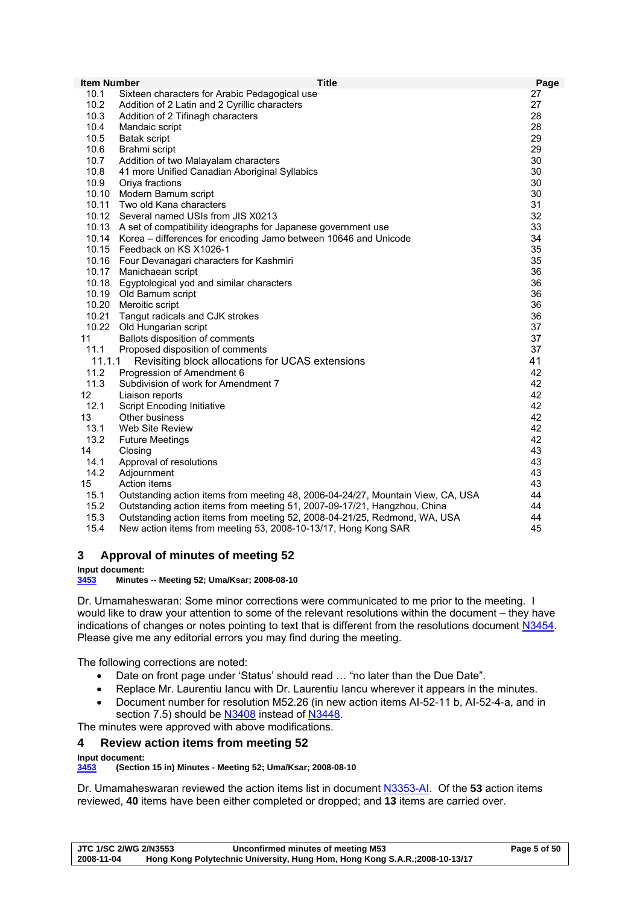| Item Number | Title | Page |
|---|---|---|
| 10.1 | Sixteen characters for Arabic Pedagogical use | 27 |
| 10.2 | Addition of 2 Latin and 2 Cyrillic characters | 27 |
| 10.3 | Addition of 2 Tifinagh characters | 28 |
| 10.4 | Mandaic script | 28 |
| 10.5 | Batak script | 29 |
| 10.6 | Brahmi script | 29 |
| 10.7 | Addition of two Malayalam characters | 30 |
| 10.8 | 41 more Unified Canadian Aboriginal Syllabics | 30 |
| 10.9 | Oriya fractions | 30 |
| 10.10 | Modern Bamum script | 30 |
| 10.11 | Two old Kana characters | 31 |
| 10.12 | Several named USIs from JIS X0213 | 32 |
| 10.13 | A set of compatibility ideographs for Japanese government use | 33 |
| 10.14 | Korea – differences for encoding Jamo between 10646 and Unicode | 34 |
| 10.15 | Feedback on KS X1026-1 | 35 |
| 10.16 | Four Devanagari characters for Kashmiri | 35 |
| 10.17 | Manichaean script | 36 |
| 10.18 | Egyptological yod and similar characters | 36 |
| 10.19 | Old Bamum script | 36 |
| 10.20 | Meroitic script | 36 |
| 10.21 | Tangut radicals and CJK strokes | 36 |
| 10.22 | Old Hungarian script | 37 |
| 11 | Ballots disposition of comments | 37 |
| 11.1 | Proposed disposition of comments | 37 |
| 11.1.1 | Revisiting block allocations for UCAS extensions | 41 |
| 11.2 | Progression of Amendment 6 | 42 |
| 11.3 | Subdivision of work for Amendment 7 | 42 |
| 12 | Liaison reports | 42 |
| 12.1 | Script Encoding Initiative | 42 |
| 13 | Other business | 42 |
| 13.1 | Web Site Review | 42 |
| 13.2 | Future Meetings | 42 |
| 14 | Closing | 43 |
| 14.1 | Approval of resolutions | 43 |
| 14.2 | Adjournment | 43 |
| 15 | Action items | 43 |
| 15.1 | Outstanding action items from meeting 48, 2006-04-24/27, Mountain View, CA, USA | 44 |
| 15.2 | Outstanding action items from meeting 51, 2007-09-17/21, Hangzhou, China | 44 |
| 15.3 | Outstanding action items from meeting 52, 2008-04-21/25, Redmond, WA, USA | 44 |
| 15.4 | New action items from meeting 53, 2008-10-13/17, Hong Kong SAR | 45 |

## 3 Approval of minutes of meeting 52

**Input document:**
**3453 Minutes -- Meeting 52; Uma/Ksar; 2008-08-10**

Dr. Umamaheswaran: Some minor corrections were communicated to me prior to the meeting. I would like to draw your attention to some of the relevant resolutions within the document – they have indications of changes or notes pointing to text that is different from the resolutions document N3454. Please give me any editorial errors you may find during the meeting.

The following corrections are noted:

- Date on front page under 'Status' should read … "no later than the Due Date".
- Replace Mr. Laurentiu Iancu with Dr. Laurentiu Iancu wherever it appears in the minutes.
- Document number for resolution M52.26 (in new action items AI-52-11 b, AI-52-4-a, and in section 7.5) should be N3408 instead of N3448.

The minutes were approved with above modifications.

## 4 Review action items from meeting 52

**Input document:**
**3453 (Section 15 in) Minutes - Meeting 52; Uma/Ksar; 2008-08-10**

Dr. Umamaheswaran reviewed the action items list in document N3353-AI. Of the **53** action items reviewed, **40** items have been either completed or dropped; and **13** items are carried over.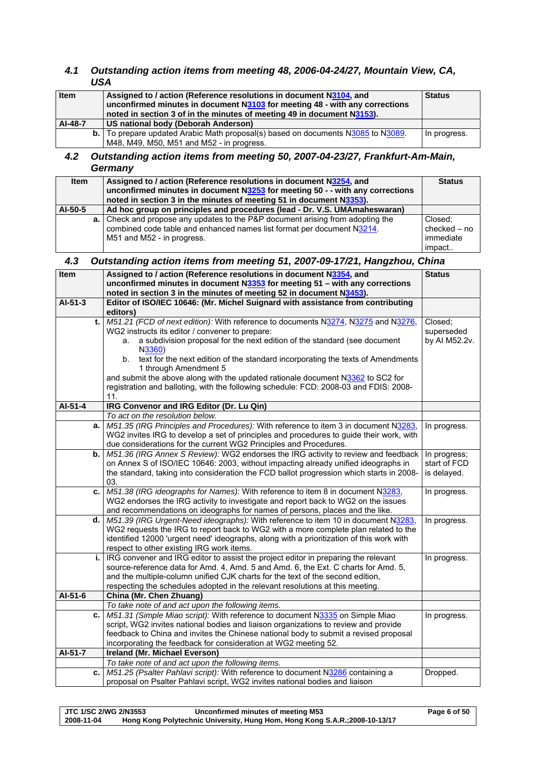### 4.1 Outstanding action items from meeting 48, 2006-04-24/27, Mountain View, CA, USA

| Item | Assigned to / action (Reference resolutions in document N3104, and unconfirmed minutes in document N3103 for meeting 48 - with any corrections noted in section 3 of in the minutes of meeting 49 in document N3153). | Status |
|---|---|---|
| **AI-48-7** | **US national body (Deborah Anderson)** | |
| **b.** | To prepare updated Arabic Math proposal(s) based on documents N3085 to N3089. M48, M49, M50, M51 and M52 - in progress. | In progress. |

### 4.2 Outstanding action items from meeting 50, 2007-04-23/27, Frankfurt-Am-Main, Germany

| Item | Assigned to / action (Reference resolutions in document N3254, and unconfirmed minutes in document N3253 for meeting 50 - - with any corrections noted in section 3 in the minutes of meeting 51 in document N3353). | Status |
|---|---|---|
| **AI-50-5** | **Ad hoc group on principles and procedures (lead - Dr. V.S. UMAmaheswaran)** | |
| **a.** | Check and propose any updates to the P&P document arising from adopting the combined code table and enhanced names list format per document N3214. M51 and M52 - in progress. | Closed; checked – no immediate impact.. |

### 4.3 Outstanding action items from meeting 51, 2007-09-17/21, Hangzhou, China

| Item | Assigned to / action (Reference resolutions in document N3354, and unconfirmed minutes in document N3353 for meeting 51 – with any corrections noted in section 3 in the minutes of meeting 52 in document N3453). | Status |
|---|---|---|
| **AI-51-3** | **Editor of ISO/IEC 10646: (Mr. Michel Suignard with assistance from contributing editors)** | |
| **t.** | *M51.21 (FCD of next edition):* With reference to documents N3274, N3275 and N3276, WG2 instructs its editor / convener to prepare: a. a subdivision proposal for the next edition of the standard (see document N3360) b. text for the next edition of the standard incorporating the texts of Amendments 1 through Amendment 5 and submit the above along with the updated rationale document N3362 to SC2 for registration and balloting, with the following schedule: FCD: 2008-03 and FDIS: 2008-11. | Closed; superseded by AI M52.2v. |
| **AI-51-4** | **IRG Convenor and IRG Editor (Dr. Lu Qin)** | |
| | *To act on the resolution below.* | |
| **a.** | *M51.35 (IRG Principles and Procedures):* With reference to item 3 in document N3283, WG2 invites IRG to develop a set of principles and procedures to guide their work, with due considerations for the current WG2 Principles and Procedures. | In progress. |
| **b.** | *M51.36 (IRG Annex S Review):* WG2 endorses the IRG activity to review and feedback on Annex S of ISO/IEC 10646: 2003, without impacting already unified ideographs in the standard, taking into consideration the FCD ballot progression which starts in 2008-03. | In progress; start of FCD is delayed. |
| **c.** | *M51.38 (IRG ideographs for Names):* With reference to item 8 in document N3283, WG2 endorses the IRG activity to investigate and report back to WG2 on the issues and recommendations on ideographs for names of persons, places and the like. | In progress. |
| **d.** | *M51.39 (IRG Urgent-Need ideographs):* With reference to item 10 in document N3283, WG2 requests the IRG to report back to WG2 with a more complete plan related to the identified 12000 'urgent need' ideographs, along with a prioritization of this work with respect to other existing IRG work items. | In progress. |
| **i.** | IRG convener and IRG editor to assist the project editor in preparing the relevant source-reference data for Amd. 4, Amd. 5 and Amd. 6, the Ext. C charts for Amd. 5, and the multiple-column unified CJK charts for the text of the second edition, respecting the schedules adopted in the relevant resolutions at this meeting. | In progress. |
| **AI-51-6** | **China (Mr. Chen Zhuang)** | |
| | *To take note of and act upon the following items.* | |
| **c.** | *M51.31 (Simple Miao script):* With reference to document N3335 on Simple Miao script, WG2 invites national bodies and liaison organizations to review and provide feedback to China and invites the Chinese national body to submit a revised proposal incorporating the feedback for consideration at WG2 meeting 52. | In progress. |
| **AI-51-7** | **Ireland (Mr. Michael Everson)** | |
| | *To take note of and act upon the following items.* | |
| **c.** | *M51.25 (Psalter Pahlavi script):* With reference to document N3286 containing a proposal on Psalter Pahlavi script, WG2 invites national bodies and liaison | Dropped. |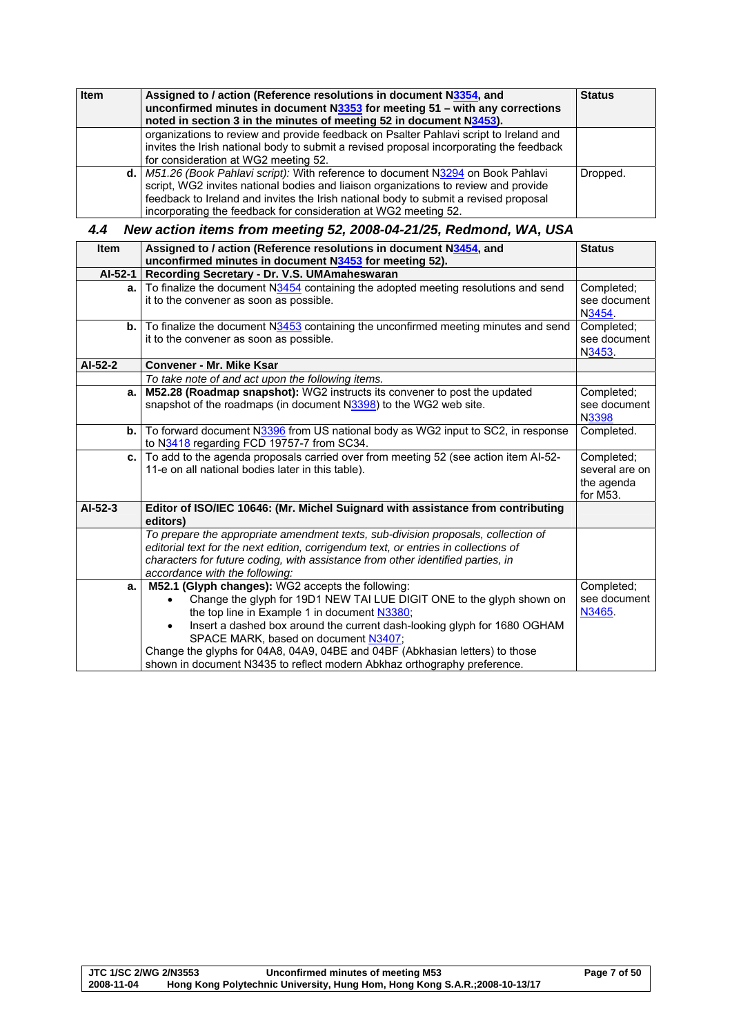| Item | Assigned to / action (Reference resolutions in document N3354, and unconfirmed minutes in document N3353 for meeting 51 – with any corrections noted in section 3 in the minutes of meeting 52 in document N3453). | Status |
|---|---|---|
| | organizations to review and provide feedback on Psalter Pahlavi script to Ireland and invites the Irish national body to submit a revised proposal incorporating the feedback for consideration at WG2 meeting 52. | |
| d. | *M51.26 (Book Pahlavi script):* With reference to document N3294 on Book Pahlavi script, WG2 invites national bodies and liaison organizations to review and provide feedback to Ireland and invites the Irish national body to submit a revised proposal incorporating the feedback for consideration at WG2 meeting 52. | Dropped. |

## 4.4 New action items from meeting 52, 2008-04-21/25, Redmond, WA, USA

| Item | Assigned to / action (Reference resolutions in document N3454, and unconfirmed minutes in document N3453 for meeting 52). | Status |
|---|---|---|
| **AI-52-1** | **Recording Secretary - Dr. V.S. UMAmaheswaran** | |
| a. | To finalize the document N3454 containing the adopted meeting resolutions and send it to the convener as soon as possible. | Completed; see document N3454. |
| b. | To finalize the document N3453 containing the unconfirmed meeting minutes and send it to the convener as soon as possible. | Completed; see document N3453. |
| **AI-52-2** | **Convener - Mr. Mike Ksar** | |
| | *To take note of and act upon the following items.* | |
| a. | **M52.28 (Roadmap snapshot):** WG2 instructs its convener to post the updated snapshot of the roadmaps (in document N3398) to the WG2 web site. | Completed; see document N3398 |
| b. | To forward document N3396 from US national body as WG2 input to SC2, in response to N3418 regarding FCD 19757-7 from SC34. | Completed. |
| c. | To add to the agenda proposals carried over from meeting 52 (see action item AI-52-11-e on all national bodies later in this table). | Completed; several are on the agenda for M53. |
| **AI-52-3** | **Editor of ISO/IEC 10646: (Mr. Michel Suignard with assistance from contributing editors)** | |
| | *To prepare the appropriate amendment texts, sub-division proposals, collection of editorial text for the next edition, corrigendum text, or entries in collections of characters for future coding, with assistance from other identified parties, in accordance with the following:* | |
| a. | **M52.1 (Glyph changes):** WG2 accepts the following:<br>• Change the glyph for 19D1 NEW TAI LUE DIGIT ONE to the glyph shown on the top line in Example 1 in document N3380;<br>• Insert a dashed box around the current dash-looking glyph for 1680 OGHAM SPACE MARK, based on document N3407;<br>Change the glyphs for 04A8, 04A9, 04BE and 04BF (Abkhasian letters) to those shown in document N3435 to reflect modern Abkhaz orthography preference. | Completed; see document N3465. |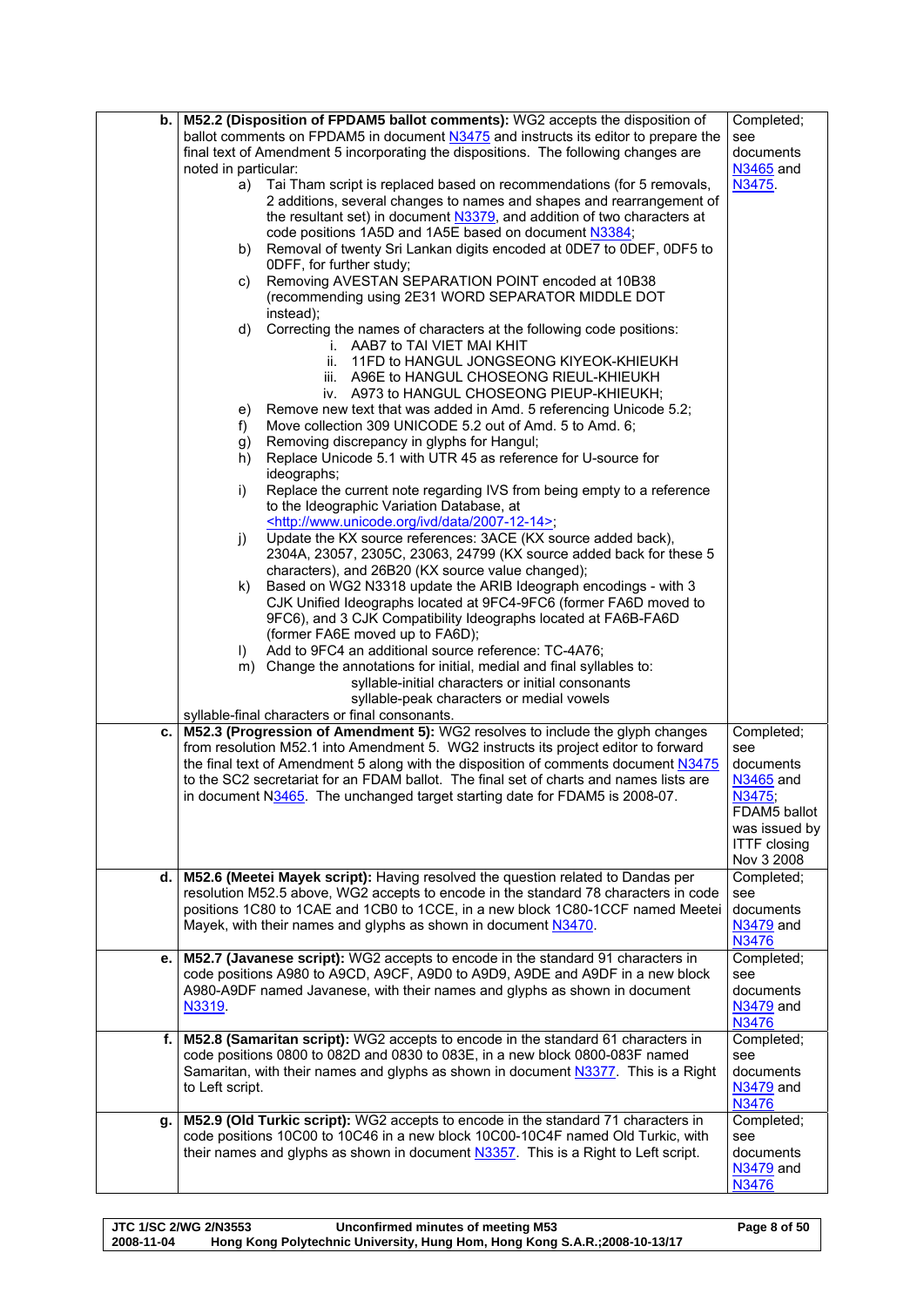| | | |
|---|---|---|
| **b.** | **M52.2 (Disposition of FPDAM5 ballot comments):** WG2 accepts the disposition of ballot comments on FPDAM5 in document N3475 and instructs its editor to prepare the final text of Amendment 5 incorporating the dispositions. The following changes are noted in particular:<br>a) Tai Tham script is replaced based on recommendations (for 5 removals, 2 additions, several changes to names and shapes and rearrangement of the resultant set) in document N3379, and addition of two characters at code positions 1A5D and 1A5E based on document N3384;<br>b) Removal of twenty Sri Lankan digits encoded at 0DE7 to 0DEF, 0DF5 to 0DFF, for further study;<br>c) Removing AVESTAN SEPARATION POINT encoded at 10B38 (recommending using 2E31 WORD SEPARATOR MIDDLE DOT instead);<br>d) Correcting the names of characters at the following code positions:<br>i. AAB7 to TAI VIET MAI KHIT<br>ii. 11FD to HANGUL JONGSEONG KIYEOK-KHIEUKH<br>iii. A96E to HANGUL CHOSEONG RIEUL-KHIEUKH<br>iv. A973 to HANGUL CHOSEONG PIEUP-KHIEUKH;<br>e) Remove new text that was added in Amd. 5 referencing Unicode 5.2;<br>f) Move collection 309 UNICODE 5.2 out of Amd. 5 to Amd. 6;<br>g) Removing discrepancy in glyphs for Hangul;<br>h) Replace Unicode 5.1 with UTR 45 as reference for U-source for ideographs;<br>i) Replace the current note regarding IVS from being empty to a reference to the Ideographic Variation Database, at <http://www.unicode.org/ivd/data/2007-12-14>;<br>j) Update the KX source references: 3ACE (KX source added back), 2304A, 23057, 2305C, 23063, 24799 (KX source added back for these 5 characters), and 26B20 (KX source value changed);<br>k) Based on WG2 N3318 update the ARIB Ideograph encodings - with 3 CJK Unified Ideographs located at 9FC4-9FC6 (former FA6D moved to 9FC6), and 3 CJK Compatibility Ideographs located at FA6B-FA6D (former FA6E moved up to FA6D);<br>l) Add to 9FC4 an additional source reference: TC-4A76;<br>m) Change the annotations for initial, medial and final syllables to:<br>syllable-initial characters or initial consonants<br>syllable-peak characters or medial vowels<br>syllable-final characters or final consonants. | Completed; see documents N3465 and N3475. |
| **c.** | **M52.3 (Progression of Amendment 5):** WG2 resolves to include the glyph changes from resolution M52.1 into Amendment 5. WG2 instructs its project editor to forward the final text of Amendment 5 along with the disposition of comments document N3475 to the SC2 secretariat for an FDAM ballot. The final set of charts and names lists are in document N3465. The unchanged target starting date for FDAM5 is 2008-07. | Completed; see documents N3465 and N3475; FDAM5 ballot was issued by ITTF closing Nov 3 2008 |
| **d.** | **M52.6 (Meetei Mayek script):** Having resolved the question related to Dandas per resolution M52.5 above, WG2 accepts to encode in the standard 78 characters in code positions 1C80 to 1CAE and 1CB0 to 1CCE, in a new block 1C80-1CCF named Meetei Mayek, with their names and glyphs as shown in document N3470. | Completed; see documents N3479 and N3476 |
| **e.** | **M52.7 (Javanese script):** WG2 accepts to encode in the standard 91 characters in code positions A980 to A9CD, A9CF, A9D0 to A9D9, A9DE and A9DF in a new block A980-A9DF named Javanese, with their names and glyphs as shown in document N3319. | Completed; see documents N3479 and N3476 |
| **f.** | **M52.8 (Samaritan script):** WG2 accepts to encode in the standard 61 characters in code positions 0800 to 082D and 0830 to 083E, in a new block 0800-083F named Samaritan, with their names and glyphs as shown in document N3377. This is a Right to Left script. | Completed; see documents N3479 and N3476 |
| **g.** | **M52.9 (Old Turkic script):** WG2 accepts to encode in the standard 71 characters in code positions 10C00 to 10C46 in a new block 10C00-10C4F named Old Turkic, with their names and glyphs as shown in document N3357. This is a Right to Left script. | Completed; see documents N3479 and N3476 |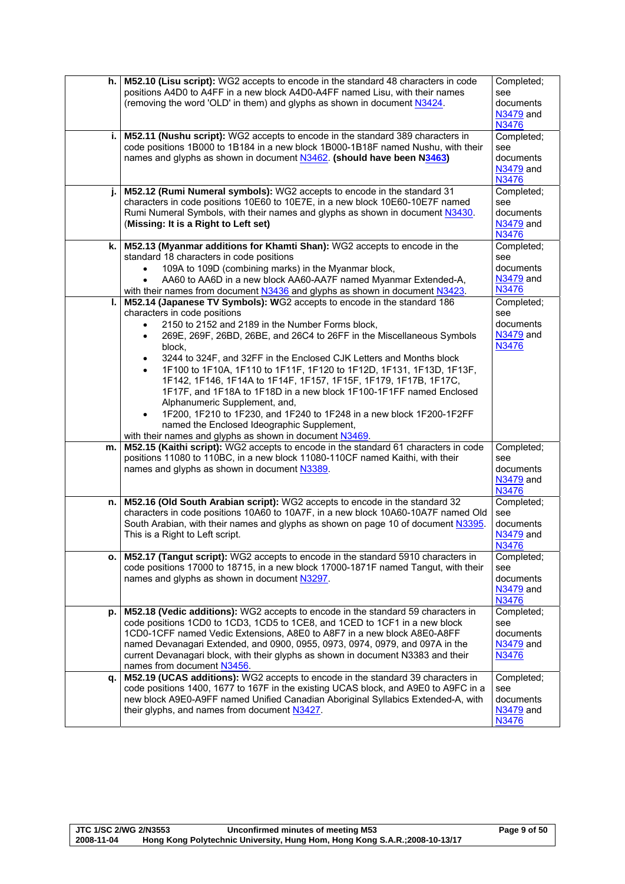| | | |
|---|---|---|
| **h.** | **M52.10 (Lisu script):** WG2 accepts to encode in the standard 48 characters in code positions A4D0 to A4FF in a new block A4D0-A4FF named Lisu, with their names (removing the word 'OLD' in them) and glyphs as shown in document N3424. | Completed; see documents N3479 and N3476 |
| **i.** | **M52.11 (Nushu script):** WG2 accepts to encode in the standard 389 characters in code positions 1B000 to 1B184 in a new block 1B000-1B18F named Nushu, with their names and glyphs as shown in document N3462. **(should have been N3463)** | Completed; see documents N3479 and N3476 |
| **j.** | **M52.12 (Rumi Numeral symbols):** WG2 accepts to encode in the standard 31 characters in code positions 10E60 to 10E7E, in a new block 10E60-10E7F named Rumi Numeral Symbols, with their names and glyphs as shown in document N3430. (**Missing: It is a Right to Left set)** | Completed; see documents N3479 and N3476 |
| **k.** | **M52.13 (Myanmar additions for Khamti Shan):** WG2 accepts to encode in the standard 18 characters in code positions<br>• 109A to 109D (combining marks) in the Myanmar block,<br>• AA60 to AA6D in a new block AA60-AA7F named Myanmar Extended-A,<br>with their names from document N3436 and glyphs as shown in document N3423. | Completed; see documents N3479 and N3476 |
| **l.** | **M52.14 (Japanese TV Symbols): W**G2 accepts to encode in the standard 186 characters in code positions<br>• 2150 to 2152 and 2189 in the Number Forms block,<br>• 269E, 269F, 26BD, 26BE, and 26C4 to 26FF in the Miscellaneous Symbols block,<br>• 3244 to 324F, and 32FF in the Enclosed CJK Letters and Months block<br>• 1F100 to 1F10A, 1F110 to 1F11F, 1F120 to 1F12D, 1F131, 1F13D, 1F13F, 1F142, 1F146, 1F14A to 1F14F, 1F157, 1F15F, 1F179, 1F17B, 1F17C, 1F17F, and 1F18A to 1F18D in a new block 1F100-1F1FF named Enclosed Alphanumeric Supplement, and,<br>• 1F200, 1F210 to 1F230, and 1F240 to 1F248 in a new block 1F200-1F2FF named the Enclosed Ideographic Supplement,<br>with their names and glyphs as shown in document N3469. | Completed; see documents N3479 and N3476 |
| **m.** | **M52.15 (Kaithi script):** WG2 accepts to encode in the standard 61 characters in code positions 11080 to 110BC, in a new block 11080-110CF named Kaithi, with their names and glyphs as shown in document N3389. | Completed; see documents N3479 and N3476 |
| **n.** | **M52.16 (Old South Arabian script):** WG2 accepts to encode in the standard 32 characters in code positions 10A60 to 10A7F, in a new block 10A60-10A7F named Old South Arabian, with their names and glyphs as shown on page 10 of document N3395. This is a Right to Left script. | Completed; see documents N3479 and N3476 |
| **o.** | **M52.17 (Tangut script):** WG2 accepts to encode in the standard 5910 characters in code positions 17000 to 18715, in a new block 17000-1871F named Tangut, with their names and glyphs as shown in document N3297. | Completed; see documents N3479 and N3476 |
| **p.** | **M52.18 (Vedic additions):** WG2 accepts to encode in the standard 59 characters in code positions 1CD0 to 1CD3, 1CD5 to 1CE8, and 1CED to 1CF1 in a new block 1CD0-1CFF named Vedic Extensions, A8E0 to A8F7 in a new block A8E0-A8FF named Devanagari Extended, and 0900, 0955, 0973, 0974, 0979, and 097A in the current Devanagari block, with their glyphs as shown in document N3383 and their names from document N3456. | Completed; see documents N3479 and N3476 |
| **q.** | **M52.19 (UCAS additions):** WG2 accepts to encode in the standard 39 characters in code positions 1400, 1677 to 167F in the existing UCAS block, and A9E0 to A9FC in a new block A9E0-A9FF named Unified Canadian Aboriginal Syllabics Extended-A, with their glyphs, and names from document N3427. | Completed; see documents N3479 and N3476 |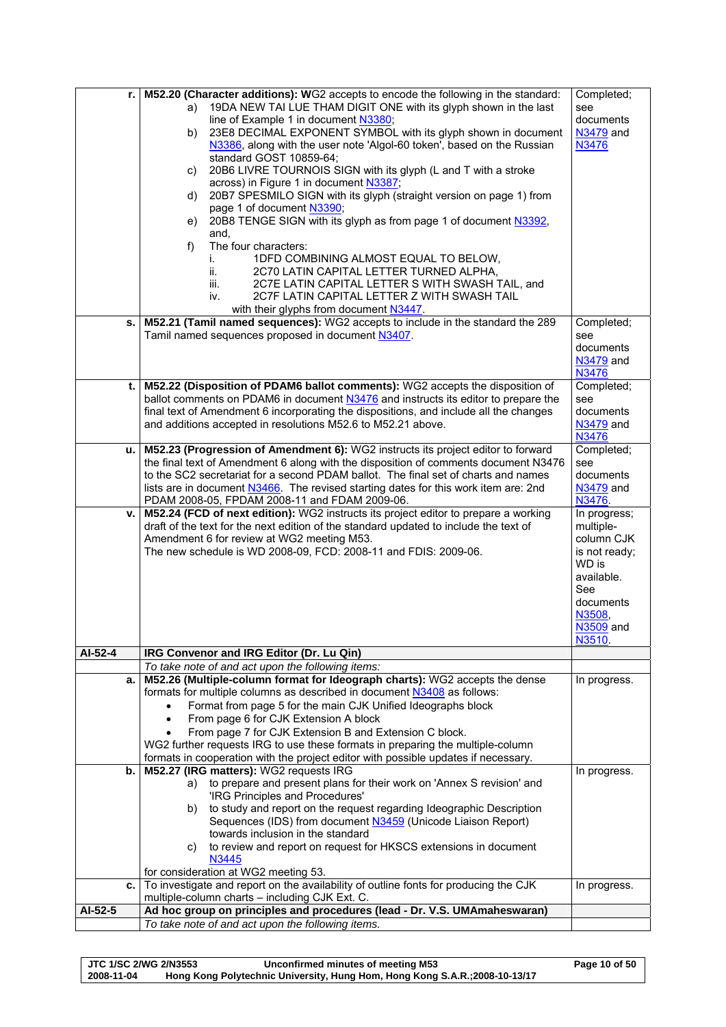| | | |
|---|---|---|
| **r.** | **M52.20 (Character additions): W**G2 accepts to encode the following in the standard:<br>a) 19DA NEW TAI LUE THAM DIGIT ONE with its glyph shown in the last line of Example 1 in document N3380;<br>b) 23E8 DECIMAL EXPONENT SYMBOL with its glyph shown in document N3386, along with the user note 'Algol-60 token', based on the Russian standard GOST 10859-64;<br>c) 20B6 LIVRE TOURNOIS SIGN with its glyph (L and T with a stroke across) in Figure 1 in document N3387;<br>d) 20B7 SPESMILO SIGN with its glyph (straight version on page 1) from page 1 of document N3390;<br>e) 20B8 TENGE SIGN with its glyph as from page 1 of document N3392, and,<br>f) The four characters:<br>i. 1DFD COMBINING ALMOST EQUAL TO BELOW,<br>ii. 2C70 LATIN CAPITAL LETTER TURNED ALPHA,<br>iii. 2C7E LATIN CAPITAL LETTER S WITH SWASH TAIL, and<br>iv. 2C7F LATIN CAPITAL LETTER Z WITH SWASH TAIL<br>with their glyphs from document N3447. | Completed; see documents N3479 and N3476 |
| **s.** | **M52.21 (Tamil named sequences):** WG2 accepts to include in the standard the 289 Tamil named sequences proposed in document N3407. | Completed; see documents N3479 and N3476 |
| **t.** | **M52.22 (Disposition of PDAM6 ballot comments):** WG2 accepts the disposition of ballot comments on PDAM6 in document N3476 and instructs its editor to prepare the final text of Amendment 6 incorporating the dispositions, and include all the changes and additions accepted in resolutions M52.6 to M52.21 above. | Completed; see documents N3479 and N3476 |
| **u.** | **M52.23 (Progression of Amendment 6):** WG2 instructs its project editor to forward the final text of Amendment 6 along with the disposition of comments document N3476 to the SC2 secretariat for a second PDAM ballot. The final set of charts and names lists are in document N3466. The revised starting dates for this work item are: 2nd PDAM 2008-05, FPDAM 2008-11 and FDAM 2009-06. | Completed; see documents N3479 and N3476. |
| **v.** | **M52.24 (FCD of next edition):** WG2 instructs its project editor to prepare a working draft of the text for the next edition of the standard updated to include the text of Amendment 6 for review at WG2 meeting M53.<br>The new schedule is WD 2008-09, FCD: 2008-11 and FDIS: 2009-06. | In progress; multiple-column CJK is not ready; WD is available. See documents N3508, N3509 and N3510. |
| **AI-52-4** | **IRG Convenor and IRG Editor (Dr. Lu Qin)** | |
| | *To take note of and act upon the following items:* | |
| **a.** | **M52.26 (Multiple-column format for Ideograph charts):** WG2 accepts the dense formats for multiple columns as described in document N3408 as follows:<br>• Format from page 5 for the main CJK Unified Ideographs block<br>• From page 6 for CJK Extension A block<br>• From page 7 for CJK Extension B and Extension C block.<br>WG2 further requests IRG to use these formats in preparing the multiple-column formats in cooperation with the project editor with possible updates if necessary. | In progress. |
| **b.** | **M52.27 (IRG matters):** WG2 requests IRG<br>a) to prepare and present plans for their work on 'Annex S revision' and 'IRG Principles and Procedures'<br>b) to study and report on the request regarding Ideographic Description Sequences (IDS) from document N3459 (Unicode Liaison Report) towards inclusion in the standard<br>c) to review and report on request for HKSCS extensions in document N3445<br>for consideration at WG2 meeting 53. | In progress. |
| **c.** | To investigate and report on the availability of outline fonts for producing the CJK multiple-column charts – including CJK Ext. C. | In progress. |
| **AI-52-5** | **Ad hoc group on principles and procedures (lead - Dr. V.S. UMAmaheswaran)** | |
| | *To take note of and act upon the following items.* | |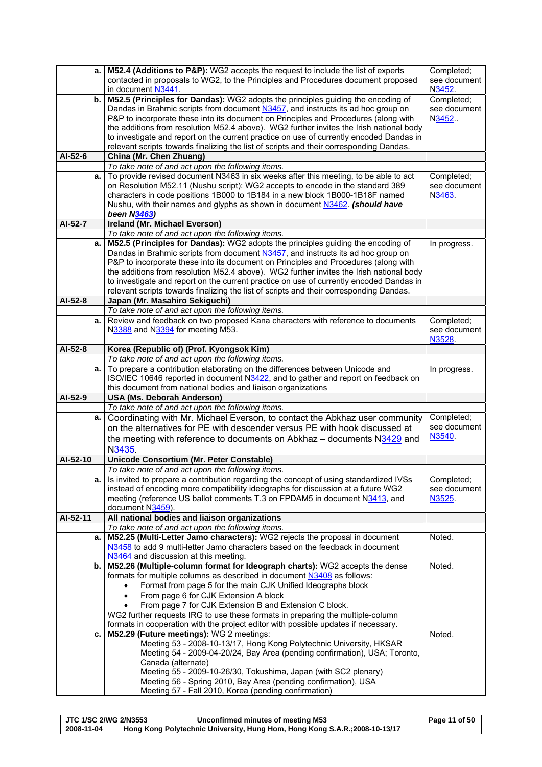| | | |
|---|---|---|
| a. | **M52.4 (Additions to P&P):** WG2 accepts the request to include the list of experts contacted in proposals to WG2, to the Principles and Procedures document proposed in document N3441. | Completed; see document N3452. |
| b. | **M52.5 (Principles for Dandas):** WG2 adopts the principles guiding the encoding of Dandas in Brahmic scripts from document N3457, and instructs its ad hoc group on P&P to incorporate these into its document on Principles and Procedures (along with the additions from resolution M52.4 above). WG2 further invites the Irish national body to investigate and report on the current practice on use of currently encoded Dandas in relevant scripts towards finalizing the list of scripts and their corresponding Dandas. | Completed; see document N3452.. |
| **AI-52-6** | **China (Mr. Chen Zhuang)** | |
| | *To take note of and act upon the following items.* | |
| a. | To provide revised document N3463 in six weeks after this meeting, to be able to act on Resolution M52.11 (Nushu script): WG2 accepts to encode in the standard 389 characters in code positions 1B000 to 1B184 in a new block 1B000-1B18F named Nushu, with their names and glyphs as shown in document N3462. ***(should have been N3463)*** | Completed; see document N3463. |
| **AI-52-7** | **Ireland (Mr. Michael Everson)** | |
| | *To take note of and act upon the following items.* | |
| a. | **M52.5 (Principles for Dandas):** WG2 adopts the principles guiding the encoding of Dandas in Brahmic scripts from document N3457, and instructs its ad hoc group on P&P to incorporate these into its document on Principles and Procedures (along with the additions from resolution M52.4 above). WG2 further invites the Irish national body to investigate and report on the current practice on use of currently encoded Dandas in relevant scripts towards finalizing the list of scripts and their corresponding Dandas. | In progress. |
| **AI-52-8** | **Japan (Mr. Masahiro Sekiguchi)** | |
| | *To take note of and act upon the following items.* | |
| a. | Review and feedback on two proposed Kana characters with reference to documents N3388 and N3394 for meeting M53. | Completed; see document N3528. |
| **AI-52-8** | **Korea (Republic of) (Prof. Kyongsok Kim)** | |
| | *To take note of and act upon the following items.* | |
| a. | To prepare a contribution elaborating on the differences between Unicode and ISO/IEC 10646 reported in document N3422, and to gather and report on feedback on this document from national bodies and liaison organizations | In progress. |
| **AI-52-9** | **USA (Ms. Deborah Anderson)** | |
| | *To take note of and act upon the following items.* | |
| a. | Coordinating with Mr. Michael Everson, to contact the Abkhaz user community on the alternatives for PE with descender versus PE with hook discussed at the meeting with reference to documents on Abkhaz – documents N3429 and N3435. | Completed; see document N3540. |
| **AI-52-10** | **Unicode Consortium (Mr. Peter Constable)** | |
| | *To take note of and act upon the following items.* | |
| a. | Is invited to prepare a contribution regarding the concept of using standardized IVSs instead of encoding more compatibility ideographs for discussion at a future WG2 meeting (reference US ballot comments T.3 on FPDAM5 in document N3413, and document N3459). | Completed; see document N3525. |
| **AI-52-11** | **All national bodies and liaison organizations** | |
| | *To take note of and act upon the following items.* | |
| a. | **M52.25 (Multi-Letter Jamo characters):** WG2 rejects the proposal in document N3458 to add 9 multi-letter Jamo characters based on the feedback in document N3464 and discussion at this meeting. | Noted. |
| b. | **M52.26 (Multiple-column format for Ideograph charts):** WG2 accepts the dense formats for multiple columns as described in document N3408 as follows:<br>• Format from page 5 for the main CJK Unified Ideographs block<br>• From page 6 for CJK Extension A block<br>• From page 7 for CJK Extension B and Extension C block.<br>WG2 further requests IRG to use these formats in preparing the multiple-column formats in cooperation with the project editor with possible updates if necessary. | Noted. |
| c. | **M52.29 (Future meetings):** WG 2 meetings:<br>Meeting 53 - 2008-10-13/17, Hong Kong Polytechnic University, HKSAR<br>Meeting 54 - 2009-04-20/24, Bay Area (pending confirmation), USA; Toronto, Canada (alternate)<br>Meeting 55 - 2009-10-26/30, Tokushima, Japan (with SC2 plenary)<br>Meeting 56 - Spring 2010, Bay Area (pending confirmation), USA<br>Meeting 57 - Fall 2010, Korea (pending confirmation) | Noted. |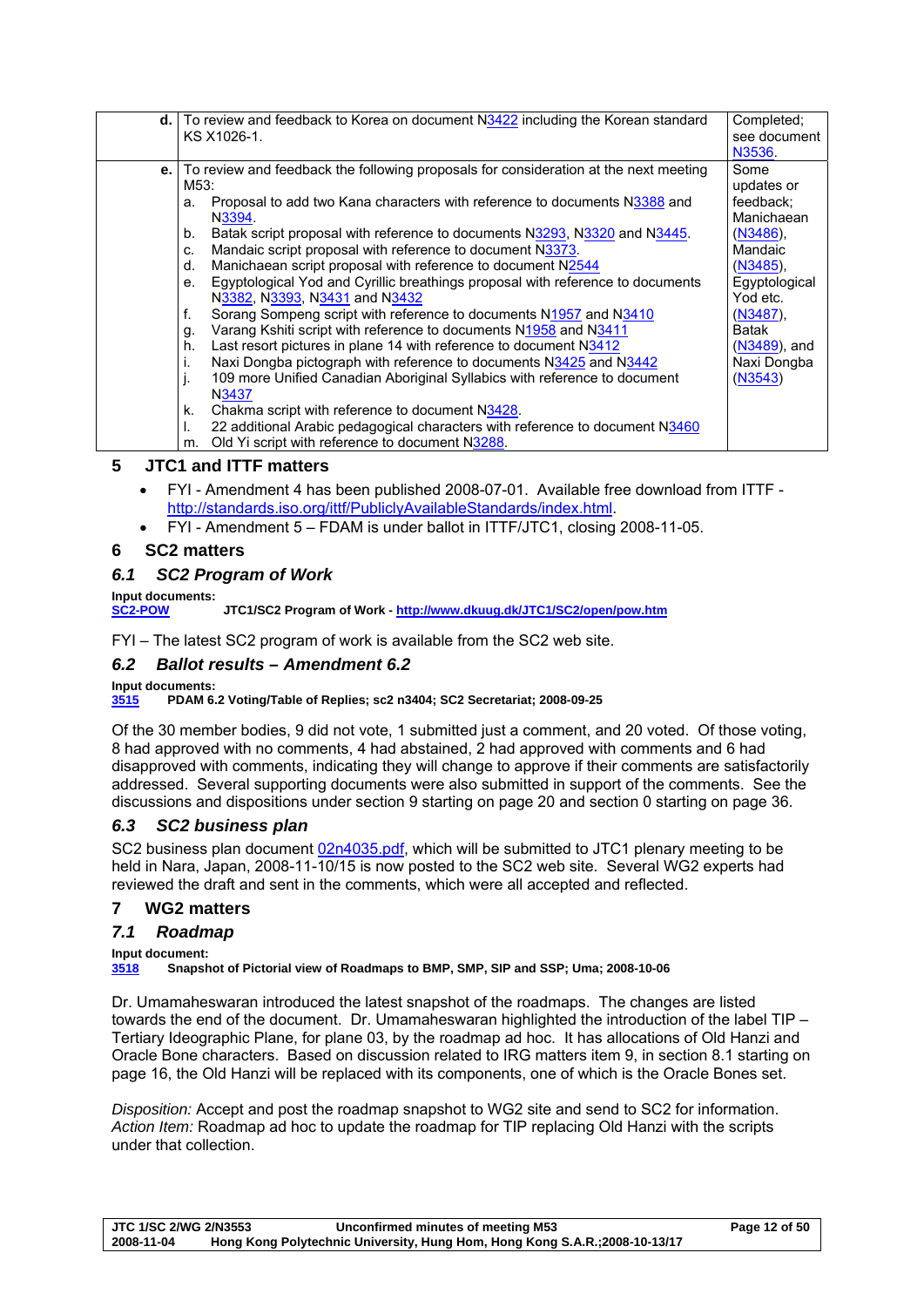| | | |
|---|---|---|
| **d.** | To review and feedback to Korea on document N3422 including the Korean standard KS X1026-1. | Completed; see document N3536. |
| **e.** | To review and feedback the following proposals for consideration at the next meeting M53:<br>a. Proposal to add two Kana characters with reference to documents N3388 and N3394.<br>b. Batak script proposal with reference to documents N3293, N3320 and N3445.<br>c. Mandaic script proposal with reference to document N3373.<br>d. Manichaean script proposal with reference to document N2544<br>e. Egyptological Yod and Cyrillic breathings proposal with reference to documents N3382, N3393, N3431 and N3432<br>f. Sorang Sompeng script with reference to documents N1957 and N3410<br>g. Varang Kshiti script with reference to documents N1958 and N3411<br>h. Last resort pictures in plane 14 with reference to document N3412<br>i. Naxi Dongba pictograph with reference to documents N3425 and N3442<br>j. 109 more Unified Canadian Aboriginal Syllabics with reference to document N3437<br>k. Chakma script with reference to document N3428.<br>l. 22 additional Arabic pedagogical characters with reference to document N3460<br>m. Old Yi script with reference to document N3288. | Some updates or feedback; Manichaean (N3486), Mandaic (N3485), Egyptological Yod etc. (N3487), Batak (N3489), and Naxi Dongba (N3543) |

## 5 JTC1 and ITTF matters

- FYI - Amendment 4 has been published 2008-07-01. Available free download from ITTF - http://standards.iso.org/ittf/PubliclyAvailableStandards/index.html.
- FYI - Amendment 5 – FDAM is under ballot in ITTF/JTC1, closing 2008-11-05.

## 6 SC2 matters

### *6.1 SC2 Program of Work*

**Input documents:**
**SC2-POW** **JTC1/SC2 Program of Work - http://www.dkuug.dk/JTC1/SC2/open/pow.htm**

FYI – The latest SC2 program of work is available from the SC2 web site.

### *6.2 Ballot results – Amendment 6.2*

**Input documents:**
**3515** **PDAM 6.2 Voting/Table of Replies; sc2 n3404; SC2 Secretariat; 2008-09-25**

Of the 30 member bodies, 9 did not vote, 1 submitted just a comment, and 20 voted. Of those voting, 8 had approved with no comments, 4 had abstained, 2 had approved with comments and 6 had disapproved with comments, indicating they will change to approve if their comments are satisfactorily addressed. Several supporting documents were also submitted in support of the comments. See the discussions and dispositions under section 9 starting on page 20 and section 0 starting on page 36.

### *6.3 SC2 business plan*

SC2 business plan document 02n4035.pdf, which will be submitted to JTC1 plenary meeting to be held in Nara, Japan, 2008-11-10/15 is now posted to the SC2 web site. Several WG2 experts had reviewed the draft and sent in the comments, which were all accepted and reflected.

## 7 WG2 matters

### *7.1 Roadmap*

**Input document:**
**3518** **Snapshot of Pictorial view of Roadmaps to BMP, SMP, SIP and SSP; Uma; 2008-10-06**

Dr. Umamaheswaran introduced the latest snapshot of the roadmaps. The changes are listed towards the end of the document. Dr. Umamaheswaran highlighted the introduction of the label TIP – Tertiary Ideographic Plane, for plane 03, by the roadmap ad hoc. It has allocations of Old Hanzi and Oracle Bone characters. Based on discussion related to IRG matters item 9, in section 8.1 starting on page 16, the Old Hanzi will be replaced with its components, one of which is the Oracle Bones set.

*Disposition:* Accept and post the roadmap snapshot to WG2 site and send to SC2 for information.
*Action Item:* Roadmap ad hoc to update the roadmap for TIP replacing Old Hanzi with the scripts under that collection.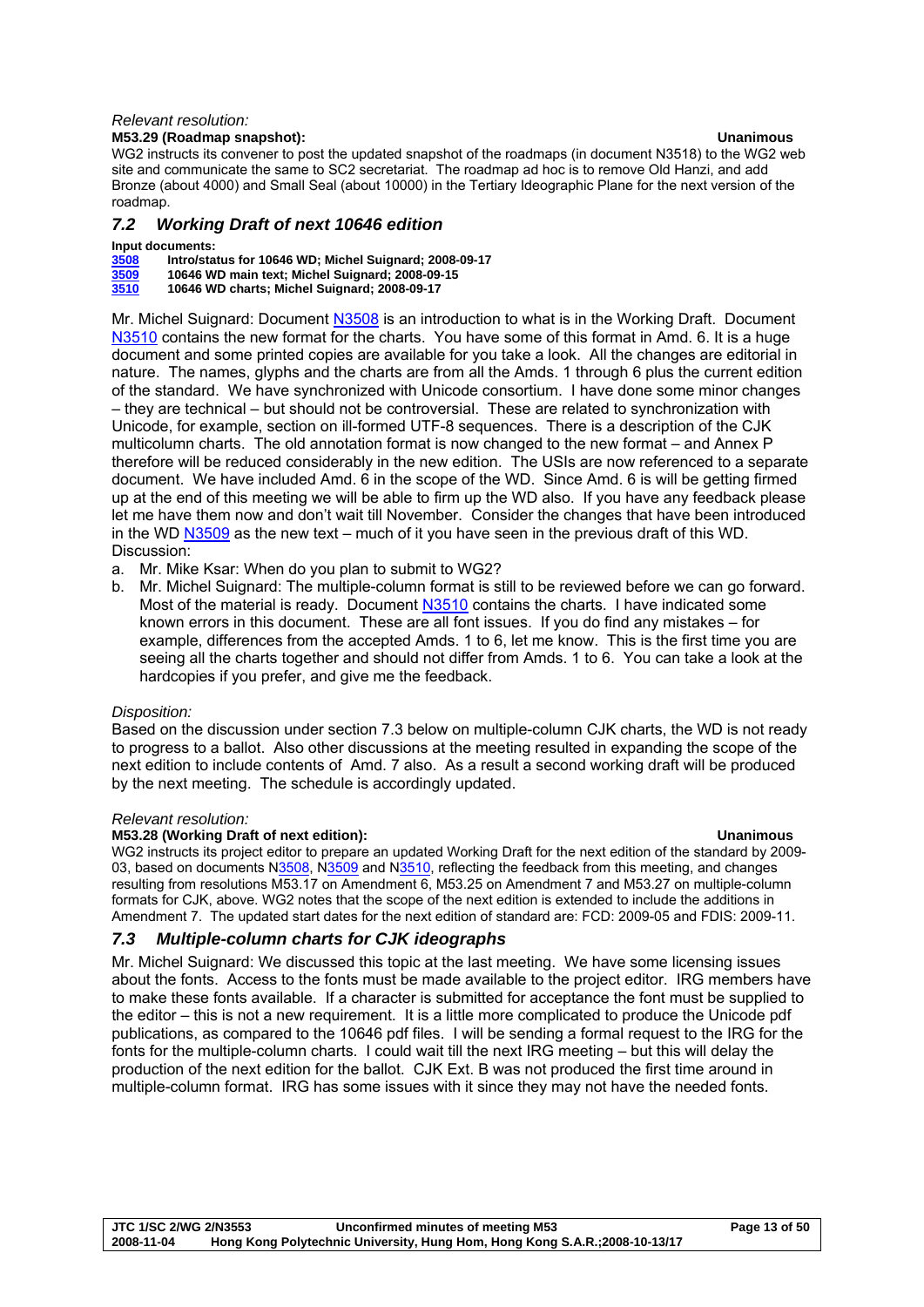*Relevant resolution:*

**M53.29 (Roadmap snapshot): Unanimous**

WG2 instructs its convener to post the updated snapshot of the roadmaps (in document N3518) to the WG2 web site and communicate the same to SC2 secretariat. The roadmap ad hoc is to remove Old Hanzi, and add Bronze (about 4000) and Small Seal (about 10000) in the Tertiary Ideographic Plane for the next version of the roadmap.

## *7.2 Working Draft of next 10646 edition*

**Input documents:**

**3508 Intro/status for 10646 WD; Michel Suignard; 2008-09-17**
**3509 10646 WD main text; Michel Suignard; 2008-09-15**
**3510 10646 WD charts; Michel Suignard; 2008-09-17**

Mr. Michel Suignard: Document N3508 is an introduction to what is in the Working Draft. Document N3510 contains the new format for the charts. You have some of this format in Amd. 6. It is a huge document and some printed copies are available for you take a look. All the changes are editorial in nature. The names, glyphs and the charts are from all the Amds. 1 through 6 plus the current edition of the standard. We have synchronized with Unicode consortium. I have done some minor changes – they are technical – but should not be controversial. These are related to synchronization with Unicode, for example, section on ill-formed UTF-8 sequences. There is a description of the CJK multicolumn charts. The old annotation format is now changed to the new format – and Annex P therefore will be reduced considerably in the new edition. The USIs are now referenced to a separate document. We have included Amd. 6 in the scope of the WD. Since Amd. 6 is will be getting firmed up at the end of this meeting we will be able to firm up the WD also. If you have any feedback please let me have them now and don't wait till November. Consider the changes that have been introduced in the WD N3509 as the new text – much of it you have seen in the previous draft of this WD.

Discussion:

a. Mr. Mike Ksar: When do you plan to submit to WG2?
b. Mr. Michel Suignard: The multiple-column format is still to be reviewed before we can go forward. Most of the material is ready. Document N3510 contains the charts. I have indicated some known errors in this document. These are all font issues. If you do find any mistakes – for example, differences from the accepted Amds. 1 to 6, let me know. This is the first time you are seeing all the charts together and should not differ from Amds. 1 to 6. You can take a look at the hardcopies if you prefer, and give me the feedback.

*Disposition:*

Based on the discussion under section 7.3 below on multiple-column CJK charts, the WD is not ready to progress to a ballot. Also other discussions at the meeting resulted in expanding the scope of the next edition to include contents of Amd. 7 also. As a result a second working draft will be produced by the next meeting. The schedule is accordingly updated.

*Relevant resolution:*

**M53.28 (Working Draft of next edition): Unanimous**

WG2 instructs its project editor to prepare an updated Working Draft for the next edition of the standard by 2009-03, based on documents N3508, N3509 and N3510, reflecting the feedback from this meeting, and changes resulting from resolutions M53.17 on Amendment 6, M53.25 on Amendment 7 and M53.27 on multiple-column formats for CJK, above. WG2 notes that the scope of the next edition is extended to include the additions in Amendment 7. The updated start dates for the next edition of standard are: FCD: 2009-05 and FDIS: 2009-11.

## *7.3 Multiple-column charts for CJK ideographs*

Mr. Michel Suignard: We discussed this topic at the last meeting. We have some licensing issues about the fonts. Access to the fonts must be made available to the project editor. IRG members have to make these fonts available. If a character is submitted for acceptance the font must be supplied to the editor – this is not a new requirement. It is a little more complicated to produce the Unicode pdf publications, as compared to the 10646 pdf files. I will be sending a formal request to the IRG for the fonts for the multiple-column charts. I could wait till the next IRG meeting – but this will delay the production of the next edition for the ballot. CJK Ext. B was not produced the first time around in multiple-column format. IRG has some issues with it since they may not have the needed fonts.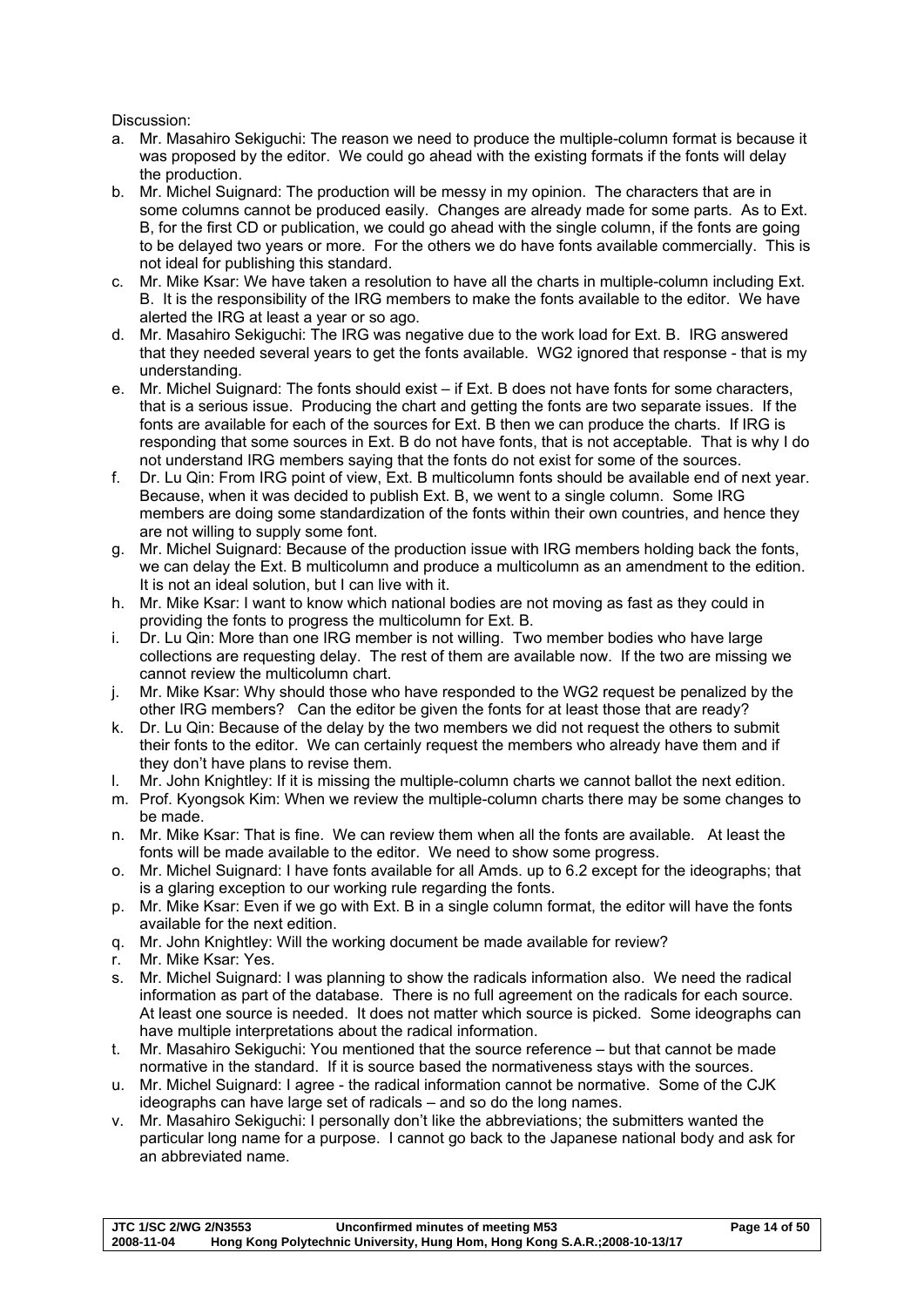Discussion:

a. Mr. Masahiro Sekiguchi: The reason we need to produce the multiple-column format is because it was proposed by the editor. We could go ahead with the existing formats if the fonts will delay the production.
b. Mr. Michel Suignard: The production will be messy in my opinion. The characters that are in some columns cannot be produced easily. Changes are already made for some parts. As to Ext. B, for the first CD or publication, we could go ahead with the single column, if the fonts are going to be delayed two years or more. For the others we do have fonts available commercially. This is not ideal for publishing this standard.
c. Mr. Mike Ksar: We have taken a resolution to have all the charts in multiple-column including Ext. B. It is the responsibility of the IRG members to make the fonts available to the editor. We have alerted the IRG at least a year or so ago.
d. Mr. Masahiro Sekiguchi: The IRG was negative due to the work load for Ext. B. IRG answered that they needed several years to get the fonts available. WG2 ignored that response - that is my understanding.
e. Mr. Michel Suignard: The fonts should exist – if Ext. B does not have fonts for some characters, that is a serious issue. Producing the chart and getting the fonts are two separate issues. If the fonts are available for each of the sources for Ext. B then we can produce the charts. If IRG is responding that some sources in Ext. B do not have fonts, that is not acceptable. That is why I do not understand IRG members saying that the fonts do not exist for some of the sources.
f. Dr. Lu Qin: From IRG point of view, Ext. B multicolumn fonts should be available end of next year. Because, when it was decided to publish Ext. B, we went to a single column. Some IRG members are doing some standardization of the fonts within their own countries, and hence they are not willing to supply some font.
g. Mr. Michel Suignard: Because of the production issue with IRG members holding back the fonts, we can delay the Ext. B multicolumn and produce a multicolumn as an amendment to the edition. It is not an ideal solution, but I can live with it.
h. Mr. Mike Ksar: I want to know which national bodies are not moving as fast as they could in providing the fonts to progress the multicolumn for Ext. B.
i. Dr. Lu Qin: More than one IRG member is not willing. Two member bodies who have large collections are requesting delay. The rest of them are available now. If the two are missing we cannot review the multicolumn chart.
j. Mr. Mike Ksar: Why should those who have responded to the WG2 request be penalized by the other IRG members? Can the editor be given the fonts for at least those that are ready?
k. Dr. Lu Qin: Because of the delay by the two members we did not request the others to submit their fonts to the editor. We can certainly request the members who already have them and if they don't have plans to revise them.
l. Mr. John Knightley: If it is missing the multiple-column charts we cannot ballot the next edition.
m. Prof. Kyongsok Kim: When we review the multiple-column charts there may be some changes to be made.
n. Mr. Mike Ksar: That is fine. We can review them when all the fonts are available. At least the fonts will be made available to the editor. We need to show some progress.
o. Mr. Michel Suignard: I have fonts available for all Amds. up to 6.2 except for the ideographs; that is a glaring exception to our working rule regarding the fonts.
p. Mr. Mike Ksar: Even if we go with Ext. B in a single column format, the editor will have the fonts available for the next edition.
q. Mr. John Knightley: Will the working document be made available for review?
r. Mr. Mike Ksar: Yes.
s. Mr. Michel Suignard: I was planning to show the radicals information also. We need the radical information as part of the database. There is no full agreement on the radicals for each source. At least one source is needed. It does not matter which source is picked. Some ideographs can have multiple interpretations about the radical information.
t. Mr. Masahiro Sekiguchi: You mentioned that the source reference – but that cannot be made normative in the standard. If it is source based the normativeness stays with the sources.
u. Mr. Michel Suignard: I agree - the radical information cannot be normative. Some of the CJK ideographs can have large set of radicals – and so do the long names.
v. Mr. Masahiro Sekiguchi: I personally don't like the abbreviations; the submitters wanted the particular long name for a purpose. I cannot go back to the Japanese national body and ask for an abbreviated name.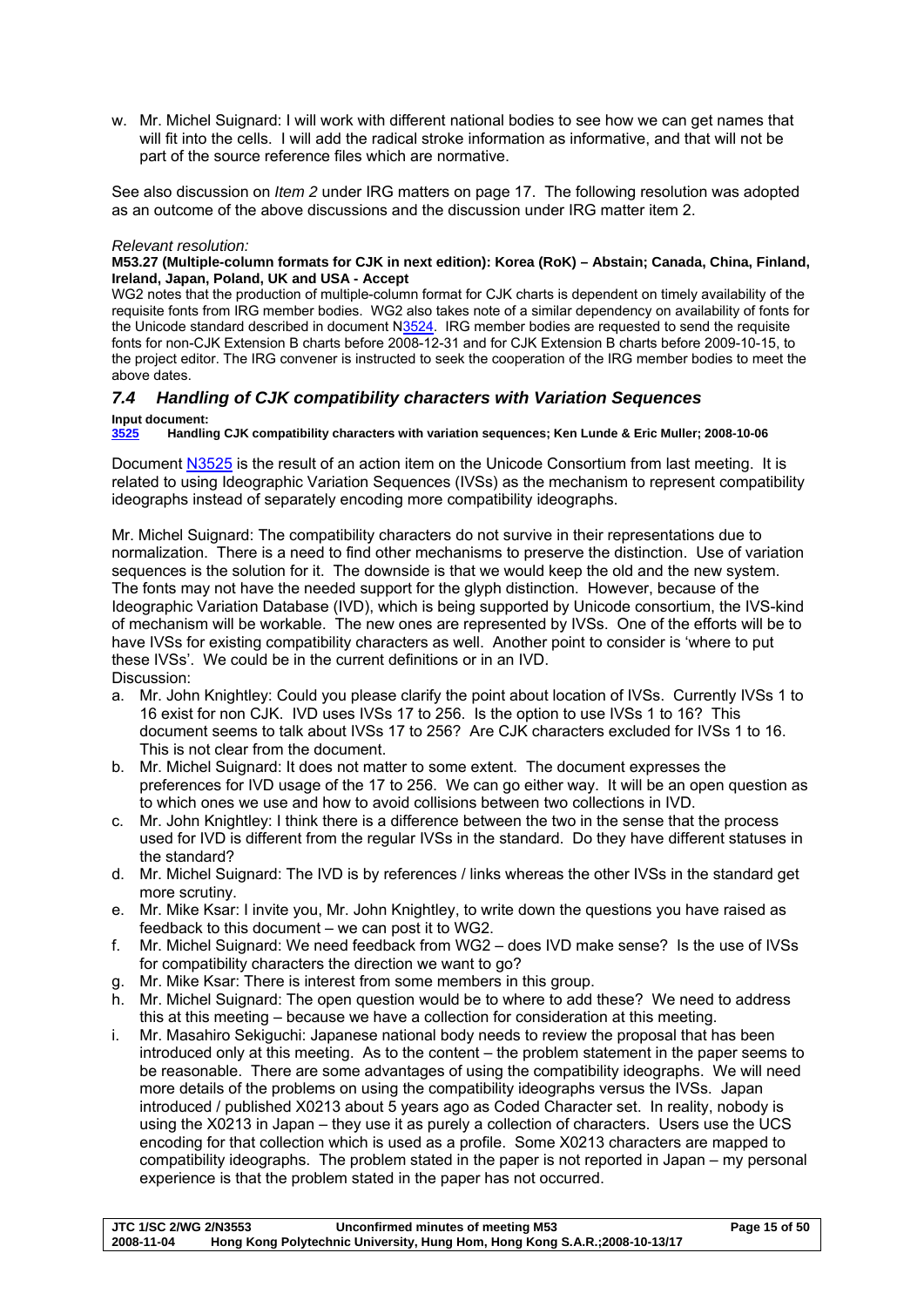w. Mr. Michel Suignard: I will work with different national bodies to see how we can get names that will fit into the cells. I will add the radical stroke information as informative, and that will not be part of the source reference files which are normative.

See also discussion on *Item 2* under IRG matters on page 17. The following resolution was adopted as an outcome of the above discussions and the discussion under IRG matter item 2.

*Relevant resolution:*

**M53.27 (Multiple-column formats for CJK in next edition): Korea (RoK) – Abstain; Canada, China, Finland, Ireland, Japan, Poland, UK and USA - Accept**

WG2 notes that the production of multiple-column format for CJK charts is dependent on timely availability of the requisite fonts from IRG member bodies. WG2 also takes note of a similar dependency on availability of fonts for the Unicode standard described in document N3524. IRG member bodies are requested to send the requisite fonts for non-CJK Extension B charts before 2008-12-31 and for CJK Extension B charts before 2009-10-15, to the project editor. The IRG convener is instructed to seek the cooperation of the IRG member bodies to meet the above dates.

## *7.4 Handling of CJK compatibility characters with Variation Sequences*

**Input document:**

**3525 Handling CJK compatibility characters with variation sequences; Ken Lunde & Eric Muller; 2008-10-06**

Document N3525 is the result of an action item on the Unicode Consortium from last meeting. It is related to using Ideographic Variation Sequences (IVSs) as the mechanism to represent compatibility ideographs instead of separately encoding more compatibility ideographs.

Mr. Michel Suignard: The compatibility characters do not survive in their representations due to normalization. There is a need to find other mechanisms to preserve the distinction. Use of variation sequences is the solution for it. The downside is that we would keep the old and the new system. The fonts may not have the needed support for the glyph distinction. However, because of the Ideographic Variation Database (IVD), which is being supported by Unicode consortium, the IVS-kind of mechanism will be workable. The new ones are represented by IVSs. One of the efforts will be to have IVSs for existing compatibility characters as well. Another point to consider is 'where to put these IVSs'. We could be in the current definitions or in an IVD.

Discussion:

a. Mr. John Knightley: Could you please clarify the point about location of IVSs. Currently IVSs 1 to 16 exist for non CJK. IVD uses IVSs 17 to 256. Is the option to use IVSs 1 to 16? This document seems to talk about IVSs 17 to 256? Are CJK characters excluded for IVSs 1 to 16. This is not clear from the document.
b. Mr. Michel Suignard: It does not matter to some extent. The document expresses the preferences for IVD usage of the 17 to 256. We can go either way. It will be an open question as to which ones we use and how to avoid collisions between two collections in IVD.
c. Mr. John Knightley: I think there is a difference between the two in the sense that the process used for IVD is different from the regular IVSs in the standard. Do they have different statuses in the standard?
d. Mr. Michel Suignard: The IVD is by references / links whereas the other IVSs in the standard get more scrutiny.
e. Mr. Mike Ksar: I invite you, Mr. John Knightley, to write down the questions you have raised as feedback to this document – we can post it to WG2.
f. Mr. Michel Suignard: We need feedback from WG2 – does IVD make sense? Is the use of IVSs for compatibility characters the direction we want to go?
g. Mr. Mike Ksar: There is interest from some members in this group.
h. Mr. Michel Suignard: The open question would be to where to add these? We need to address this at this meeting – because we have a collection for consideration at this meeting.
i. Mr. Masahiro Sekiguchi: Japanese national body needs to review the proposal that has been introduced only at this meeting. As to the content – the problem statement in the paper seems to be reasonable. There are some advantages of using the compatibility ideographs. We will need more details of the problems on using the compatibility ideographs versus the IVSs. Japan introduced / published X0213 about 5 years ago as Coded Character set. In reality, nobody is using the X0213 in Japan – they use it as purely a collection of characters. Users use the UCS encoding for that collection which is used as a profile. Some X0213 characters are mapped to compatibility ideographs. The problem stated in the paper is not reported in Japan – my personal experience is that the problem stated in the paper has not occurred.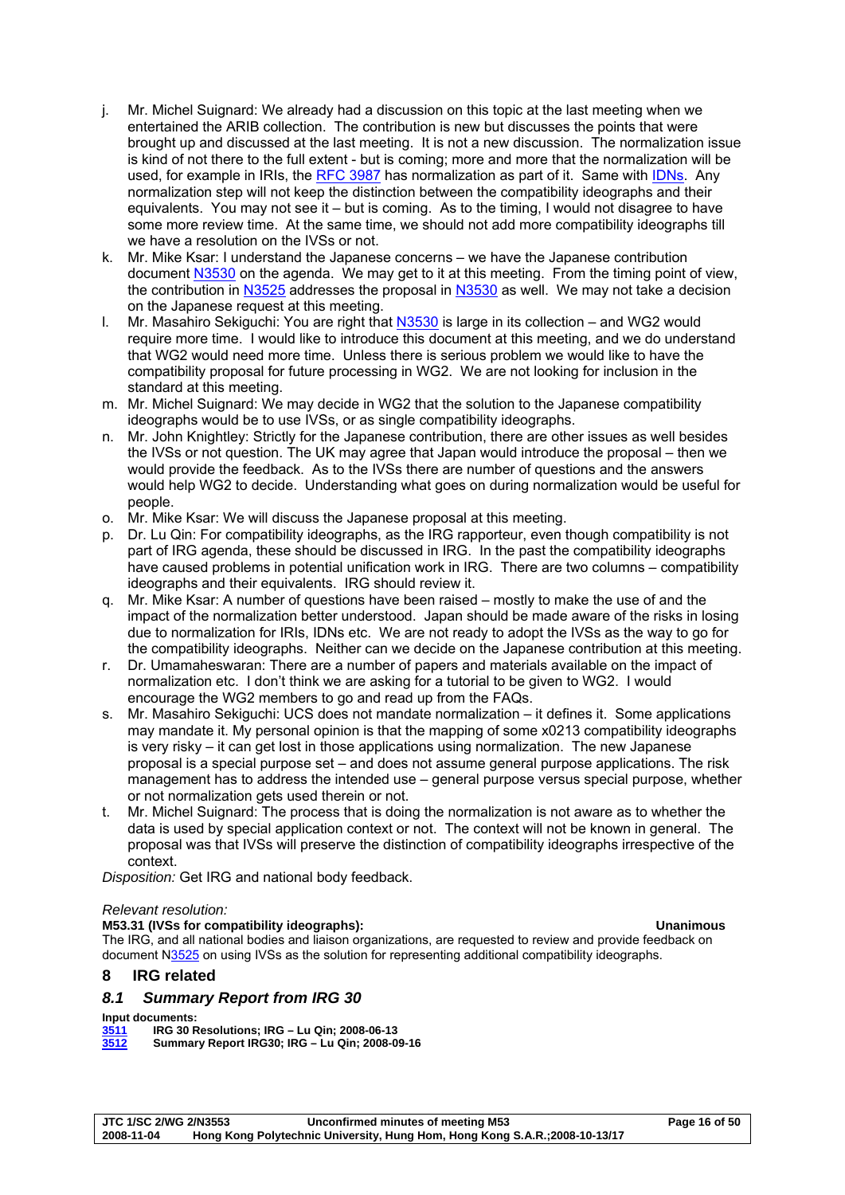j. Mr. Michel Suignard: We already had a discussion on this topic at the last meeting when we entertained the ARIB collection. The contribution is new but discusses the points that were brought up and discussed at the last meeting. It is not a new discussion. The normalization issue is kind of not there to the full extent - but is coming; more and more that the normalization will be used, for example in IRIs, the RFC 3987 has normalization as part of it. Same with IDNs. Any normalization step will not keep the distinction between the compatibility ideographs and their equivalents. You may not see it – but is coming. As to the timing, I would not disagree to have some more review time. At the same time, we should not add more compatibility ideographs till we have a resolution on the IVSs or not.
k. Mr. Mike Ksar: I understand the Japanese concerns – we have the Japanese contribution document N3530 on the agenda. We may get to it at this meeting. From the timing point of view, the contribution in N3525 addresses the proposal in N3530 as well. We may not take a decision on the Japanese request at this meeting.
l. Mr. Masahiro Sekiguchi: You are right that N3530 is large in its collection – and WG2 would require more time. I would like to introduce this document at this meeting, and we do understand that WG2 would need more time. Unless there is serious problem we would like to have the compatibility proposal for future processing in WG2. We are not looking for inclusion in the standard at this meeting.
m. Mr. Michel Suignard: We may decide in WG2 that the solution to the Japanese compatibility ideographs would be to use IVSs, or as single compatibility ideographs.
n. Mr. John Knightley: Strictly for the Japanese contribution, there are other issues as well besides the IVSs or not question. The UK may agree that Japan would introduce the proposal – then we would provide the feedback. As to the IVSs there are number of questions and the answers would help WG2 to decide. Understanding what goes on during normalization would be useful for people.
o. Mr. Mike Ksar: We will discuss the Japanese proposal at this meeting.
p. Dr. Lu Qin: For compatibility ideographs, as the IRG rapporteur, even though compatibility is not part of IRG agenda, these should be discussed in IRG. In the past the compatibility ideographs have caused problems in potential unification work in IRG. There are two columns – compatibility ideographs and their equivalents. IRG should review it.
q. Mr. Mike Ksar: A number of questions have been raised – mostly to make the use of and the impact of the normalization better understood. Japan should be made aware of the risks in losing due to normalization for IRIs, IDNs etc. We are not ready to adopt the IVSs as the way to go for the compatibility ideographs. Neither can we decide on the Japanese contribution at this meeting.
r. Dr. Umamaheswaran: There are a number of papers and materials available on the impact of normalization etc. I don't think we are asking for a tutorial to be given to WG2. I would encourage the WG2 members to go and read up from the FAQs.
s. Mr. Masahiro Sekiguchi: UCS does not mandate normalization – it defines it. Some applications may mandate it. My personal opinion is that the mapping of some x0213 compatibility ideographs is very risky – it can get lost in those applications using normalization. The new Japanese proposal is a special purpose set – and does not assume general purpose applications. The risk management has to address the intended use – general purpose versus special purpose, whether or not normalization gets used therein or not.
t. Mr. Michel Suignard: The process that is doing the normalization is not aware as to whether the data is used by special application context or not. The context will not be known in general. The proposal was that IVSs will preserve the distinction of compatibility ideographs irrespective of the context.

*Disposition:* Get IRG and national body feedback.

*Relevant resolution:*

**M53.31 (IVSs for compatibility ideographs):** **Unanimous**

The IRG, and all national bodies and liaison organizations, are requested to review and provide feedback on document N3525 on using IVSs as the solution for representing additional compatibility ideographs.

## 8 IRG related

### *8.1 Summary Report from IRG 30*

**Input documents:**

**3511** **IRG 30 Resolutions; IRG – Lu Qin; 2008-06-13**

**3512** **Summary Report IRG30; IRG – Lu Qin; 2008-09-16**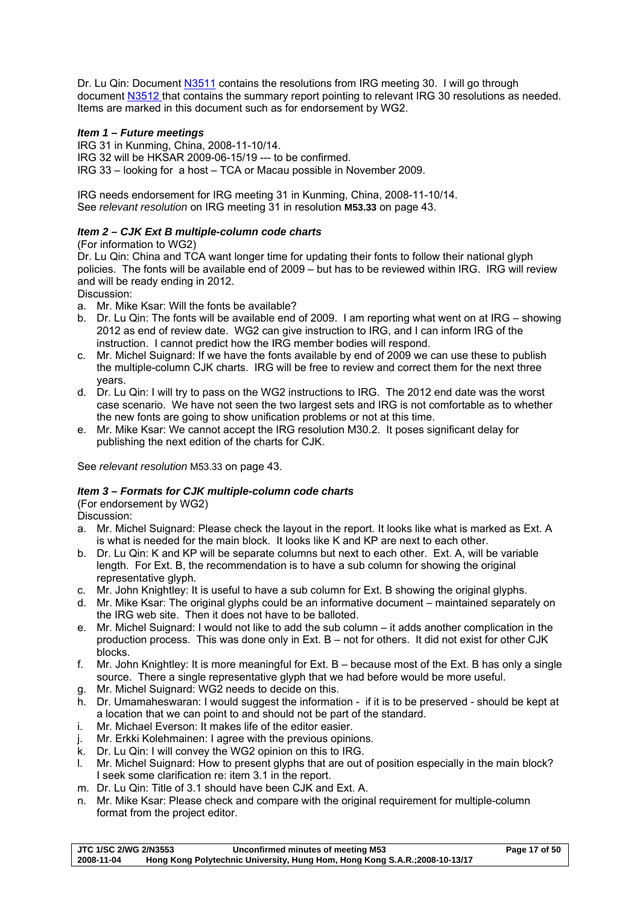Dr. Lu Qin: Document N3511 contains the resolutions from IRG meeting 30. I will go through document N3512 that contains the summary report pointing to relevant IRG 30 resolutions as needed. Items are marked in this document such as for endorsement by WG2.

***Item 1 – Future meetings***

IRG 31 in Kunming, China, 2008-11-10/14.
IRG 32 will be HKSAR 2009-06-15/19 --- to be confirmed.
IRG 33 – looking for a host – TCA or Macau possible in November 2009.

IRG needs endorsement for IRG meeting 31 in Kunming, China, 2008-11-10/14.
See *relevant resolution* on IRG meeting 31 in resolution **M53.33** on page 43.

***Item 2 – CJK Ext B multiple-column code charts***

(For information to WG2)
Dr. Lu Qin: China and TCA want longer time for updating their fonts to follow their national glyph policies. The fonts will be available end of 2009 – but has to be reviewed within IRG. IRG will review and will be ready ending in 2012.
Discussion:

a. Mr. Mike Ksar: Will the fonts be available?
b. Dr. Lu Qin: The fonts will be available end of 2009. I am reporting what went on at IRG – showing 2012 as end of review date. WG2 can give instruction to IRG, and I can inform IRG of the instruction. I cannot predict how the IRG member bodies will respond.
c. Mr. Michel Suignard: If we have the fonts available by end of 2009 we can use these to publish the multiple-column CJK charts. IRG will be free to review and correct them for the next three years.
d. Dr. Lu Qin: I will try to pass on the WG2 instructions to IRG. The 2012 end date was the worst case scenario. We have not seen the two largest sets and IRG is not comfortable as to whether the new fonts are going to show unification problems or not at this time.
e. Mr. Mike Ksar: We cannot accept the IRG resolution M30.2. It poses significant delay for publishing the next edition of the charts for CJK.

See *relevant resolution* M53.33 on page 43.

***Item 3 – Formats for CJK multiple-column code charts***

(For endorsement by WG2)
Discussion:

a. Mr. Michel Suignard: Please check the layout in the report. It looks like what is marked as Ext. A is what is needed for the main block. It looks like K and KP are next to each other.
b. Dr. Lu Qin: K and KP will be separate columns but next to each other. Ext. A, will be variable length. For Ext. B, the recommendation is to have a sub column for showing the original representative glyph.
c. Mr. John Knightley: It is useful to have a sub column for Ext. B showing the original glyphs.
d. Mr. Mike Ksar: The original glyphs could be an informative document – maintained separately on the IRG web site. Then it does not have to be balloted.
e. Mr. Michel Suignard: I would not like to add the sub column – it adds another complication in the production process. This was done only in Ext. B – not for others. It did not exist for other CJK blocks.
f. Mr. John Knightley: It is more meaningful for Ext. B – because most of the Ext. B has only a single source. There a single representative glyph that we had before would be more useful.
g. Mr. Michel Suignard: WG2 needs to decide on this.
h. Dr. Umamaheswaran: I would suggest the information - if it is to be preserved - should be kept at a location that we can point to and should not be part of the standard.
i. Mr. Michael Everson: It makes life of the editor easier.
j. Mr. Erkki Kolehmainen: I agree with the previous opinions.
k. Dr. Lu Qin: I will convey the WG2 opinion on this to IRG.
l. Mr. Michel Suignard: How to present glyphs that are out of position especially in the main block? I seek some clarification re: item 3.1 in the report.
m. Dr. Lu Qin: Title of 3.1 should have been CJK and Ext. A.
n. Mr. Mike Ksar: Please check and compare with the original requirement for multiple-column format from the project editor.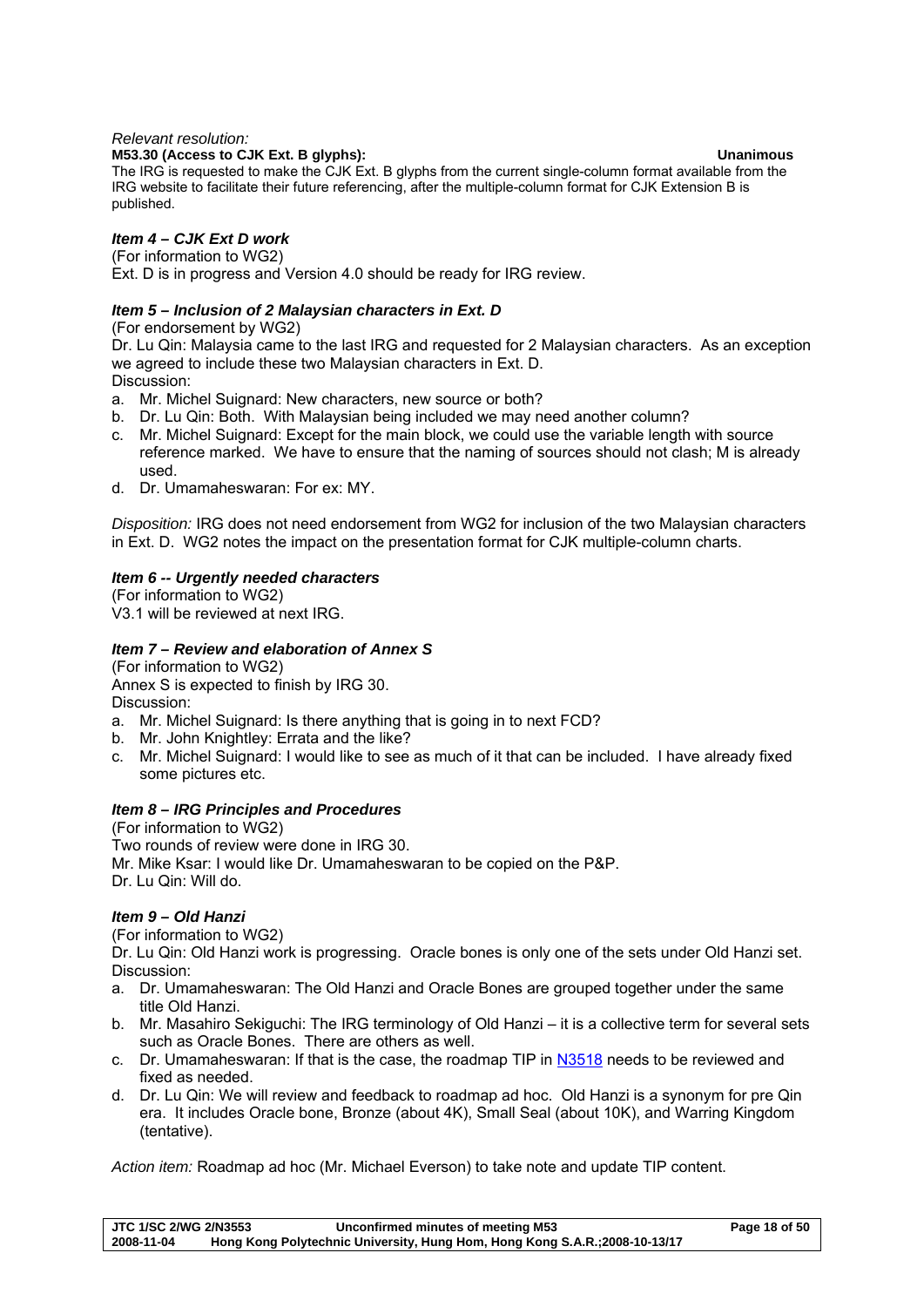*Relevant resolution:*

**M53.30 (Access to CJK Ext. B glyphs): Unanimous**

The IRG is requested to make the CJK Ext. B glyphs from the current single-column format available from the IRG website to facilitate their future referencing, after the multiple-column format for CJK Extension B is published.

#### *Item 4 – CJK Ext D work*

(For information to WG2)

Ext. D is in progress and Version 4.0 should be ready for IRG review.

#### *Item 5 – Inclusion of 2 Malaysian characters in Ext. D*

(For endorsement by WG2)

Dr. Lu Qin: Malaysia came to the last IRG and requested for 2 Malaysian characters. As an exception we agreed to include these two Malaysian characters in Ext. D.

Discussion:

a. Mr. Michel Suignard: New characters, new source or both?
b. Dr. Lu Qin: Both. With Malaysian being included we may need another column?
c. Mr. Michel Suignard: Except for the main block, we could use the variable length with source reference marked. We have to ensure that the naming of sources should not clash; M is already used.
d. Dr. Umamaheswaran: For ex: MY.

*Disposition:* IRG does not need endorsement from WG2 for inclusion of the two Malaysian characters in Ext. D. WG2 notes the impact on the presentation format for CJK multiple-column charts.

#### *Item 6 -- Urgently needed characters*

(For information to WG2)

V3.1 will be reviewed at next IRG.

#### *Item 7 – Review and elaboration of Annex S*

(For information to WG2)

Annex S is expected to finish by IRG 30.

Discussion:

a. Mr. Michel Suignard: Is there anything that is going in to next FCD?
b. Mr. John Knightley: Errata and the like?
c. Mr. Michel Suignard: I would like to see as much of it that can be included. I have already fixed some pictures etc.

#### *Item 8 – IRG Principles and Procedures*

(For information to WG2)

Two rounds of review were done in IRG 30.

Mr. Mike Ksar: I would like Dr. Umamaheswaran to be copied on the P&P.

Dr. Lu Qin: Will do.

#### *Item 9 – Old Hanzi*

(For information to WG2)

Dr. Lu Qin: Old Hanzi work is progressing. Oracle bones is only one of the sets under Old Hanzi set.

Discussion:

a. Dr. Umamaheswaran: The Old Hanzi and Oracle Bones are grouped together under the same title Old Hanzi.
b. Mr. Masahiro Sekiguchi: The IRG terminology of Old Hanzi – it is a collective term for several sets such as Oracle Bones. There are others as well.
c. Dr. Umamaheswaran: If that is the case, the roadmap TIP in N3518 needs to be reviewed and fixed as needed.
d. Dr. Lu Qin: We will review and feedback to roadmap ad hoc. Old Hanzi is a synonym for pre Qin era. It includes Oracle bone, Bronze (about 4K), Small Seal (about 10K), and Warring Kingdom (tentative).

*Action item:* Roadmap ad hoc (Mr. Michael Everson) to take note and update TIP content.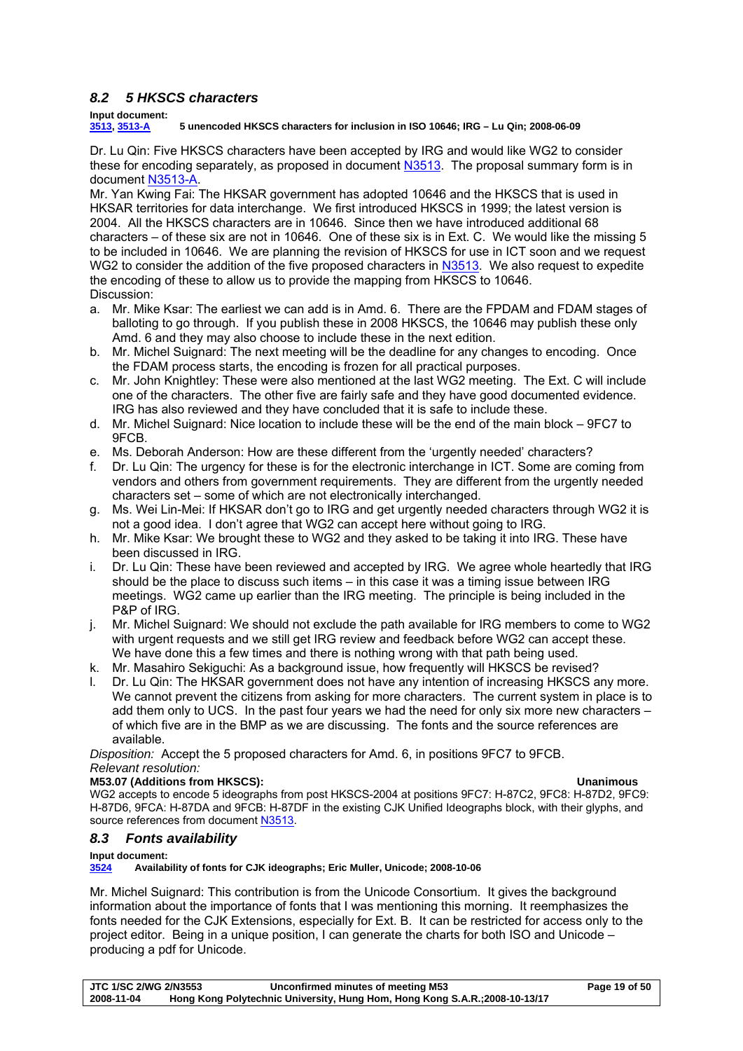## *8.2 5 HKSCS characters*

**Input document:**
**3513, 3513-A 5 unencoded HKSCS characters for inclusion in ISO 10646; IRG – Lu Qin; 2008-06-09**

Dr. Lu Qin: Five HKSCS characters have been accepted by IRG and would like WG2 to consider these for encoding separately, as proposed in document N3513. The proposal summary form is in document N3513-A.

Mr. Yan Kwing Fai: The HKSAR government has adopted 10646 and the HKSCS that is used in HKSAR territories for data interchange. We first introduced HKSCS in 1999; the latest version is 2004. All the HKSCS characters are in 10646. Since then we have introduced additional 68 characters – of these six are not in 10646. One of these six is in Ext. C. We would like the missing 5 to be included in 10646. We are planning the revision of HKSCS for use in ICT soon and we request WG2 to consider the addition of the five proposed characters in N3513. We also request to expedite the encoding of these to allow us to provide the mapping from HKSCS to 10646.

Discussion:

a. Mr. Mike Ksar: The earliest we can add is in Amd. 6. There are the FPDAM and FDAM stages of balloting to go through. If you publish these in 2008 HKSCS, the 10646 may publish these only Amd. 6 and they may also choose to include these in the next edition.
b. Mr. Michel Suignard: The next meeting will be the deadline for any changes to encoding. Once the FDAM process starts, the encoding is frozen for all practical purposes.
c. Mr. John Knightley: These were also mentioned at the last WG2 meeting. The Ext. C will include one of the characters. The other five are fairly safe and they have good documented evidence. IRG has also reviewed and they have concluded that it is safe to include these.
d. Mr. Michel Suignard: Nice location to include these will be the end of the main block – 9FC7 to 9FCB.
e. Ms. Deborah Anderson: How are these different from the 'urgently needed' characters?
f. Dr. Lu Qin: The urgency for these is for the electronic interchange in ICT. Some are coming from vendors and others from government requirements. They are different from the urgently needed characters set – some of which are not electronically interchanged.
g. Ms. Wei Lin-Mei: If HKSAR don't go to IRG and get urgently needed characters through WG2 it is not a good idea. I don't agree that WG2 can accept here without going to IRG.
h. Mr. Mike Ksar: We brought these to WG2 and they asked to be taking it into IRG. These have been discussed in IRG.
i. Dr. Lu Qin: These have been reviewed and accepted by IRG. We agree whole heartedly that IRG should be the place to discuss such items – in this case it was a timing issue between IRG meetings. WG2 came up earlier than the IRG meeting. The principle is being included in the P&P of IRG.
j. Mr. Michel Suignard: We should not exclude the path available for IRG members to come to WG2 with urgent requests and we still get IRG review and feedback before WG2 can accept these. We have done this a few times and there is nothing wrong with that path being used.
k. Mr. Masahiro Sekiguchi: As a background issue, how frequently will HKSCS be revised?
l. Dr. Lu Qin: The HKSAR government does not have any intention of increasing HKSCS any more. We cannot prevent the citizens from asking for more characters. The current system in place is to add them only to UCS. In the past four years we had the need for only six more new characters – of which five are in the BMP as we are discussing. The fonts and the source references are available.

*Disposition:* Accept the 5 proposed characters for Amd. 6, in positions 9FC7 to 9FCB.
*Relevant resolution:*

**M53.07 (Additions from HKSCS): Unanimous**

WG2 accepts to encode 5 ideographs from post HKSCS-2004 at positions 9FC7: H-87C2, 9FC8: H-87D2, 9FC9: H-87D6, 9FCA: H-87DA and 9FCB: H-87DF in the existing CJK Unified Ideographs block, with their glyphs, and source references from document N3513.

## *8.3 Fonts availability*

**Input document:**
**3524 Availability of fonts for CJK ideographs; Eric Muller, Unicode; 2008-10-06**

Mr. Michel Suignard: This contribution is from the Unicode Consortium. It gives the background information about the importance of fonts that I was mentioning this morning. It reemphasizes the fonts needed for the CJK Extensions, especially for Ext. B. It can be restricted for access only to the project editor. Being in a unique position, I can generate the charts for both ISO and Unicode – producing a pdf for Unicode.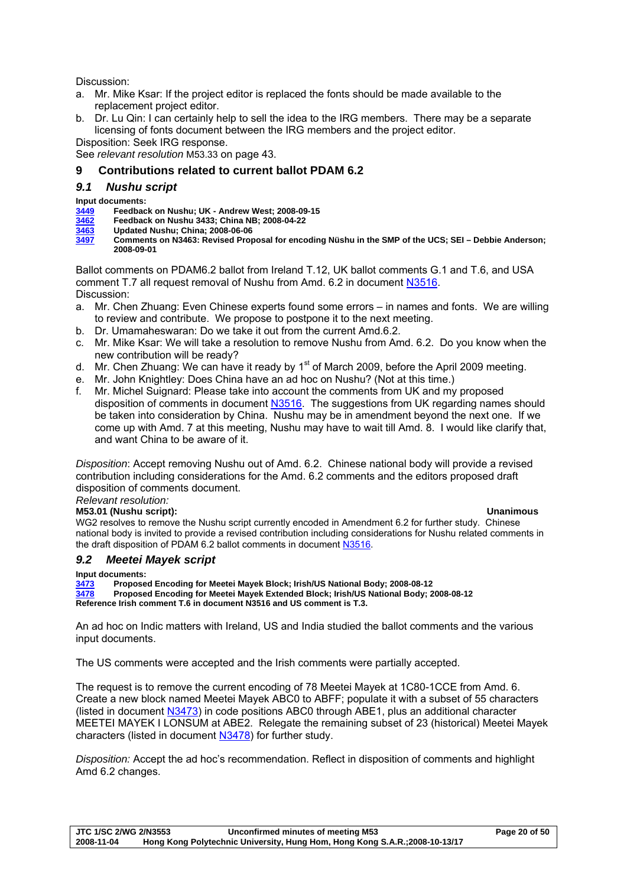Discussion:

a. Mr. Mike Ksar: If the project editor is replaced the fonts should be made available to the replacement project editor.
b. Dr. Lu Qin: I can certainly help to sell the idea to the IRG members. There may be a separate licensing of fonts document between the IRG members and the project editor.

Disposition: Seek IRG response.

See *relevant resolution* M53.33 on page 43.

## 9 Contributions related to current ballot PDAM 6.2

### *9.1 Nushu script*

**Input documents:**

**3449** **Feedback on Nushu; UK - Andrew West; 2008-09-15**
**3462** **Feedback on Nushu 3433; China NB; 2008-04-22**
**3463** **Updated Nushu; China; 2008-06-06**
**3497** **Comments on N3463: Revised Proposal for encoding Nüshu in the SMP of the UCS; SEI – Debbie Anderson; 2008-09-01**

Ballot comments on PDAM6.2 ballot from Ireland T.12, UK ballot comments G.1 and T.6, and USA comment T.7 all request removal of Nushu from Amd. 6.2 in document N3516.

Discussion:

a. Mr. Chen Zhuang: Even Chinese experts found some errors – in names and fonts. We are willing to review and contribute. We propose to postpone it to the next meeting.
b. Dr. Umamaheswaran: Do we take it out from the current Amd.6.2.
c. Mr. Mike Ksar: We will take a resolution to remove Nushu from Amd. 6.2. Do you know when the new contribution will be ready?
d. Mr. Chen Zhuang: We can have it ready by 1st of March 2009, before the April 2009 meeting.
e. Mr. John Knightley: Does China have an ad hoc on Nushu? (Not at this time.)
f. Mr. Michel Suignard: Please take into account the comments from UK and my proposed disposition of comments in document N3516. The suggestions from UK regarding names should be taken into consideration by China. Nushu may be in amendment beyond the next one. If we come up with Amd. 7 at this meeting, Nushu may have to wait till Amd. 8. I would like clarify that, and want China to be aware of it.

*Disposition*: Accept removing Nushu out of Amd. 6.2. Chinese national body will provide a revised contribution including considerations for the Amd. 6.2 comments and the editors proposed draft disposition of comments document.

*Relevant resolution:*

**M53.01 (Nushu script):** **Unanimous**

WG2 resolves to remove the Nushu script currently encoded in Amendment 6.2 for further study. Chinese national body is invited to provide a revised contribution including considerations for Nushu related comments in the draft disposition of PDAM 6.2 ballot comments in document N3516.

### *9.2 Meetei Mayek script*

**Input documents:**

**3473** **Proposed Encoding for Meetei Mayek Block; Irish/US National Body; 2008-08-12**
**3478** **Proposed Encoding for Meetei Mayek Extended Block; Irish/US National Body; 2008-08-12**
**Reference Irish comment T.6 in document N3516 and US comment is T.3.**

An ad hoc on Indic matters with Ireland, US and India studied the ballot comments and the various input documents.

The US comments were accepted and the Irish comments were partially accepted.

The request is to remove the current encoding of 78 Meetei Mayek at 1C80-1CCE from Amd. 6. Create a new block named Meetei Mayek ABC0 to ABFF; populate it with a subset of 55 characters (listed in document N3473) in code positions ABC0 through ABE1, plus an additional character MEETEI MAYEK I LONSUM at ABE2. Relegate the remaining subset of 23 (historical) Meetei Mayek characters (listed in document N3478) for further study.

*Disposition:* Accept the ad hoc's recommendation. Reflect in disposition of comments and highlight Amd 6.2 changes.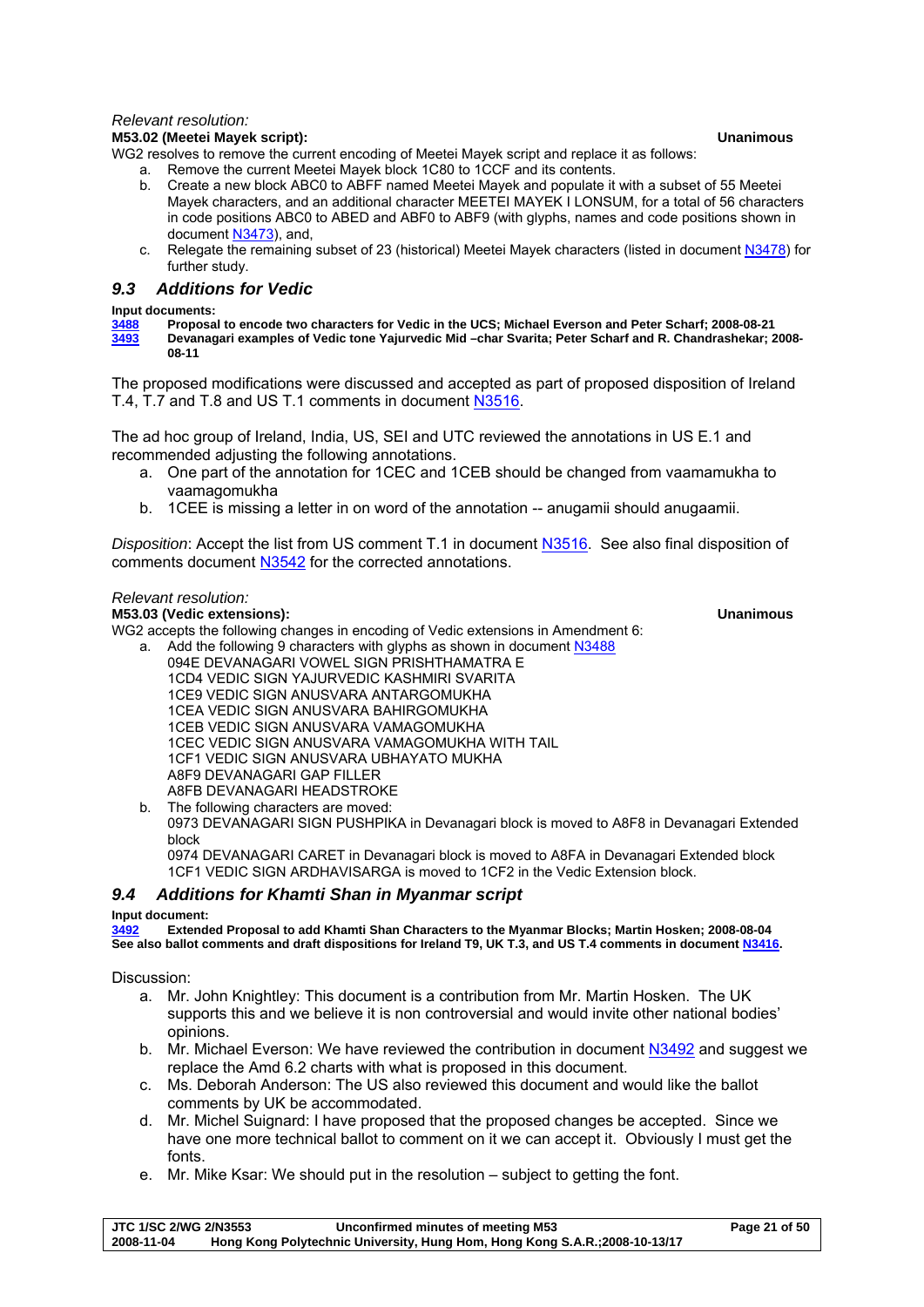*Relevant resolution:*

**M53.02 (Meetei Mayek script):** **Unanimous**

WG2 resolves to remove the current encoding of Meetei Mayek script and replace it as follows:

a. Remove the current Meetei Mayek block 1C80 to 1CCF and its contents.
b. Create a new block ABC0 to ABFF named Meetei Mayek and populate it with a subset of 55 Meetei Mayek characters, and an additional character MEETEI MAYEK I LONSUM, for a total of 56 characters in code positions ABC0 to ABED and ABF0 to ABF9 (with glyphs, names and code positions shown in document N3473), and,
c. Relegate the remaining subset of 23 (historical) Meetei Mayek characters (listed in document N3478) for further study.

## *9.3 Additions for Vedic*

**Input documents:**

**3488 Proposal to encode two characters for Vedic in the UCS; Michael Everson and Peter Scharf; 2008-08-21**
**3493 Devanagari examples of Vedic tone Yajurvedic Mid –char Svarita; Peter Scharf and R. Chandrashekar; 2008-08-11**

The proposed modifications were discussed and accepted as part of proposed disposition of Ireland T.4, T.7 and T.8 and US T.1 comments in document N3516.

The ad hoc group of Ireland, India, US, SEI and UTC reviewed the annotations in US E.1 and recommended adjusting the following annotations.

a. One part of the annotation for 1CEC and 1CEB should be changed from vaamamukha to vaamagomukha
b. 1CEE is missing a letter in on word of the annotation -- anugamii should anugaamii.

*Disposition*: Accept the list from US comment T.1 in document N3516. See also final disposition of comments document N3542 for the corrected annotations.

*Relevant resolution:*

**M53.03 (Vedic extensions):** **Unanimous**

WG2 accepts the following changes in encoding of Vedic extensions in Amendment 6:

a. Add the following 9 characters with glyphs as shown in document N3488
   094E DEVANAGARI VOWEL SIGN PRISHTHAMATRA E
   1CD4 VEDIC SIGN YAJURVEDIC KASHMIRI SVARITA
   1CE9 VEDIC SIGN ANUSVARA ANTARGOMUKHA
   1CEA VEDIC SIGN ANUSVARA BAHIRGOMUKHA
   1CEB VEDIC SIGN ANUSVARA VAMAGOMUKHA
   1CEC VEDIC SIGN ANUSVARA VAMAGOMUKHA WITH TAIL
   1CF1 VEDIC SIGN ANUSVARA UBHAYATO MUKHA
   A8F9 DEVANAGARI GAP FILLER
   A8FB DEVANAGARI HEADSTROKE
b. The following characters are moved:
   0973 DEVANAGARI SIGN PUSHPIKA in Devanagari block is moved to A8F8 in Devanagari Extended block
   0974 DEVANAGARI CARET in Devanagari block is moved to A8FA in Devanagari Extended block
   1CF1 VEDIC SIGN ARDHAVISARGA is moved to 1CF2 in the Vedic Extension block.

## *9.4 Additions for Khamti Shan in Myanmar script*

**Input document:**

**3492 Extended Proposal to add Khamti Shan Characters to the Myanmar Blocks; Martin Hosken; 2008-08-04**
**See also ballot comments and draft dispositions for Ireland T9, UK T.3, and US T.4 comments in document N3416.**

Discussion:

a. Mr. John Knightley: This document is a contribution from Mr. Martin Hosken. The UK supports this and we believe it is non controversial and would invite other national bodies' opinions.
b. Mr. Michael Everson: We have reviewed the contribution in document N3492 and suggest we replace the Amd 6.2 charts with what is proposed in this document.
c. Ms. Deborah Anderson: The US also reviewed this document and would like the ballot comments by UK be accommodated.
d. Mr. Michel Suignard: I have proposed that the proposed changes be accepted. Since we have one more technical ballot to comment on it we can accept it. Obviously I must get the fonts.
e. Mr. Mike Ksar: We should put in the resolution – subject to getting the font.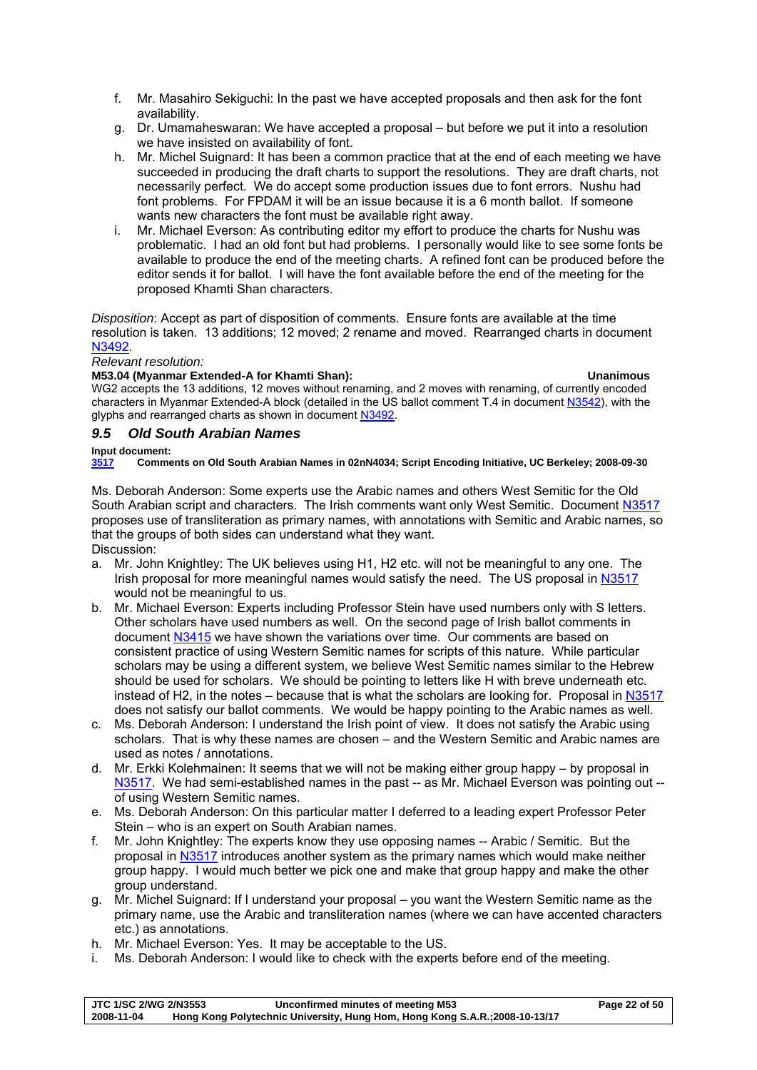f. Mr. Masahiro Sekiguchi: In the past we have accepted proposals and then ask for the font availability.
g. Dr. Umamaheswaran: We have accepted a proposal – but before we put it into a resolution we have insisted on availability of font.
h. Mr. Michel Suignard: It has been a common practice that at the end of each meeting we have succeeded in producing the draft charts to support the resolutions. They are draft charts, not necessarily perfect. We do accept some production issues due to font errors. Nushu had font problems. For FPDAM it will be an issue because it is a 6 month ballot. If someone wants new characters the font must be available right away.
i. Mr. Michael Everson: As contributing editor my effort to produce the charts for Nushu was problematic. I had an old font but had problems. I personally would like to see some fonts be available to produce the end of the meeting charts. A refined font can be produced before the editor sends it for ballot. I will have the font available before the end of the meeting for the proposed Khamti Shan characters.

*Disposition*: Accept as part of disposition of comments. Ensure fonts are available at the time resolution is taken. 13 additions; 12 moved; 2 rename and moved. Rearranged charts in document N3492.

*Relevant resolution:*

**M53.04 (Myanmar Extended-A for Khamti Shan):** **Unanimous**

WG2 accepts the 13 additions, 12 moves without renaming, and 2 moves with renaming, of currently encoded characters in Myanmar Extended-A block (detailed in the US ballot comment T.4 in document N3542), with the glyphs and rearranged charts as shown in document N3492.

## *9.5 Old South Arabian Names*

**Input document:**

**3517** **Comments on Old South Arabian Names in 02nN4034; Script Encoding Initiative, UC Berkeley; 2008-09-30**

Ms. Deborah Anderson: Some experts use the Arabic names and others West Semitic for the Old South Arabian script and characters. The Irish comments want only West Semitic. Document N3517 proposes use of transliteration as primary names, with annotations with Semitic and Arabic names, so that the groups of both sides can understand what they want.

Discussion:

a. Mr. John Knightley: The UK believes using H1, H2 etc. will not be meaningful to any one. The Irish proposal for more meaningful names would satisfy the need. The US proposal in N3517 would not be meaningful to us.
b. Mr. Michael Everson: Experts including Professor Stein have used numbers only with S letters. Other scholars have used numbers as well. On the second page of Irish ballot comments in document N3415 we have shown the variations over time. Our comments are based on consistent practice of using Western Semitic names for scripts of this nature. While particular scholars may be using a different system, we believe West Semitic names similar to the Hebrew should be used for scholars. We should be pointing to letters like H with breve underneath etc. instead of H2, in the notes – because that is what the scholars are looking for. Proposal in N3517 does not satisfy our ballot comments. We would be happy pointing to the Arabic names as well.
c. Ms. Deborah Anderson: I understand the Irish point of view. It does not satisfy the Arabic using scholars. That is why these names are chosen – and the Western Semitic and Arabic names are used as notes / annotations.
d. Mr. Erkki Kolehmainen: It seems that we will not be making either group happy – by proposal in N3517. We had semi-established names in the past -- as Mr. Michael Everson was pointing out -- of using Western Semitic names.
e. Ms. Deborah Anderson: On this particular matter I deferred to a leading expert Professor Peter Stein – who is an expert on South Arabian names.
f. Mr. John Knightley: The experts know they use opposing names -- Arabic / Semitic. But the proposal in N3517 introduces another system as the primary names which would make neither group happy. I would much better we pick one and make that group happy and make the other group understand.
g. Mr. Michel Suignard: If I understand your proposal – you want the Western Semitic name as the primary name, use the Arabic and transliteration names (where we can have accented characters etc.) as annotations.
h. Mr. Michael Everson: Yes. It may be acceptable to the US.
i. Ms. Deborah Anderson: I would like to check with the experts before end of the meeting.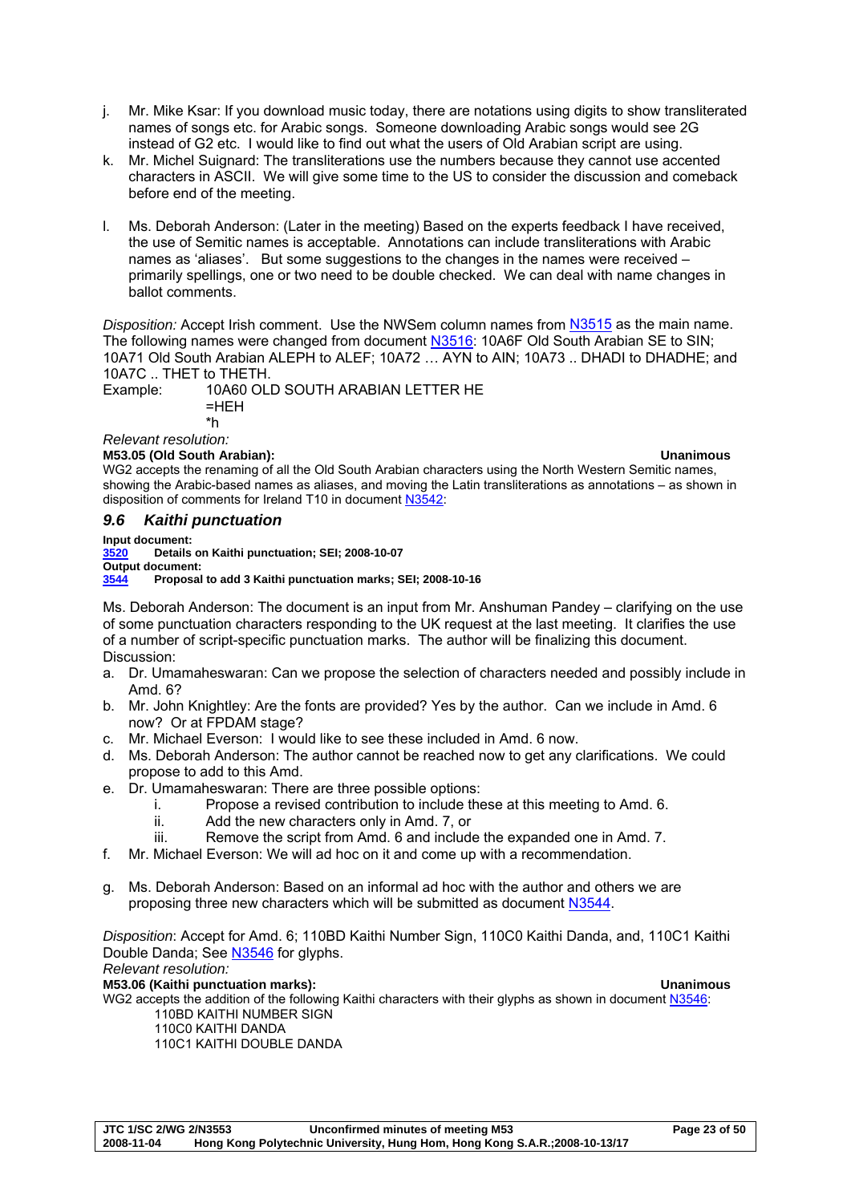j. Mr. Mike Ksar: If you download music today, there are notations using digits to show transliterated names of songs etc. for Arabic songs. Someone downloading Arabic songs would see 2G instead of G2 etc. I would like to find out what the users of Old Arabian script are using.
k. Mr. Michel Suignard: The transliterations use the numbers because they cannot use accented characters in ASCII. We will give some time to the US to consider the discussion and comeback before end of the meeting.

l. Ms. Deborah Anderson: (Later in the meeting) Based on the experts feedback I have received, the use of Semitic names is acceptable. Annotations can include transliterations with Arabic names as 'aliases'. But some suggestions to the changes in the names were received – primarily spellings, one or two need to be double checked. We can deal with name changes in ballot comments.

*Disposition:* Accept Irish comment. Use the NWSem column names from N3515 as the main name. The following names were changed from document N3516: 10A6F Old South Arabian SE to SIN; 10A71 Old South Arabian ALEPH to ALEF; 10A72 … AYN to AIN; 10A73 .. DHADI to DHADHE; and 10A7C .. THET to THETH.

Example: 10A60 OLD SOUTH ARABIAN LETTER HE
=HEH
*h

*Relevant resolution:*

**M53.05 (Old South Arabian): Unanimous**

WG2 accepts the renaming of all the Old South Arabian characters using the North Western Semitic names, showing the Arabic-based names as aliases, and moving the Latin transliterations as annotations – as shown in disposition of comments for Ireland T10 in document N3542:

## *9.6 Kaithi punctuation*

**Input document:**
**3520 Details on Kaithi punctuation; SEI; 2008-10-07**
**Output document:**
**3544 Proposal to add 3 Kaithi punctuation marks; SEI; 2008-10-16**

Ms. Deborah Anderson: The document is an input from Mr. Anshuman Pandey – clarifying on the use of some punctuation characters responding to the UK request at the last meeting. It clarifies the use of a number of script-specific punctuation marks. The author will be finalizing this document.
Discussion:

a. Dr. Umamaheswaran: Can we propose the selection of characters needed and possibly include in Amd. 6?
b. Mr. John Knightley: Are the fonts are provided? Yes by the author. Can we include in Amd. 6 now? Or at FPDAM stage?
c. Mr. Michael Everson: I would like to see these included in Amd. 6 now.
d. Ms. Deborah Anderson: The author cannot be reached now to get any clarifications. We could propose to add to this Amd.
e. Dr. Umamaheswaran: There are three possible options:
    i. Propose a revised contribution to include these at this meeting to Amd. 6.
    ii. Add the new characters only in Amd. 7, or
    iii. Remove the script from Amd. 6 and include the expanded one in Amd. 7.
f. Mr. Michael Everson: We will ad hoc on it and come up with a recommendation.

g. Ms. Deborah Anderson: Based on an informal ad hoc with the author and others we are proposing three new characters which will be submitted as document N3544.

*Disposition*: Accept for Amd. 6; 110BD Kaithi Number Sign, 110C0 Kaithi Danda, and, 110C1 Kaithi Double Danda; See N3546 for glyphs.

*Relevant resolution:*

**M53.06 (Kaithi punctuation marks): Unanimous**

WG2 accepts the addition of the following Kaithi characters with their glyphs as shown in document N3546:
110BD KAITHI NUMBER SIGN
110C0 KAITHI DANDA
110C1 KAITHI DOUBLE DANDA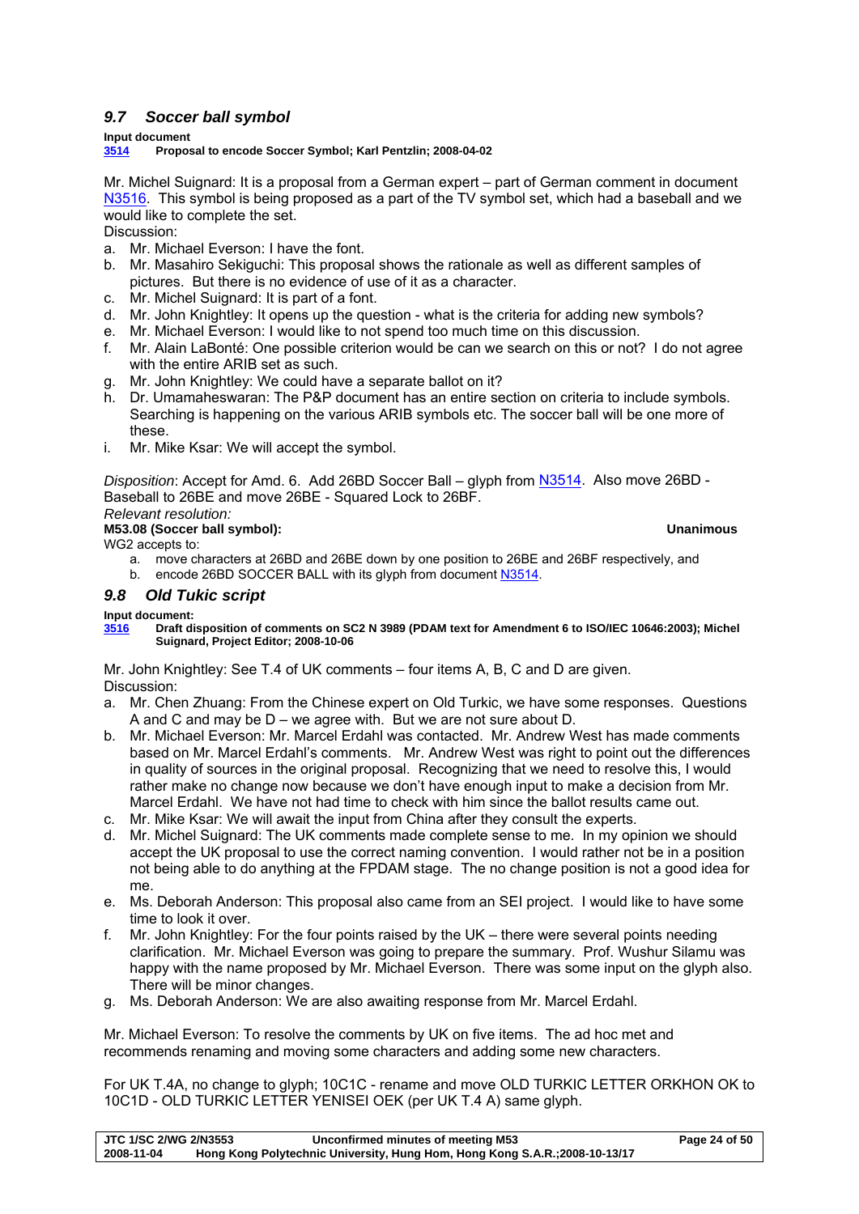## *9.7 Soccer ball symbol*

**Input document**
**3514 Proposal to encode Soccer Symbol; Karl Pentzlin; 2008-04-02**

Mr. Michel Suignard: It is a proposal from a German expert – part of German comment in document N3516. This symbol is being proposed as a part of the TV symbol set, which had a baseball and we would like to complete the set.
Discussion:

a. Mr. Michael Everson: I have the font.
b. Mr. Masahiro Sekiguchi: This proposal shows the rationale as well as different samples of pictures. But there is no evidence of use of it as a character.
c. Mr. Michel Suignard: It is part of a font.
d. Mr. John Knightley: It opens up the question - what is the criteria for adding new symbols?
e. Mr. Michael Everson: I would like to not spend too much time on this discussion.
f. Mr. Alain LaBonté: One possible criterion would be can we search on this or not? I do not agree with the entire ARIB set as such.
g. Mr. John Knightley: We could have a separate ballot on it?
h. Dr. Umamaheswaran: The P&P document has an entire section on criteria to include symbols. Searching is happening on the various ARIB symbols etc. The soccer ball will be one more of these.
i. Mr. Mike Ksar: We will accept the symbol.

*Disposition*: Accept for Amd. 6. Add 26BD Soccer Ball – glyph from N3514. Also move 26BD - Baseball to 26BE and move 26BE - Squared Lock to 26BF.
*Relevant resolution:*
**M53.08 (Soccer ball symbol): Unanimous**
WG2 accepts to:

a. move characters at 26BD and 26BE down by one position to 26BE and 26BF respectively, and
b. encode 26BD SOCCER BALL with its glyph from document N3514.

## *9.8 Old Tukic script*

**Input document:**
**3516 Draft disposition of comments on SC2 N 3989 (PDAM text for Amendment 6 to ISO/IEC 10646:2003); Michel Suignard, Project Editor; 2008-10-06**

Mr. John Knightley: See T.4 of UK comments – four items A, B, C and D are given.
Discussion:

a. Mr. Chen Zhuang: From the Chinese expert on Old Turkic, we have some responses. Questions A and C and may be D – we agree with. But we are not sure about D.
b. Mr. Michael Everson: Mr. Marcel Erdahl was contacted. Mr. Andrew West has made comments based on Mr. Marcel Erdahl's comments. Mr. Andrew West was right to point out the differences in quality of sources in the original proposal. Recognizing that we need to resolve this, I would rather make no change now because we don't have enough input to make a decision from Mr. Marcel Erdahl. We have not had time to check with him since the ballot results came out.
c. Mr. Mike Ksar: We will await the input from China after they consult the experts.
d. Mr. Michel Suignard: The UK comments made complete sense to me. In my opinion we should accept the UK proposal to use the correct naming convention. I would rather not be in a position not being able to do anything at the FPDAM stage. The no change position is not a good idea for me.
e. Ms. Deborah Anderson: This proposal also came from an SEI project. I would like to have some time to look it over.
f. Mr. John Knightley: For the four points raised by the UK – there were several points needing clarification. Mr. Michael Everson was going to prepare the summary. Prof. Wushur Silamu was happy with the name proposed by Mr. Michael Everson. There was some input on the glyph also. There will be minor changes.
g. Ms. Deborah Anderson: We are also awaiting response from Mr. Marcel Erdahl.

Mr. Michael Everson: To resolve the comments by UK on five items. The ad hoc met and recommends renaming and moving some characters and adding some new characters.

For UK T.4A, no change to glyph; 10C1C - rename and move OLD TURKIC LETTER ORKHON OK to 10C1D - OLD TURKIC LETTER YENISEI OEK (per UK T.4 A) same glyph.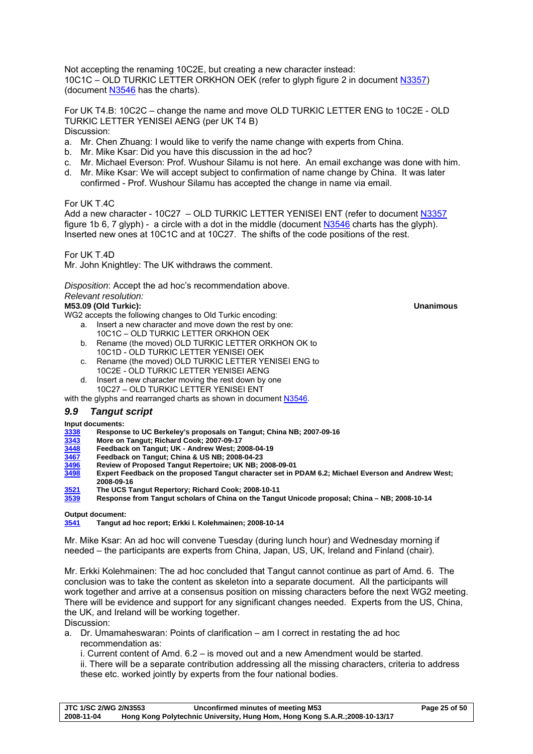Not accepting the renaming 10C2E, but creating a new character instead:
10C1C – OLD TURKIC LETTER ORKHON OEK (refer to glyph figure 2 in document N3357) (document N3546 has the charts).

For UK T4.B: 10C2C – change the name and move OLD TURKIC LETTER ENG to 10C2E - OLD TURKIC LETTER YENISEI AENG (per UK T4 B)
Discussion:

a. Mr. Chen Zhuang: I would like to verify the name change with experts from China.
b. Mr. Mike Ksar: Did you have this discussion in the ad hoc?
c. Mr. Michael Everson: Prof. Wushour Silamu is not here. An email exchange was done with him.
d. Mr. Mike Ksar: We will accept subject to confirmation of name change by China. It was later confirmed - Prof. Wushour Silamu has accepted the change in name via email.

For UK T.4C
Add a new character - 10C27 – OLD TURKIC LETTER YENISEI ENT (refer to document N3357 figure 1b 6, 7 glyph) - a circle with a dot in the middle (document N3546 charts has the glyph). Inserted new ones at 10C1C and at 10C27. The shifts of the code positions of the rest.

For UK T.4D
Mr. John Knightley: The UK withdraws the comment.

*Disposition*: Accept the ad hoc's recommendation above.
*Relevant resolution:*
**M53.09 (Old Turkic):** **Unanimous**
WG2 accepts the following changes to Old Turkic encoding:

a. Insert a new character and move down the rest by one:
   10C1C – OLD TURKIC LETTER ORKHON OEK
b. Rename (the moved) OLD TURKIC LETTER ORKHON OK to
   10C1D - OLD TURKIC LETTER YENISEI OEK
c. Rename (the moved) OLD TURKIC LETTER YENISEI ENG to
   10C2E - OLD TURKIC LETTER YENISEI AENG
d. Insert a new character moving the rest down by one
   10C27 – OLD TURKIC LETTER YENISEI ENT

with the glyphs and rearranged charts as shown in document N3546.

## *9.9 Tangut script*

**Input documents:**

| | |
|---|---|
| **3338** | **Response to UC Berkeley's proposals on Tangut; China NB; 2007-09-16** |
| **3343** | **More on Tangut; Richard Cook; 2007-09-17** |
| **3448** | **Feedback on Tangut; UK - Andrew West; 2008-04-19** |
| **3467** | **Feedback on Tangut; China & US NB; 2008-04-23** |
| **3496** | **Review of Proposed Tangut Repertoire; UK NB; 2008-09-01** |
| **3498** | **Expert Feedback on the proposed Tangut character set in PDAM 6.2; Michael Everson and Andrew West; 2008-09-16** |
| **3521** | **The UCS Tangut Repertory; Richard Cook; 2008-10-11** |
| **3539** | **Response from Tangut scholars of China on the Tangut Unicode proposal; China – NB; 2008-10-14** |

**Output document:**
**3541** **Tangut ad hoc report; Erkki I. Kolehmainen; 2008-10-14**

Mr. Mike Ksar: An ad hoc will convene Tuesday (during lunch hour) and Wednesday morning if needed – the participants are experts from China, Japan, US, UK, Ireland and Finland (chair).

Mr. Erkki Kolehmainen: The ad hoc concluded that Tangut cannot continue as part of Amd. 6. The conclusion was to take the content as skeleton into a separate document. All the participants will work together and arrive at a consensus position on missing characters before the next WG2 meeting. There will be evidence and support for any significant changes needed. Experts from the US, China, the UK, and Ireland will be working together.
Discussion:

a. Dr. Umamaheswaran: Points of clarification – am I correct in restating the ad hoc recommendation as:
   i. Current content of Amd. 6.2 – is moved out and a new Amendment would be started.
   ii. There will be a separate contribution addressing all the missing characters, criteria to address these etc. worked jointly by experts from the four national bodies.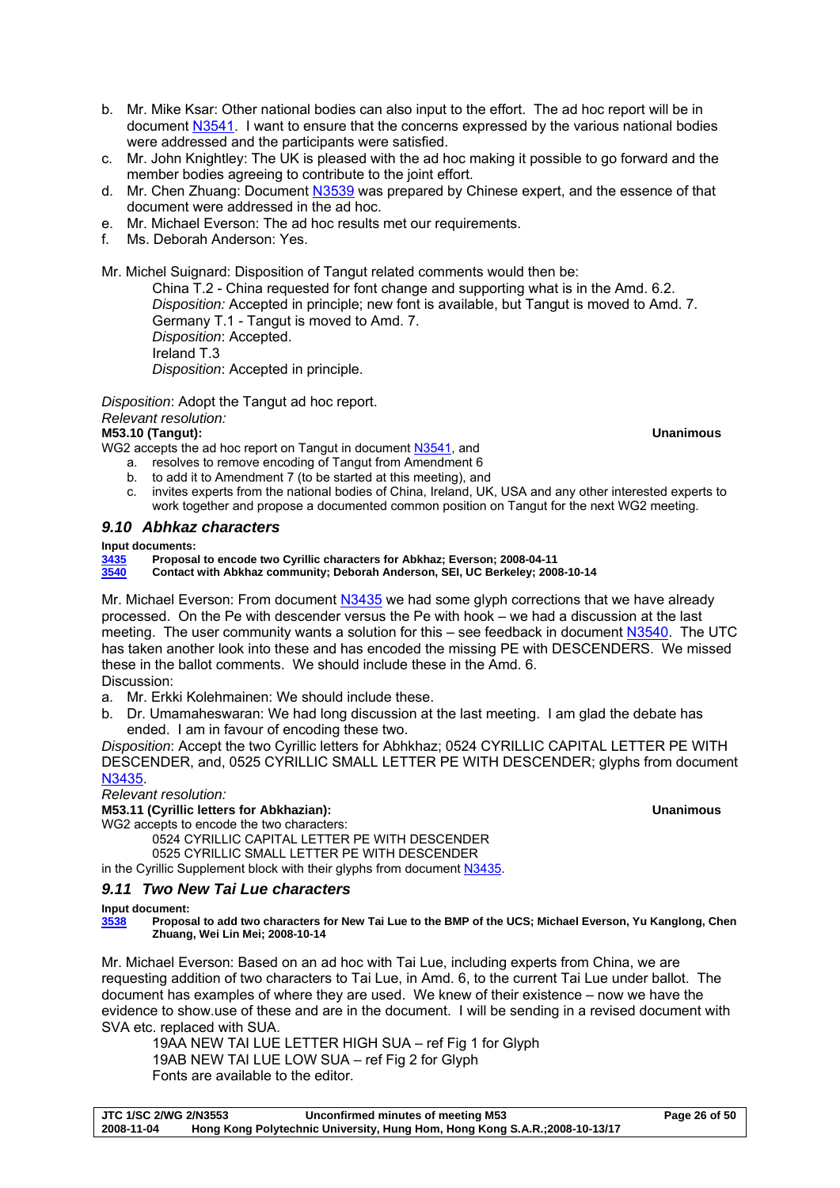b. Mr. Mike Ksar: Other national bodies can also input to the effort. The ad hoc report will be in document N3541. I want to ensure that the concerns expressed by the various national bodies were addressed and the participants were satisfied.
c. Mr. John Knightley: The UK is pleased with the ad hoc making it possible to go forward and the member bodies agreeing to contribute to the joint effort.
d. Mr. Chen Zhuang: Document N3539 was prepared by Chinese expert, and the essence of that document were addressed in the ad hoc.
e. Mr. Michael Everson: The ad hoc results met our requirements.
f. Ms. Deborah Anderson: Yes.

Mr. Michel Suignard: Disposition of Tangut related comments would then be:

China T.2 - China requested for font change and supporting what is in the Amd. 6.2.
*Disposition:* Accepted in principle; new font is available, but Tangut is moved to Amd. 7.
Germany T.1 - Tangut is moved to Amd. 7.
*Disposition*: Accepted.
Ireland T.3
*Disposition*: Accepted in principle.

*Disposition*: Adopt the Tangut ad hoc report.
*Relevant resolution:*

**M53.10 (Tangut):** **Unanimous**

WG2 accepts the ad hoc report on Tangut in document N3541, and

a. resolves to remove encoding of Tangut from Amendment 6
b. to add it to Amendment 7 (to be started at this meeting), and
c. invites experts from the national bodies of China, Ireland, UK, USA and any other interested experts to work together and propose a documented common position on Tangut for the next WG2 meeting.

### *9.10 Abhkaz characters*

**Input documents:**
**3435** **Proposal to encode two Cyrillic characters for Abkhaz; Everson; 2008-04-11**
**3540** **Contact with Abkhaz community; Deborah Anderson, SEI, UC Berkeley; 2008-10-14**

Mr. Michael Everson: From document N3435 we had some glyph corrections that we have already processed. On the Pe with descender versus the Pe with hook – we had a discussion at the last meeting. The user community wants a solution for this – see feedback in document N3540. The UTC has taken another look into these and has encoded the missing PE with DESCENDERS. We missed these in the ballot comments. We should include these in the Amd. 6.
Discussion:

a. Mr. Erkki Kolehmainen: We should include these.
b. Dr. Umamaheswaran: We had long discussion at the last meeting. I am glad the debate has ended. I am in favour of encoding these two.

*Disposition*: Accept the two Cyrillic letters for Abhkhaz; 0524 CYRILLIC CAPITAL LETTER PE WITH DESCENDER, and, 0525 CYRILLIC SMALL LETTER PE WITH DESCENDER; glyphs from document N3435.
*Relevant resolution:*

**M53.11 (Cyrillic letters for Abkhazian):** **Unanimous**

WG2 accepts to encode the two characters:

0524 CYRILLIC CAPITAL LETTER PE WITH DESCENDER
0525 CYRILLIC SMALL LETTER PE WITH DESCENDER

in the Cyrillic Supplement block with their glyphs from document N3435.

### *9.11 Two New Tai Lue characters*

**Input document:**
**3538** **Proposal to add two characters for New Tai Lue to the BMP of the UCS; Michael Everson, Yu Kanglong, Chen Zhuang, Wei Lin Mei; 2008-10-14**

Mr. Michael Everson: Based on an ad hoc with Tai Lue, including experts from China, we are requesting addition of two characters to Tai Lue, in Amd. 6, to the current Tai Lue under ballot. The document has examples of where they are used. We knew of their existence – now we have the evidence to show.use of these and are in the document. I will be sending in a revised document with SVA etc. replaced with SUA.

19AA NEW TAI LUE LETTER HIGH SUA – ref Fig 1 for Glyph
19AB NEW TAI LUE LOW SUA – ref Fig 2 for Glyph
Fonts are available to the editor.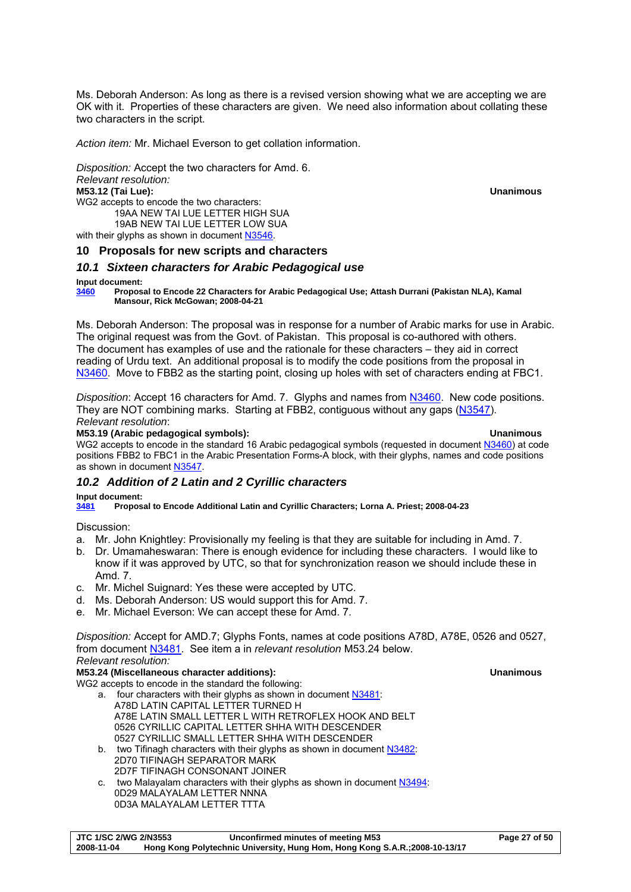Ms. Deborah Anderson: As long as there is a revised version showing what we are accepting we are OK with it. Properties of these characters are given. We need also information about collating these two characters in the script.

*Action item:* Mr. Michael Everson to get collation information.

*Disposition:* Accept the two characters for Amd. 6.
*Relevant resolution:*
**M53.12 (Tai Lue):** **Unanimous**
WG2 accepts to encode the two characters:
19AA NEW TAI LUE LETTER HIGH SUA
19AB NEW TAI LUE LETTER LOW SUA
with their glyphs as shown in document N3546.

## 10 Proposals for new scripts and characters

### *10.1 Sixteen characters for Arabic Pedagogical use*

**Input document:**
**3460** **Proposal to Encode 22 Characters for Arabic Pedagogical Use; Attash Durrani (Pakistan NLA), Kamal Mansour, Rick McGowan; 2008-04-21**

Ms. Deborah Anderson: The proposal was in response for a number of Arabic marks for use in Arabic. The original request was from the Govt. of Pakistan. This proposal is co-authored with others. The document has examples of use and the rationale for these characters – they aid in correct reading of Urdu text. An additional proposal is to modify the code positions from the proposal in N3460. Move to FBB2 as the starting point, closing up holes with set of characters ending at FBC1.

*Disposition*: Accept 16 characters for Amd. 7. Glyphs and names from N3460. New code positions. They are NOT combining marks. Starting at FBB2, contiguous without any gaps (N3547).
*Relevant resolution*:
**M53.19 (Arabic pedagogical symbols):** **Unanimous**
WG2 accepts to encode in the standard 16 Arabic pedagogical symbols (requested in document N3460) at code positions FBB2 to FBC1 in the Arabic Presentation Forms-A block, with their glyphs, names and code positions as shown in document N3547.

### *10.2 Addition of 2 Latin and 2 Cyrillic characters*

**Input document:**
**3481** **Proposal to Encode Additional Latin and Cyrillic Characters; Lorna A. Priest; 2008-04-23**

Discussion:

a. Mr. John Knightley: Provisionally my feeling is that they are suitable for including in Amd. 7.
b. Dr. Umamaheswaran: There is enough evidence for including these characters. I would like to know if it was approved by UTC, so that for synchronization reason we should include these in Amd. 7.
c. Mr. Michel Suignard: Yes these were accepted by UTC.
d. Ms. Deborah Anderson: US would support this for Amd. 7.
e. Mr. Michael Everson: We can accept these for Amd. 7.

*Disposition:* Accept for AMD.7; Glyphs Fonts, names at code positions A78D, A78E, 0526 and 0527, from document N3481. See item a in *relevant resolution* M53.24 below.
*Relevant resolution:*
**M53.24 (Miscellaneous character additions):** **Unanimous**
WG2 accepts to encode in the standard the following:

a. four characters with their glyphs as shown in document N3481:
   A78D LATIN CAPITAL LETTER TURNED H
   A78E LATIN SMALL LETTER L WITH RETROFLEX HOOK AND BELT
   0526 CYRILLIC CAPITAL LETTER SHHA WITH DESCENDER
   0527 CYRILLIC SMALL LETTER SHHA WITH DESCENDER
b. two Tifinagh characters with their glyphs as shown in document N3482:
   2D70 TIFINAGH SEPARATOR MARK
   2D7F TIFINAGH CONSONANT JOINER
c. two Malayalam characters with their glyphs as shown in document N3494:
   0D29 MALAYALAM LETTER NNNA
   0D3A MALAYALAM LETTER TTTA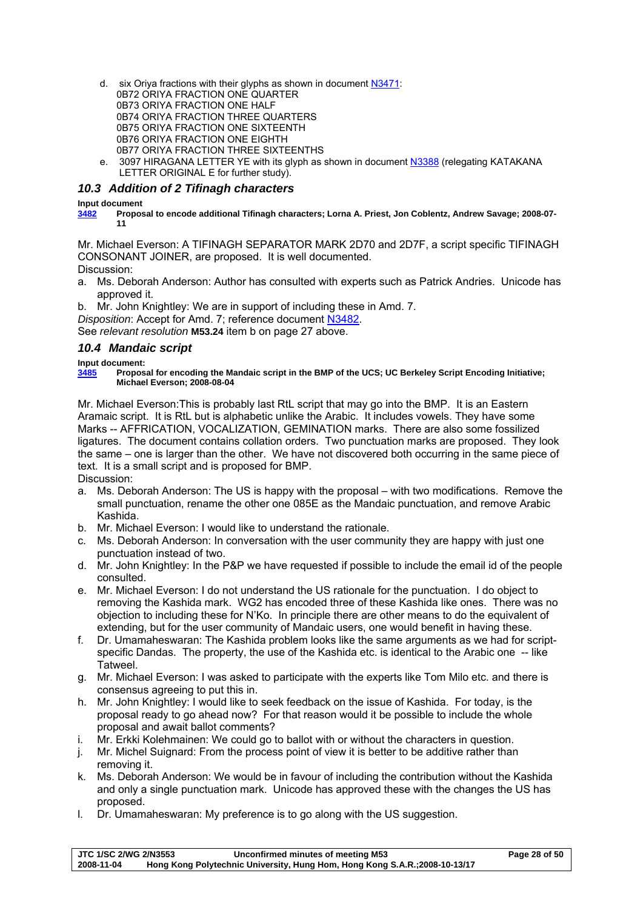d. six Oriya fractions with their glyphs as shown in document N3471:
   0B72 ORIYA FRACTION ONE QUARTER
   0B73 ORIYA FRACTION ONE HALF
   0B74 ORIYA FRACTION THREE QUARTERS
   0B75 ORIYA FRACTION ONE SIXTEENTH
   0B76 ORIYA FRACTION ONE EIGHTH
   0B77 ORIYA FRACTION THREE SIXTEENTHS
e. 3097 HIRAGANA LETTER YE with its glyph as shown in document N3388 (relegating KATAKANA LETTER ORIGINAL E for further study).

### 10.3 Addition of 2 Tifinagh characters

**Input document**
**3482** **Proposal to encode additional Tifinagh characters; Lorna A. Priest, Jon Coblentz, Andrew Savage; 2008-07-11**

Mr. Michael Everson: A TIFINAGH SEPARATOR MARK 2D70 and 2D7F, a script specific TIFINAGH CONSONANT JOINER, are proposed. It is well documented.
Discussion:

a. Ms. Deborah Anderson: Author has consulted with experts such as Patrick Andries. Unicode has approved it.
b. Mr. John Knightley: We are in support of including these in Amd. 7.

*Disposition*: Accept for Amd. 7; reference document N3482.
See *relevant resolution* **M53.24** item b on page 27 above.

### 10.4 Mandaic script

**Input document:**
**3485** **Proposal for encoding the Mandaic script in the BMP of the UCS; UC Berkeley Script Encoding Initiative; Michael Everson; 2008-08-04**

Mr. Michael Everson:This is probably last RtL script that may go into the BMP. It is an Eastern Aramaic script. It is RtL but is alphabetic unlike the Arabic. It includes vowels. They have some Marks -- AFFRICATION, VOCALIZATION, GEMINATION marks. There are also some fossilized ligatures. The document contains collation orders. Two punctuation marks are proposed. They look the same – one is larger than the other. We have not discovered both occurring in the same piece of text. It is a small script and is proposed for BMP.
Discussion:

a. Ms. Deborah Anderson: The US is happy with the proposal – with two modifications. Remove the small punctuation, rename the other one 085E as the Mandaic punctuation, and remove Arabic Kashida.
b. Mr. Michael Everson: I would like to understand the rationale.
c. Ms. Deborah Anderson: In conversation with the user community they are happy with just one punctuation instead of two.
d. Mr. John Knightley: In the P&P we have requested if possible to include the email id of the people consulted.
e. Mr. Michael Everson: I do not understand the US rationale for the punctuation. I do object to removing the Kashida mark. WG2 has encoded three of these Kashida like ones. There was no objection to including these for N'Ko. In principle there are other means to do the equivalent of extending, but for the user community of Mandaic users, one would benefit in having these.
f. Dr. Umamaheswaran: The Kashida problem looks like the same arguments as we had for script-specific Dandas. The property, the use of the Kashida etc. is identical to the Arabic one -- like Tatweel.
g. Mr. Michael Everson: I was asked to participate with the experts like Tom Milo etc. and there is consensus agreeing to put this in.
h. Mr. John Knightley: I would like to seek feedback on the issue of Kashida. For today, is the proposal ready to go ahead now? For that reason would it be possible to include the whole proposal and await ballot comments?
i. Mr. Erkki Kolehmainen: We could go to ballot with or without the characters in question.
j. Mr. Michel Suignard: From the process point of view it is better to be additive rather than removing it.
k. Ms. Deborah Anderson: We would be in favour of including the contribution without the Kashida and only a single punctuation mark. Unicode has approved these with the changes the US has proposed.
l. Dr. Umamaheswaran: My preference is to go along with the US suggestion.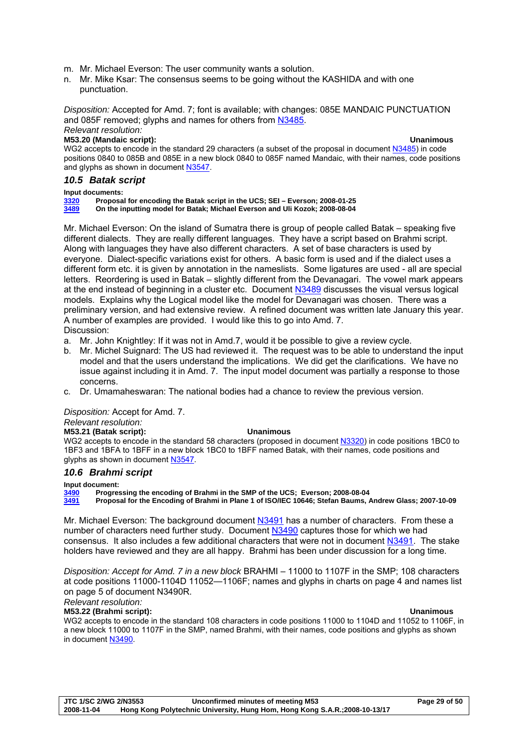m. Mr. Michael Everson: The user community wants a solution.
n. Mr. Mike Ksar: The consensus seems to be going without the KASHIDA and with one punctuation.

*Disposition:* Accepted for Amd. 7; font is available; with changes: 085E MANDAIC PUNCTUATION and 085F removed; glyphs and names for others from N3485.

*Relevant resolution:*

**M53.20 (Mandaic script):** **Unanimous**

WG2 accepts to encode in the standard 29 characters (a subset of the proposal in document N3485) in code positions 0840 to 085B and 085E in a new block 0840 to 085F named Mandaic, with their names, code positions and glyphs as shown in document N3547.

## *10.5 Batak script*

**Input documents:**

**3320 Proposal for encoding the Batak script in the UCS; SEI – Everson; 2008-01-25**
**3489 On the inputting model for Batak; Michael Everson and Uli Kozok; 2008-08-04**

Mr. Michael Everson: On the island of Sumatra there is group of people called Batak – speaking five different dialects. They are really different languages. They have a script based on Brahmi script. Along with languages they have also different characters. A set of base characters is used by everyone. Dialect-specific variations exist for others. A basic form is used and if the dialect uses a different form etc. it is given by annotation in the nameslists. Some ligatures are used - all are special letters. Reordering is used in Batak – slightly different from the Devanagari. The vowel mark appears at the end instead of beginning in a cluster etc. Document N3489 discusses the visual versus logical models. Explains why the Logical model like the model for Devanagari was chosen. There was a preliminary version, and had extensive review. A refined document was written late January this year. A number of examples are provided. I would like this to go into Amd. 7.

Discussion:

a. Mr. John Knightley: If it was not in Amd.7, would it be possible to give a review cycle.
b. Mr. Michel Suignard: The US had reviewed it. The request was to be able to understand the input model and that the users understand the implications. We did get the clarifications. We have no issue against including it in Amd. 7. The input model document was partially a response to those concerns.
c. Dr. Umamaheswaran: The national bodies had a chance to review the previous version.

*Disposition:* Accept for Amd. 7.

*Relevant resolution:*

**M53.21 (Batak script):** **Unanimous**

WG2 accepts to encode in the standard 58 characters (proposed in document N3320) in code positions 1BC0 to 1BF3 and 1BFA to 1BFF in a new block 1BC0 to 1BFF named Batak, with their names, code positions and glyphs as shown in document N3547.

## *10.6 Brahmi script*

**Input document:**

**3490 Progressing the encoding of Brahmi in the SMP of the UCS; Everson; 2008-08-04**
**3491 Proposal for the Encoding of Brahmi in Plane 1 of ISO/IEC 10646; Stefan Baums, Andrew Glass; 2007-10-09**

Mr. Michael Everson: The background document N3491 has a number of characters. From these a number of characters need further study. Document N3490 captures those for which we had consensus. It also includes a few additional characters that were not in document N3491. The stake holders have reviewed and they are all happy. Brahmi has been under discussion for a long time.

*Disposition: Accept for Amd. 7 in a new block* BRAHMI – 11000 to 1107F in the SMP; 108 characters at code positions 11000-1104D 11052—1106F; names and glyphs in charts on page 4 and names list on page 5 of document N3490R.

*Relevant resolution:*

**M53.22 (Brahmi script):** **Unanimous**

WG2 accepts to encode in the standard 108 characters in code positions 11000 to 1104D and 11052 to 1106F, in a new block 11000 to 1107F in the SMP, named Brahmi, with their names, code positions and glyphs as shown in document N3490.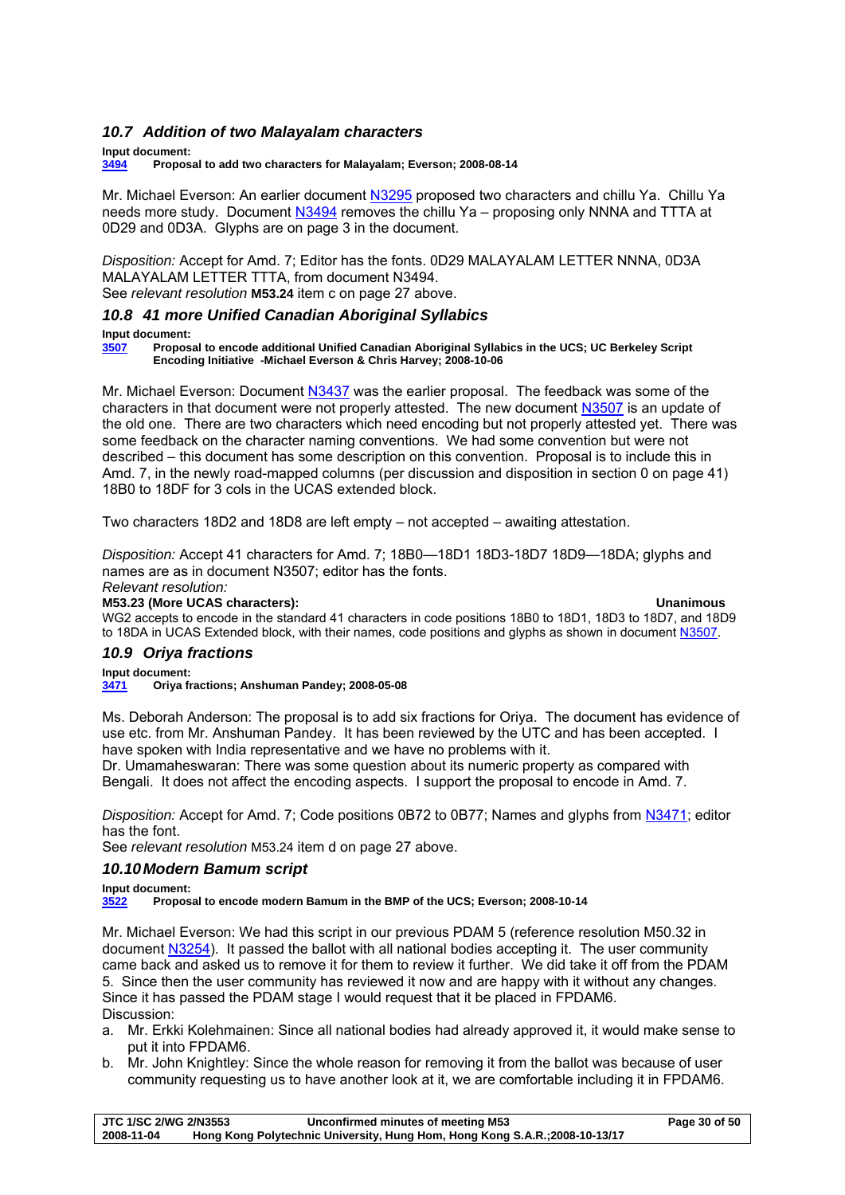### *10.7 Addition of two Malayalam characters*

**Input document:**
**3494 Proposal to add two characters for Malayalam; Everson; 2008-08-14**

Mr. Michael Everson: An earlier document N3295 proposed two characters and chillu Ya. Chillu Ya needs more study. Document N3494 removes the chillu Ya – proposing only NNNA and TTTA at 0D29 and 0D3A. Glyphs are on page 3 in the document.

*Disposition:* Accept for Amd. 7; Editor has the fonts. 0D29 MALAYALAM LETTER NNNA, 0D3A MALAYALAM LETTER TTTA, from document N3494.
See *relevant resolution* **M53.24** item c on page 27 above.

### *10.8 41 more Unified Canadian Aboriginal Syllabics*

**Input document:**
**3507 Proposal to encode additional Unified Canadian Aboriginal Syllabics in the UCS; UC Berkeley Script Encoding Initiative -Michael Everson & Chris Harvey; 2008-10-06**

Mr. Michael Everson: Document N3437 was the earlier proposal. The feedback was some of the characters in that document were not properly attested. The new document N3507 is an update of the old one. There are two characters which need encoding but not properly attested yet. There was some feedback on the character naming conventions. We had some convention but were not described – this document has some description on this convention. Proposal is to include this in Amd. 7, in the newly road-mapped columns (per discussion and disposition in section 0 on page 41) 18B0 to 18DF for 3 cols in the UCAS extended block.

Two characters 18D2 and 18D8 are left empty – not accepted – awaiting attestation.

*Disposition:* Accept 41 characters for Amd. 7; 18B0—18D1 18D3-18D7 18D9—18DA; glyphs and names are as in document N3507; editor has the fonts.
*Relevant resolution:*
**M53.23 (More UCAS characters): Unanimous**
WG2 accepts to encode in the standard 41 characters in code positions 18B0 to 18D1, 18D3 to 18D7, and 18D9 to 18DA in UCAS Extended block, with their names, code positions and glyphs as shown in document N3507.

### *10.9 Oriya fractions*

**Input document:**
**3471 Oriya fractions; Anshuman Pandey; 2008-05-08**

Ms. Deborah Anderson: The proposal is to add six fractions for Oriya. The document has evidence of use etc. from Mr. Anshuman Pandey. It has been reviewed by the UTC and has been accepted. I have spoken with India representative and we have no problems with it.
Dr. Umamaheswaran: There was some question about its numeric property as compared with Bengali. It does not affect the encoding aspects. I support the proposal to encode in Amd. 7.

*Disposition:* Accept for Amd. 7; Code positions 0B72 to 0B77; Names and glyphs from N3471; editor has the font.
See *relevant resolution* M53.24 item d on page 27 above.

### *10.10 Modern Bamum script*

**Input document:**
**3522 Proposal to encode modern Bamum in the BMP of the UCS; Everson; 2008-10-14**

Mr. Michael Everson: We had this script in our previous PDAM 5 (reference resolution M50.32 in document N3254). It passed the ballot with all national bodies accepting it. The user community came back and asked us to remove it for them to review it further. We did take it off from the PDAM 5. Since then the user community has reviewed it now and are happy with it without any changes. Since it has passed the PDAM stage I would request that it be placed in FPDAM6.
Discussion:

a. Mr. Erkki Kolehmainen: Since all national bodies had already approved it, it would make sense to put it into FPDAM6.
b. Mr. John Knightley: Since the whole reason for removing it from the ballot was because of user community requesting us to have another look at it, we are comfortable including it in FPDAM6.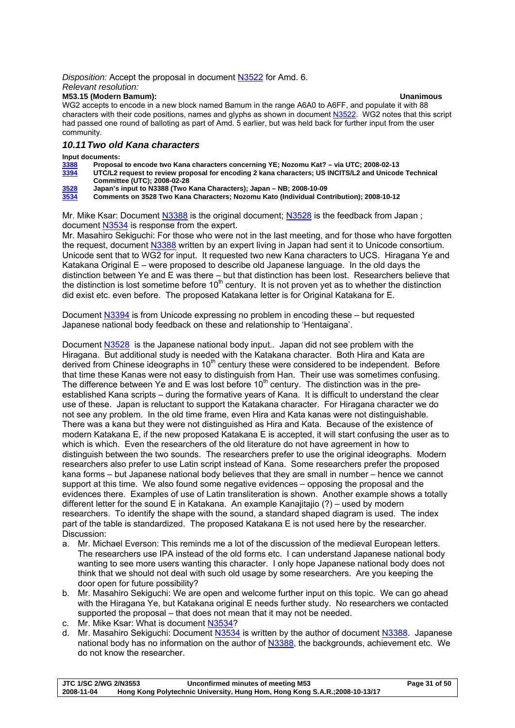*Disposition:* Accept the proposal in document N3522 for Amd. 6.

*Relevant resolution:*

**M53.15 (Modern Bamum): Unanimous**

WG2 accepts to encode in a new block named Bamum in the range A6A0 to A6FF, and populate it with 88 characters with their code positions, names and glyphs as shown in document N3522. WG2 notes that this script had passed one round of balloting as part of Amd. 5 earlier, but was held back for further input from the user community.

### *10.11 Two old Kana characters*

**Input documents:**

**3388 Proposal to encode two Kana characters concerning YE; Nozomu Kat? – via UTC; 2008-02-13**
**3394 UTC/L2 request to review proposal for encoding 2 kana characters; US INCITS/L2 and Unicode Technical Committee (UTC); 2008-02-28**
**3528 Japan's input to N3388 (Two Kana Characters); Japan – NB; 2008-10-09**
**3534 Comments on 3528 Two Kana Characters; Nozomu Kato (Individual Contribution); 2008-10-12**

Mr. Mike Ksar: Document N3388 is the original document; N3528 is the feedback from Japan ; document N3534 is response from the expert.

Mr. Masahiro Sekiguchi: For those who were not in the last meeting, and for those who have forgotten the request, document N3388 written by an expert living in Japan had sent it to Unicode consortium. Unicode sent that to WG2 for input. It requested two new Kana characters to UCS. Hiragana Ye and Katakana Original E – were proposed to describe old Japanese language. In the old days the distinction between Ye and E was there – but that distinction has been lost. Researchers believe that the distinction is lost sometime before 10th century. It is not proven yet as to whether the distinction did exist etc. even before. The proposed Katakana letter is for Original Katakana for E.

Document N3394 is from Unicode expressing no problem in encoding these – but requested Japanese national body feedback on these and relationship to 'Hentaigana'.

Document N3528 is the Japanese national body input.. Japan did not see problem with the Hiragana. But additional study is needed with the Katakana character. Both Hira and Kata are derived from Chinese ideographs in 10th century these were considered to be independent. Before that time these Kanas were not easy to distinguish from Han. Their use was sometimes confusing. The difference between Ye and E was lost before 10th century. The distinction was in the pre-established Kana scripts – during the formative years of Kana. It is difficult to understand the clear use of these. Japan is reluctant to support the Katakana character. For Hiragana character we do not see any problem. In the old time frame, even Hira and Kata kanas were not distinguishable. There was a kana but they were not distinguished as Hira and Kata. Because of the existence of modern Katakana E, if the new proposed Katakana E is accepted, it will start confusing the user as to which is which. Even the researchers of the old literature do not have agreement in how to distinguish between the two sounds. The researchers prefer to use the original ideographs. Modern researchers also prefer to use Latin script instead of Kana. Some researchers prefer the proposed kana forms – but Japanese national body believes that they are small in number – hence we cannot support at this time. We also found some negative evidences – opposing the proposal and the evidences there. Examples of use of Latin transliteration is shown. Another example shows a totally different letter for the sound E in Katakana. An example Kanajitajio (?) – used by modern researchers. To identify the shape with the sound, a standard shaped diagram is used. The index part of the table is standardized. The proposed Katakana E is not used here by the researcher.

Discussion:

a. Mr. Michael Everson: This reminds me a lot of the discussion of the medieval European letters. The researchers use IPA instead of the old forms etc. I can understand Japanese national body wanting to see more users wanting this character. I only hope Japanese national body does not think that we should not deal with such old usage by some researchers. Are you keeping the door open for future possibility?
b. Mr. Masahiro Sekiguchi: We are open and welcome further input on this topic. We can go ahead with the Hiragana Ye, but Katakana original E needs further study. No researchers we contacted supported the proposal – that does not mean that it may not be needed.
c. Mr. Mike Ksar: What is document N3534?
d. Mr. Masahiro Sekiguchi: Document N3534 is written by the author of document N3388. Japanese national body has no information on the author of N3388, the backgrounds, achievement etc. We do not know the researcher.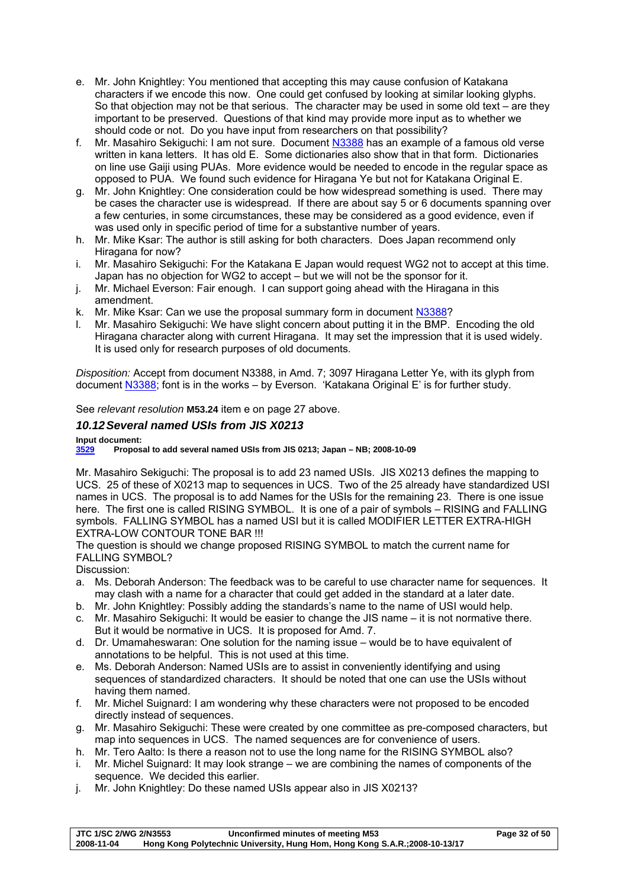e. Mr. John Knightley: You mentioned that accepting this may cause confusion of Katakana characters if we encode this now. One could get confused by looking at similar looking glyphs. So that objection may not be that serious. The character may be used in some old text – are they important to be preserved. Questions of that kind may provide more input as to whether we should code or not. Do you have input from researchers on that possibility?
f. Mr. Masahiro Sekiguchi: I am not sure. Document N3388 has an example of a famous old verse written in kana letters. It has old E. Some dictionaries also show that in that form. Dictionaries on line use Gaiji using PUAs. More evidence would be needed to encode in the regular space as opposed to PUA. We found such evidence for Hiragana Ye but not for Katakana Original E.
g. Mr. John Knightley: One consideration could be how widespread something is used. There may be cases the character use is widespread. If there are about say 5 or 6 documents spanning over a few centuries, in some circumstances, these may be considered as a good evidence, even if was used only in specific period of time for a substantive number of years.
h. Mr. Mike Ksar: The author is still asking for both characters. Does Japan recommend only Hiragana for now?
i. Mr. Masahiro Sekiguchi: For the Katakana E Japan would request WG2 not to accept at this time. Japan has no objection for WG2 to accept – but we will not be the sponsor for it.
j. Mr. Michael Everson: Fair enough. I can support going ahead with the Hiragana in this amendment.
k. Mr. Mike Ksar: Can we use the proposal summary form in document N3388?
l. Mr. Masahiro Sekiguchi: We have slight concern about putting it in the BMP. Encoding the old Hiragana character along with current Hiragana. It may set the impression that it is used widely. It is used only for research purposes of old documents.

*Disposition:* Accept from document N3388, in Amd. 7; 3097 Hiragana Letter Ye, with its glyph from document N3388; font is in the works – by Everson. 'Katakana Original E' is for further study.

See *relevant resolution* **M53.24** item e on page 27 above.

## *10.12 Several named USIs from JIS X0213*

**Input document:**
**3529 Proposal to add several named USIs from JIS 0213; Japan – NB; 2008-10-09**

Mr. Masahiro Sekiguchi: The proposal is to add 23 named USIs. JIS X0213 defines the mapping to UCS. 25 of these of X0213 map to sequences in UCS. Two of the 25 already have standardized USI names in UCS. The proposal is to add Names for the USIs for the remaining 23. There is one issue here. The first one is called RISING SYMBOL. It is one of a pair of symbols – RISING and FALLING symbols. FALLING SYMBOL has a named USI but it is called MODIFIER LETTER EXTRA-HIGH EXTRA-LOW CONTOUR TONE BAR !!!
The question is should we change proposed RISING SYMBOL to match the current name for FALLING SYMBOL?
Discussion:

a. Ms. Deborah Anderson: The feedback was to be careful to use character name for sequences. It may clash with a name for a character that could get added in the standard at a later date.
b. Mr. John Knightley: Possibly adding the standards's name to the name of USI would help.
c. Mr. Masahiro Sekiguchi: It would be easier to change the JIS name – it is not normative there. But it would be normative in UCS. It is proposed for Amd. 7.
d. Dr. Umamaheswaran: One solution for the naming issue – would be to have equivalent of annotations to be helpful. This is not used at this time.
e. Ms. Deborah Anderson: Named USIs are to assist in conveniently identifying and using sequences of standardized characters. It should be noted that one can use the USIs without having them named.
f. Mr. Michel Suignard: I am wondering why these characters were not proposed to be encoded directly instead of sequences.
g. Mr. Masahiro Sekiguchi: These were created by one committee as pre-composed characters, but map into sequences in UCS. The named sequences are for convenience of users.
h. Mr. Tero Aalto: Is there a reason not to use the long name for the RISING SYMBOL also?
i. Mr. Michel Suignard: It may look strange – we are combining the names of components of the sequence. We decided this earlier.
j. Mr. John Knightley: Do these named USIs appear also in JIS X0213?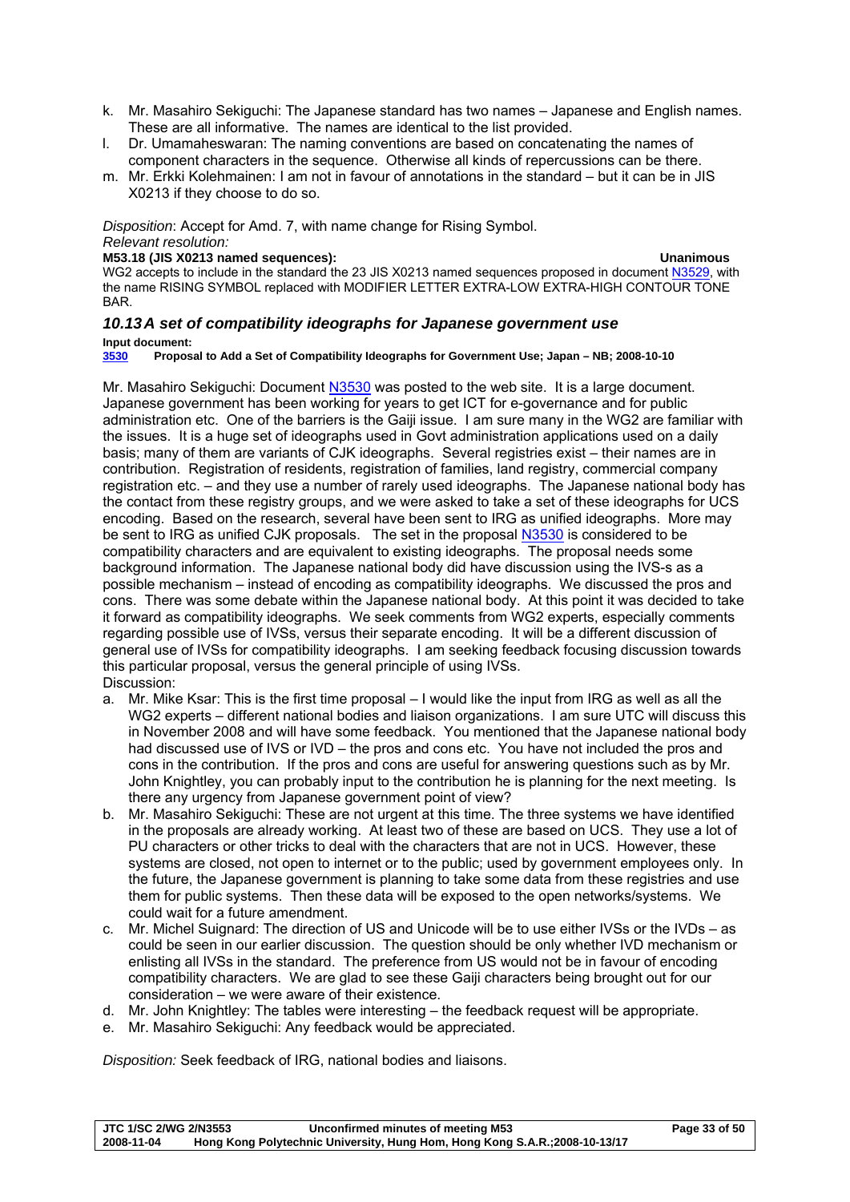k. Mr. Masahiro Sekiguchi: The Japanese standard has two names – Japanese and English names. These are all informative. The names are identical to the list provided.
l. Dr. Umamaheswaran: The naming conventions are based on concatenating the names of component characters in the sequence. Otherwise all kinds of repercussions can be there.
m. Mr. Erkki Kolehmainen: I am not in favour of annotations in the standard – but it can be in JIS X0213 if they choose to do so.

*Disposition*: Accept for Amd. 7, with name change for Rising Symbol.
*Relevant resolution:*

**M53.18 (JIS X0213 named sequences): Unanimous**
WG2 accepts to include in the standard the 23 JIS X0213 named sequences proposed in document N3529, with the name RISING SYMBOL replaced with MODIFIER LETTER EXTRA-LOW EXTRA-HIGH CONTOUR TONE BAR.

### *10.13 A set of compatibility ideographs for Japanese government use*

**Input document:**
**3530 Proposal to Add a Set of Compatibility Ideographs for Government Use; Japan – NB; 2008-10-10**

Mr. Masahiro Sekiguchi: Document N3530 was posted to the web site. It is a large document. Japanese government has been working for years to get ICT for e-governance and for public administration etc. One of the barriers is the Gaiji issue. I am sure many in the WG2 are familiar with the issues. It is a huge set of ideographs used in Govt administration applications used on a daily basis; many of them are variants of CJK ideographs. Several registries exist – their names are in contribution. Registration of residents, registration of families, land registry, commercial company registration etc. – and they use a number of rarely used ideographs. The Japanese national body has the contact from these registry groups, and we were asked to take a set of these ideographs for UCS encoding. Based on the research, several have been sent to IRG as unified ideographs. More may be sent to IRG as unified CJK proposals. The set in the proposal N3530 is considered to be compatibility characters and are equivalent to existing ideographs. The proposal needs some background information. The Japanese national body did have discussion using the IVS-s as a possible mechanism – instead of encoding as compatibility ideographs. We discussed the pros and cons. There was some debate within the Japanese national body. At this point it was decided to take it forward as compatibility ideographs. We seek comments from WG2 experts, especially comments regarding possible use of IVSs, versus their separate encoding. It will be a different discussion of general use of IVSs for compatibility ideographs. I am seeking feedback focusing discussion towards this particular proposal, versus the general principle of using IVSs.
Discussion:

a. Mr. Mike Ksar: This is the first time proposal – I would like the input from IRG as well as all the WG2 experts – different national bodies and liaison organizations. I am sure UTC will discuss this in November 2008 and will have some feedback. You mentioned that the Japanese national body had discussed use of IVS or IVD – the pros and cons etc. You have not included the pros and cons in the contribution. If the pros and cons are useful for answering questions such as by Mr. John Knightley, you can probably input to the contribution he is planning for the next meeting. Is there any urgency from Japanese government point of view?
b. Mr. Masahiro Sekiguchi: These are not urgent at this time. The three systems we have identified in the proposals are already working. At least two of these are based on UCS. They use a lot of PU characters or other tricks to deal with the characters that are not in UCS. However, these systems are closed, not open to internet or to the public; used by government employees only. In the future, the Japanese government is planning to take some data from these registries and use them for public systems. Then these data will be exposed to the open networks/systems. We could wait for a future amendment.
c. Mr. Michel Suignard: The direction of US and Unicode will be to use either IVSs or the IVDs – as could be seen in our earlier discussion. The question should be only whether IVD mechanism or enlisting all IVSs in the standard. The preference from US would not be in favour of encoding compatibility characters. We are glad to see these Gaiji characters being brought out for our consideration – we were aware of their existence.
d. Mr. John Knightley: The tables were interesting – the feedback request will be appropriate.
e. Mr. Masahiro Sekiguchi: Any feedback would be appreciated.

*Disposition:* Seek feedback of IRG, national bodies and liaisons.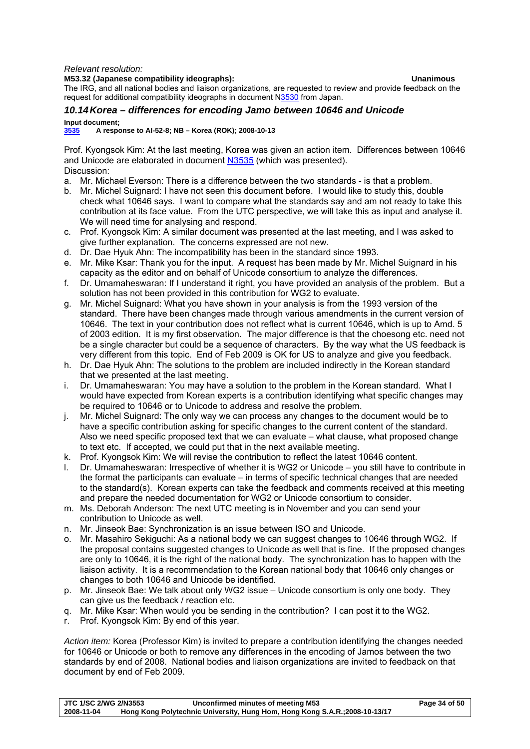*Relevant resolution:*

**M53.32 (Japanese compatibility ideographs):** **Unanimous**

The IRG, and all national bodies and liaison organizations, are requested to review and provide feedback on the request for additional compatibility ideographs in document N3530 from Japan.

### *10.14 Korea – differences for encoding Jamo between 10646 and Unicode*

**Input document;**

**3535 A response to AI-52-8; NB – Korea (ROK); 2008-10-13**

Prof. Kyongsok Kim: At the last meeting, Korea was given an action item. Differences between 10646 and Unicode are elaborated in document N3535 (which was presented).

Discussion:

a. Mr. Michael Everson: There is a difference between the two standards - is that a problem.
b. Mr. Michel Suignard: I have not seen this document before. I would like to study this, double check what 10646 says. I want to compare what the standards say and am not ready to take this contribution at its face value. From the UTC perspective, we will take this as input and analyse it. We will need time for analysing and respond.
c. Prof. Kyongsok Kim: A similar document was presented at the last meeting, and I was asked to give further explanation. The concerns expressed are not new.
d. Dr. Dae Hyuk Ahn: The incompatibility has been in the standard since 1993.
e. Mr. Mike Ksar: Thank you for the input. A request has been made by Mr. Michel Suignard in his capacity as the editor and on behalf of Unicode consortium to analyze the differences.
f. Dr. Umamaheswaran: If I understand it right, you have provided an analysis of the problem. But a solution has not been provided in this contribution for WG2 to evaluate.
g. Mr. Michel Suignard: What you have shown in your analysis is from the 1993 version of the standard. There have been changes made through various amendments in the current version of 10646. The text in your contribution does not reflect what is current 10646, which is up to Amd. 5 of 2003 edition. It is my first observation. The major difference is that the choesong etc. need not be a single character but could be a sequence of characters. By the way what the US feedback is very different from this topic. End of Feb 2009 is OK for US to analyze and give you feedback.
h. Dr. Dae Hyuk Ahn: The solutions to the problem are included indirectly in the Korean standard that we presented at the last meeting.
i. Dr. Umamaheswaran: You may have a solution to the problem in the Korean standard. What I would have expected from Korean experts is a contribution identifying what specific changes may be required to 10646 or to Unicode to address and resolve the problem.
j. Mr. Michel Suignard: The only way we can process any changes to the document would be to have a specific contribution asking for specific changes to the current content of the standard. Also we need specific proposed text that we can evaluate – what clause, what proposed change to text etc. If accepted, we could put that in the next available meeting.
k. Prof. Kyongsok Kim: We will revise the contribution to reflect the latest 10646 content.
l. Dr. Umamaheswaran: Irrespective of whether it is WG2 or Unicode – you still have to contribute in the format the participants can evaluate – in terms of specific technical changes that are needed to the standard(s). Korean experts can take the feedback and comments received at this meeting and prepare the needed documentation for WG2 or Unicode consortium to consider.
m. Ms. Deborah Anderson: The next UTC meeting is in November and you can send your contribution to Unicode as well.
n. Mr. Jinseok Bae: Synchronization is an issue between ISO and Unicode.
o. Mr. Masahiro Sekiguchi: As a national body we can suggest changes to 10646 through WG2. If the proposal contains suggested changes to Unicode as well that is fine. If the proposed changes are only to 10646, it is the right of the national body. The synchronization has to happen with the liaison activity. It is a recommendation to the Korean national body that 10646 only changes or changes to both 10646 and Unicode be identified.
p. Mr. Jinseok Bae: We talk about only WG2 issue – Unicode consortium is only one body. They can give us the feedback / reaction etc.
q. Mr. Mike Ksar: When would you be sending in the contribution? I can post it to the WG2.
r. Prof. Kyongsok Kim: By end of this year.

*Action item:* Korea (Professor Kim) is invited to prepare a contribution identifying the changes needed for 10646 or Unicode or both to remove any differences in the encoding of Jamos between the two standards by end of 2008. National bodies and liaison organizations are invited to feedback on that document by end of Feb 2009.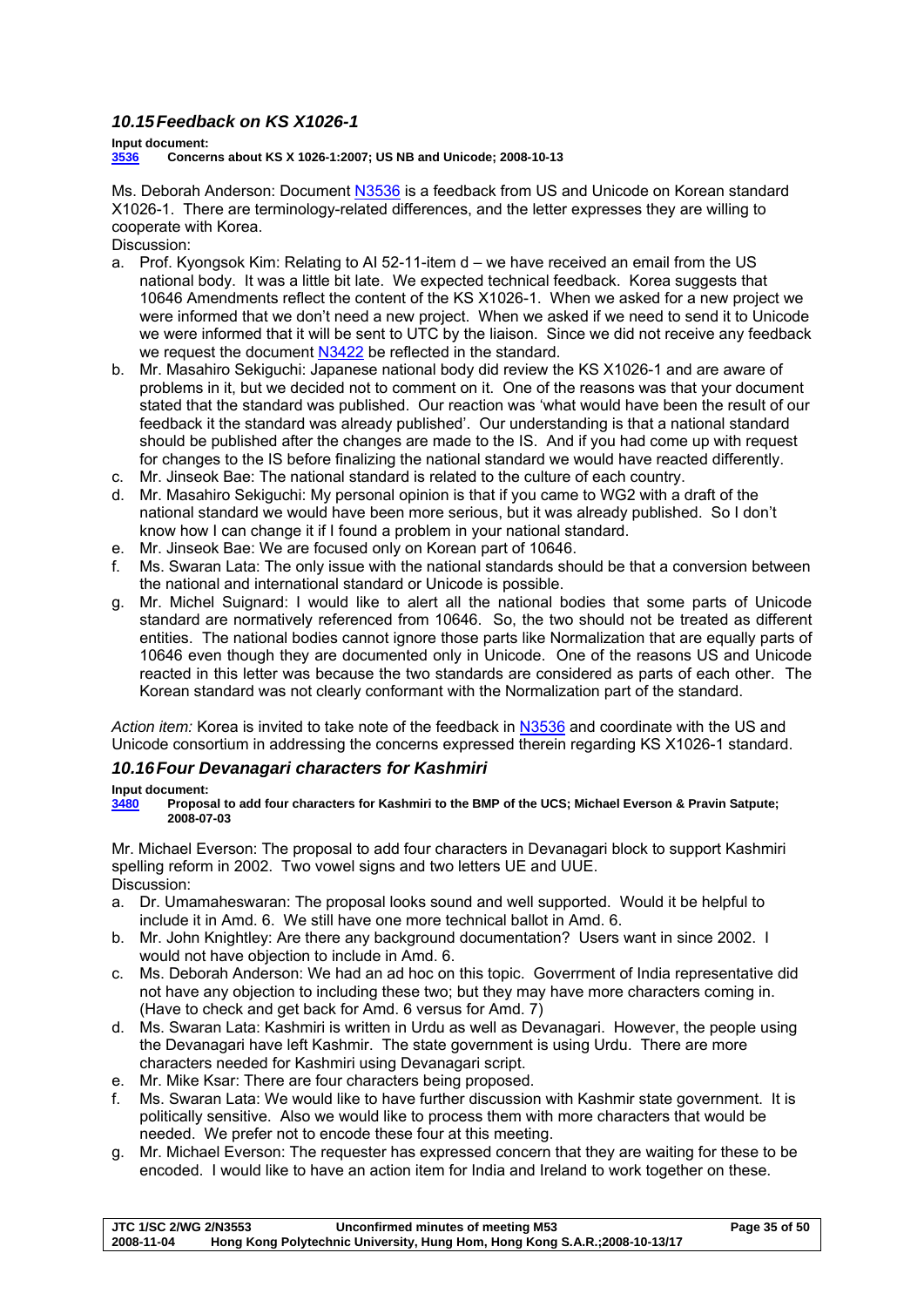### *10.15 Feedback on KS X1026-1*

**Input document:**
**3536 Concerns about KS X 1026-1:2007; US NB and Unicode; 2008-10-13**

Ms. Deborah Anderson: Document N3536 is a feedback from US and Unicode on Korean standard X1026-1. There are terminology-related differences, and the letter expresses they are willing to cooperate with Korea.
Discussion:

a. Prof. Kyongsok Kim: Relating to AI 52-11-item d – we have received an email from the US national body. It was a little bit late. We expected technical feedback. Korea suggests that 10646 Amendments reflect the content of the KS X1026-1. When we asked for a new project we were informed that we don't need a new project. When we asked if we need to send it to Unicode we were informed that it will be sent to UTC by the liaison. Since we did not receive any feedback we request the document N3422 be reflected in the standard.
b. Mr. Masahiro Sekiguchi: Japanese national body did review the KS X1026-1 and are aware of problems in it, but we decided not to comment on it. One of the reasons was that your document stated that the standard was published. Our reaction was 'what would have been the result of our feedback it the standard was already published'. Our understanding is that a national standard should be published after the changes are made to the IS. And if you had come up with request for changes to the IS before finalizing the national standard we would have reacted differently.
c. Mr. Jinseok Bae: The national standard is related to the culture of each country.
d. Mr. Masahiro Sekiguchi: My personal opinion is that if you came to WG2 with a draft of the national standard we would have been more serious, but it was already published. So I don't know how I can change it if I found a problem in your national standard.
e. Mr. Jinseok Bae: We are focused only on Korean part of 10646.
f. Ms. Swaran Lata: The only issue with the national standards should be that a conversion between the national and international standard or Unicode is possible.
g. Mr. Michel Suignard: I would like to alert all the national bodies that some parts of Unicode standard are normatively referenced from 10646. So, the two should not be treated as different entities. The national bodies cannot ignore those parts like Normalization that are equally parts of 10646 even though they are documented only in Unicode. One of the reasons US and Unicode reacted in this letter was because the two standards are considered as parts of each other. The Korean standard was not clearly conformant with the Normalization part of the standard.

*Action item:* Korea is invited to take note of the feedback in N3536 and coordinate with the US and Unicode consortium in addressing the concerns expressed therein regarding KS X1026-1 standard.

### *10.16 Four Devanagari characters for Kashmiri*

**Input document:**
**3480 Proposal to add four characters for Kashmiri to the BMP of the UCS; Michael Everson & Pravin Satpute; 2008-07-03**

Mr. Michael Everson: The proposal to add four characters in Devanagari block to support Kashmiri spelling reform in 2002. Two vowel signs and two letters UE and UUE.
Discussion:

a. Dr. Umamaheswaran: The proposal looks sound and well supported. Would it be helpful to include it in Amd. 6. We still have one more technical ballot in Amd. 6.
b. Mr. John Knightley: Are there any background documentation? Users want in since 2002. I would not have objection to include in Amd. 6.
c. Ms. Deborah Anderson: We had an ad hoc on this topic. Goverrment of India representative did not have any objection to including these two; but they may have more characters coming in. (Have to check and get back for Amd. 6 versus for Amd. 7)
d. Ms. Swaran Lata: Kashmiri is written in Urdu as well as Devanagari. However, the people using the Devanagari have left Kashmir. The state government is using Urdu. There are more characters needed for Kashmiri using Devanagari script.
e. Mr. Mike Ksar: There are four characters being proposed.
f. Ms. Swaran Lata: We would like to have further discussion with Kashmir state government. It is politically sensitive. Also we would like to process them with more characters that would be needed. We prefer not to encode these four at this meeting.
g. Mr. Michael Everson: The requester has expressed concern that they are waiting for these to be encoded. I would like to have an action item for India and Ireland to work together on these.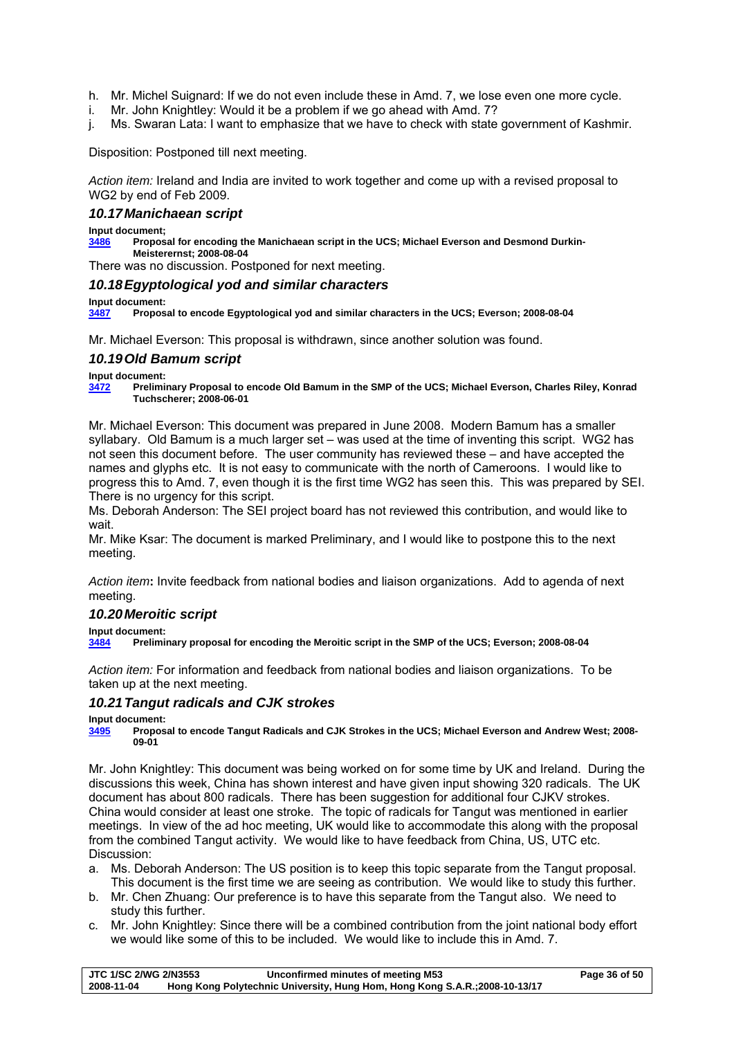h. Mr. Michel Suignard: If we do not even include these in Amd. 7, we lose even one more cycle.
i. Mr. John Knightley: Would it be a problem if we go ahead with Amd. 7?
j. Ms. Swaran Lata: I want to emphasize that we have to check with state government of Kashmir.

Disposition: Postponed till next meeting.

*Action item:* Ireland and India are invited to work together and come up with a revised proposal to WG2 by end of Feb 2009.

### *10.17 Manichaean script*

**Input document;**
**3486 Proposal for encoding the Manichaean script in the UCS; Michael Everson and Desmond Durkin-Meisterernst; 2008-08-04**

There was no discussion. Postponed for next meeting.

### *10.18 Egyptological yod and similar characters*

**Input document:**
**3487 Proposal to encode Egyptological yod and similar characters in the UCS; Everson; 2008-08-04**

Mr. Michael Everson: This proposal is withdrawn, since another solution was found.

### *10.19 Old Bamum script*

**Input document:**
**3472 Preliminary Proposal to encode Old Bamum in the SMP of the UCS; Michael Everson, Charles Riley, Konrad Tuchscherer; 2008-06-01**

Mr. Michael Everson: This document was prepared in June 2008. Modern Bamum has a smaller syllabary. Old Bamum is a much larger set – was used at the time of inventing this script. WG2 has not seen this document before. The user community has reviewed these – and have accepted the names and glyphs etc. It is not easy to communicate with the north of Cameroons. I would like to progress this to Amd. 7, even though it is the first time WG2 has seen this. This was prepared by SEI. There is no urgency for this script.
Ms. Deborah Anderson: The SEI project board has not reviewed this contribution, and would like to wait.
Mr. Mike Ksar: The document is marked Preliminary, and I would like to postpone this to the next meeting.

*Action item***:** Invite feedback from national bodies and liaison organizations. Add to agenda of next meeting.

### *10.20 Meroitic script*

**Input document:**
**3484 Preliminary proposal for encoding the Meroitic script in the SMP of the UCS; Everson; 2008-08-04**

*Action item:* For information and feedback from national bodies and liaison organizations. To be taken up at the next meeting.

### *10.21 Tangut radicals and CJK strokes*

**Input document:**
**3495 Proposal to encode Tangut Radicals and CJK Strokes in the UCS; Michael Everson and Andrew West; 2008-09-01**

Mr. John Knightley: This document was being worked on for some time by UK and Ireland. During the discussions this week, China has shown interest and have given input showing 320 radicals. The UK document has about 800 radicals. There has been suggestion for additional four CJKV strokes. China would consider at least one stroke. The topic of radicals for Tangut was mentioned in earlier meetings. In view of the ad hoc meeting, UK would like to accommodate this along with the proposal from the combined Tangut activity. We would like to have feedback from China, US, UTC etc.
Discussion:

a. Ms. Deborah Anderson: The US position is to keep this topic separate from the Tangut proposal. This document is the first time we are seeing as contribution. We would like to study this further.
b. Mr. Chen Zhuang: Our preference is to have this separate from the Tangut also. We need to study this further.
c. Mr. John Knightley: Since there will be a combined contribution from the joint national body effort we would like some of this to be included. We would like to include this in Amd. 7.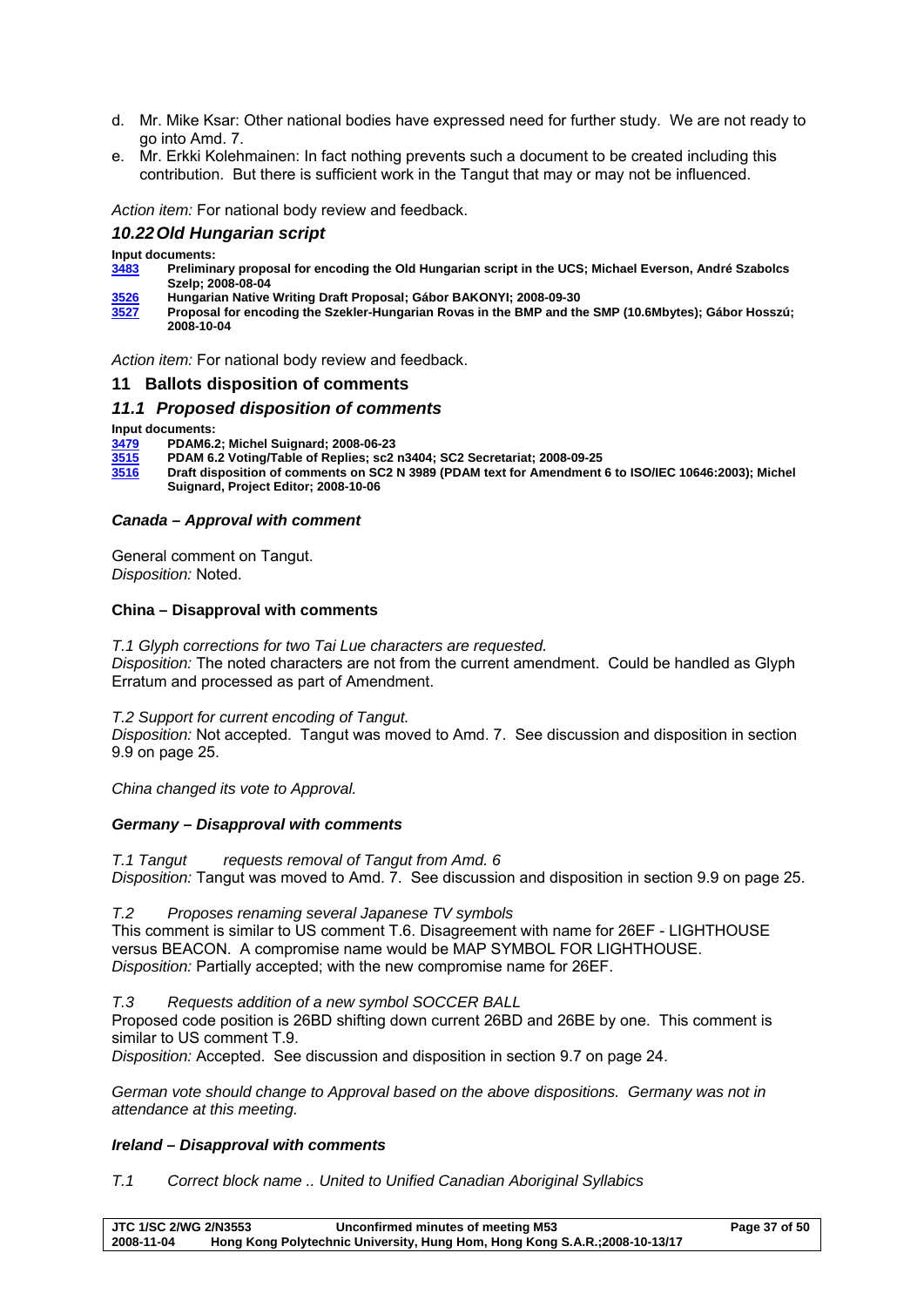d. Mr. Mike Ksar: Other national bodies have expressed need for further study. We are not ready to go into Amd. 7.
e. Mr. Erkki Kolehmainen: In fact nothing prevents such a document to be created including this contribution. But there is sufficient work in the Tangut that may or may not be influenced.

*Action item:* For national body review and feedback.

### *10.22 Old Hungarian script*

**Input documents:**

**3483** **Preliminary proposal for encoding the Old Hungarian script in the UCS; Michael Everson, André Szabolcs Szelp; 2008-08-04**
**3526** **Hungarian Native Writing Draft Proposal; Gábor BAKONYI; 2008-09-30**
**3527** **Proposal for encoding the Szekler-Hungarian Rovas in the BMP and the SMP (10.6Mbytes); Gábor Hosszú; 2008-10-04**

*Action item:* For national body review and feedback.

## 11 Ballots disposition of comments

### *11.1 Proposed disposition of comments*

**Input documents:**

**3479** **PDAM6.2; Michel Suignard; 2008-06-23**
**3515** **PDAM 6.2 Voting/Table of Replies; sc2 n3404; SC2 Secretariat; 2008-09-25**
**3516** **Draft disposition of comments on SC2 N 3989 (PDAM text for Amendment 6 to ISO/IEC 10646:2003); Michel Suignard, Project Editor; 2008-10-06**

#### *Canada – Approval with comment*

General comment on Tangut.
*Disposition:* Noted.

#### **China – Disapproval with comments**

*T.1 Glyph corrections for two Tai Lue characters are requested.*
*Disposition:* The noted characters are not from the current amendment. Could be handled as Glyph Erratum and processed as part of Amendment.

*T.2 Support for current encoding of Tangut.*
*Disposition:* Not accepted. Tangut was moved to Amd. 7. See discussion and disposition in section 9.9 on page 25.

*China changed its vote to Approval.*

#### *Germany – Disapproval with comments*

*T.1 Tangut requests removal of Tangut from Amd. 6*
*Disposition:* Tangut was moved to Amd. 7. See discussion and disposition in section 9.9 on page 25.

*T.2 Proposes renaming several Japanese TV symbols*
This comment is similar to US comment T.6. Disagreement with name for 26EF - LIGHTHOUSE versus BEACON. A compromise name would be MAP SYMBOL FOR LIGHTHOUSE.
*Disposition:* Partially accepted; with the new compromise name for 26EF.

*T.3 Requests addition of a new symbol SOCCER BALL*
Proposed code position is 26BD shifting down current 26BD and 26BE by one. This comment is similar to US comment T.9.
*Disposition:* Accepted. See discussion and disposition in section 9.7 on page 24.

*German vote should change to Approval based on the above dispositions. Germany was not in attendance at this meeting.*

#### *Ireland – Disapproval with comments*

*T.1 Correct block name .. United to Unified Canadian Aboriginal Syllabics*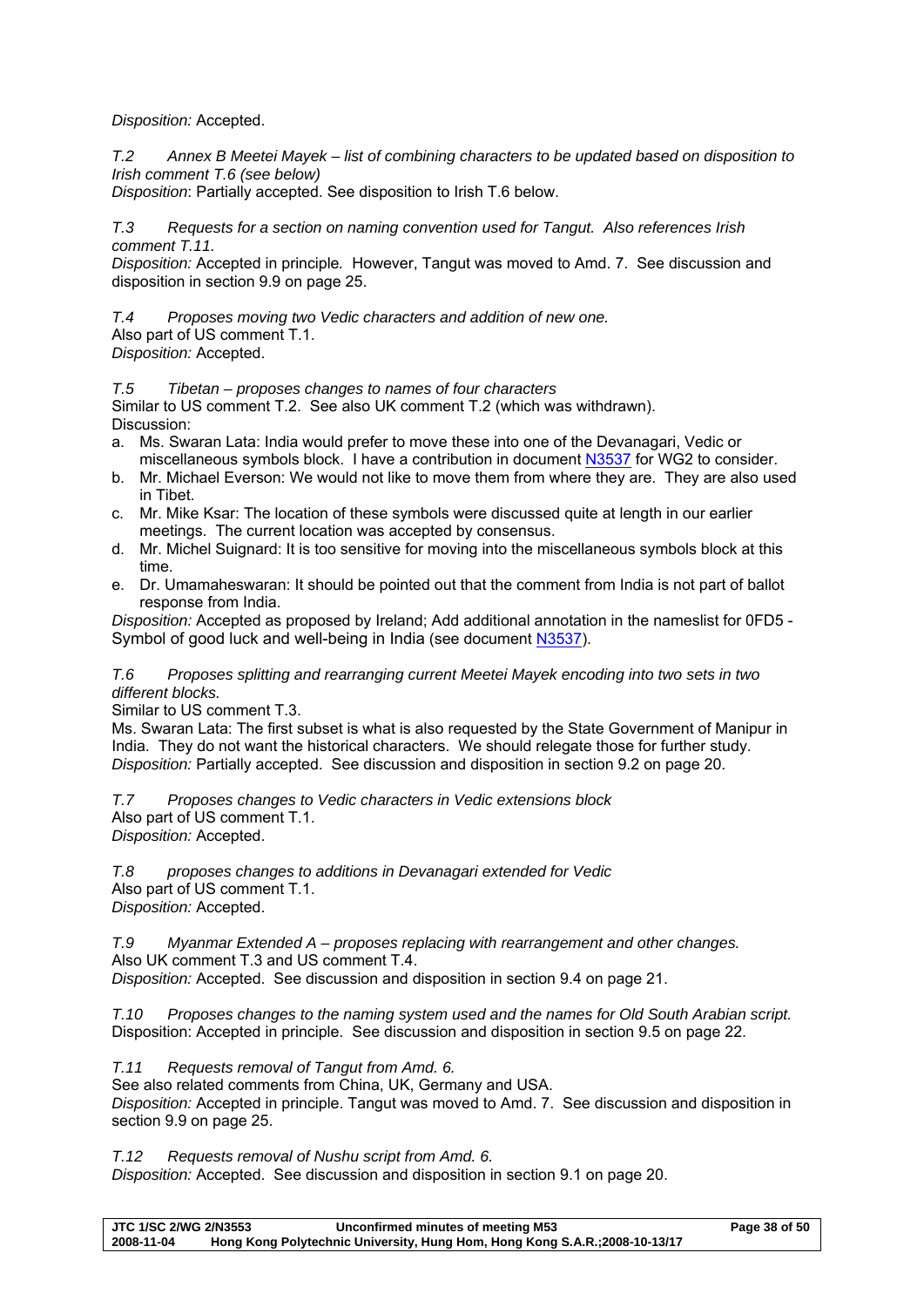*Disposition:* Accepted.

*T.2 Annex B Meetei Mayek – list of combining characters to be updated based on disposition to Irish comment T.6 (see below)*
*Disposition*: Partially accepted. See disposition to Irish T.6 below.

*T.3 Requests for a section on naming convention used for Tangut. Also references Irish comment T.11.*
*Disposition:* Accepted in principle*.* However, Tangut was moved to Amd. 7. See discussion and disposition in section 9.9 on page 25.

*T.4 Proposes moving two Vedic characters and addition of new one.*
Also part of US comment T.1.
*Disposition:* Accepted.

*T.5 Tibetan – proposes changes to names of four characters*
Similar to US comment T.2. See also UK comment T.2 (which was withdrawn).
Discussion:

a. Ms. Swaran Lata: India would prefer to move these into one of the Devanagari, Vedic or miscellaneous symbols block. I have a contribution in document N3537 for WG2 to consider.
b. Mr. Michael Everson: We would not like to move them from where they are. They are also used in Tibet.
c. Mr. Mike Ksar: The location of these symbols were discussed quite at length in our earlier meetings. The current location was accepted by consensus.
d. Mr. Michel Suignard: It is too sensitive for moving into the miscellaneous symbols block at this time.
e. Dr. Umamaheswaran: It should be pointed out that the comment from India is not part of ballot response from India.

*Disposition:* Accepted as proposed by Ireland; Add additional annotation in the nameslist for 0FD5 - Symbol of good luck and well-being in India (see document N3537).

*T.6 Proposes splitting and rearranging current Meetei Mayek encoding into two sets in two different blocks.*
Similar to US comment T.3.
Ms. Swaran Lata: The first subset is what is also requested by the State Government of Manipur in India. They do not want the historical characters. We should relegate those for further study.
*Disposition:* Partially accepted. See discussion and disposition in section 9.2 on page 20.

*T.7 Proposes changes to Vedic characters in Vedic extensions block*
Also part of US comment T.1.
*Disposition:* Accepted.

*T.8 proposes changes to additions in Devanagari extended for Vedic*
Also part of US comment T.1.
*Disposition:* Accepted.

*T.9 Myanmar Extended A – proposes replacing with rearrangement and other changes.*
Also UK comment T.3 and US comment T.4.
*Disposition:* Accepted. See discussion and disposition in section 9.4 on page 21.

*T.10 Proposes changes to the naming system used and the names for Old South Arabian script.*
Disposition: Accepted in principle. See discussion and disposition in section 9.5 on page 22.

*T.11 Requests removal of Tangut from Amd. 6.*
See also related comments from China, UK, Germany and USA.
*Disposition:* Accepted in principle. Tangut was moved to Amd. 7. See discussion and disposition in section 9.9 on page 25.

*T.12 Requests removal of Nushu script from Amd. 6.*
*Disposition:* Accepted. See discussion and disposition in section 9.1 on page 20.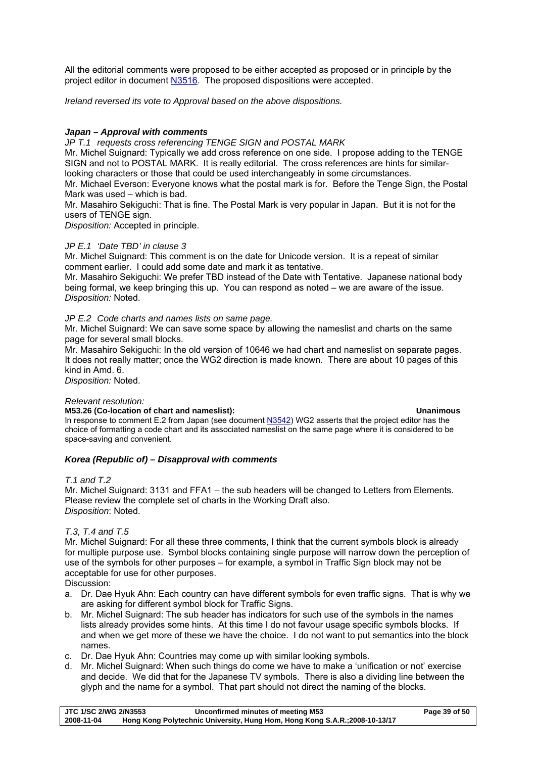All the editorial comments were proposed to be either accepted as proposed or in principle by the project editor in document N3516. The proposed dispositions were accepted.

*Ireland reversed its vote to Approval based on the above dispositions.*

### *Japan – Approval with comments*

*JP T.1 requests cross referencing TENGE SIGN and POSTAL MARK*

Mr. Michel Suignard: Typically we add cross reference on one side. I propose adding to the TENGE SIGN and not to POSTAL MARK. It is really editorial. The cross references are hints for similar-looking characters or those that could be used interchangeably in some circumstances.

Mr. Michael Everson: Everyone knows what the postal mark is for. Before the Tenge Sign, the Postal Mark was used – which is bad.

Mr. Masahiro Sekiguchi: That is fine. The Postal Mark is very popular in Japan. But it is not for the users of TENGE sign.

*Disposition:* Accepted in principle.

*JP E.1 'Date TBD' in clause 3*

Mr. Michel Suignard: This comment is on the date for Unicode version. It is a repeat of similar comment earlier. I could add some date and mark it as tentative.

Mr. Masahiro Sekiguchi: We prefer TBD instead of the Date with Tentative. Japanese national body being formal, we keep bringing this up. You can respond as noted – we are aware of the issue.

*Disposition:* Noted.

*JP E.2 Code charts and names lists on same page.*

Mr. Michel Suignard: We can save some space by allowing the nameslist and charts on the same page for several small blocks.

Mr. Masahiro Sekiguchi: In the old version of 10646 we had chart and nameslist on separate pages. It does not really matter; once the WG2 direction is made known. There are about 10 pages of this kind in Amd. 6.

*Disposition:* Noted.

*Relevant resolution:*

**M53.26 (Co-location of chart and nameslist): Unanimous**

In response to comment E.2 from Japan (see document N3542) WG2 asserts that the project editor has the choice of formatting a code chart and its associated nameslist on the same page where it is considered to be space-saving and convenient.

### *Korea (Republic of) – Disapproval with comments*

*T.1 and T.2*

Mr. Michel Suignard: 3131 and FFA1 – the sub headers will be changed to Letters from Elements. Please review the complete set of charts in the Working Draft also.

*Disposition*: Noted.

*T.3, T.4 and T.5*

Mr. Michel Suignard: For all these three comments, I think that the current symbols block is already for multiple purpose use. Symbol blocks containing single purpose will narrow down the perception of use of the symbols for other purposes – for example, a symbol in Traffic Sign block may not be acceptable for use for other purposes.

Discussion:

a. Dr. Dae Hyuk Ahn: Each country can have different symbols for even traffic signs. That is why we are asking for different symbol block for Traffic Signs.
b. Mr. Michel Suignard: The sub header has indicators for such use of the symbols in the names lists already provides some hints. At this time I do not favour usage specific symbols blocks. If and when we get more of these we have the choice. I do not want to put semantics into the block names.
c. Dr. Dae Hyuk Ahn: Countries may come up with similar looking symbols.
d. Mr. Michel Suignard: When such things do come we have to make a 'unification or not' exercise and decide. We did that for the Japanese TV symbols. There is also a dividing line between the glyph and the name for a symbol. That part should not direct the naming of the blocks.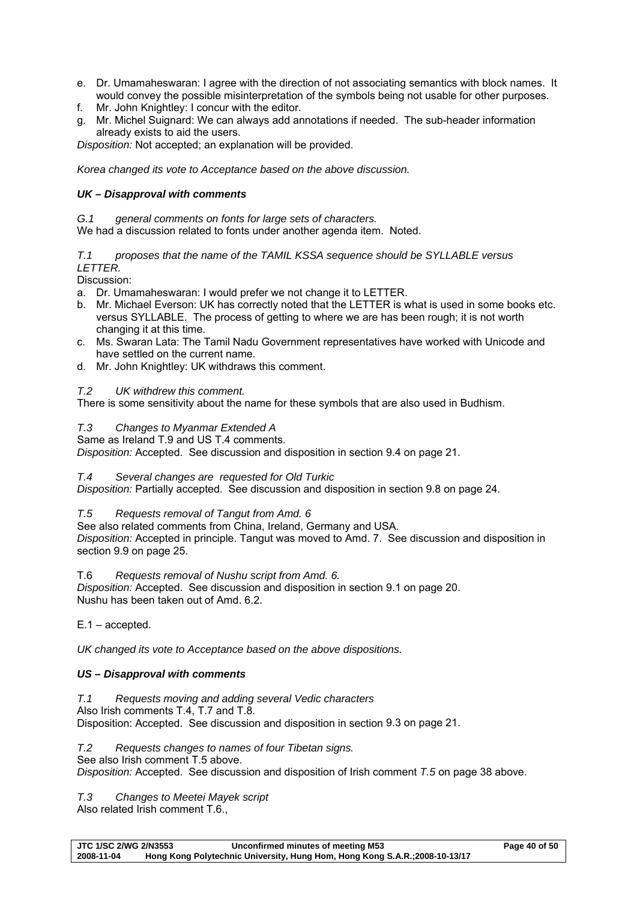e. Dr. Umamaheswaran: I agree with the direction of not associating semantics with block names. It would convey the possible misinterpretation of the symbols being not usable for other purposes.
f. Mr. John Knightley: I concur with the editor.
g. Mr. Michel Suignard: We can always add annotations if needed. The sub-header information already exists to aid the users.

*Disposition:* Not accepted; an explanation will be provided.

*Korea changed its vote to Acceptance based on the above discussion.*

***UK – Disapproval with comments***

*G.1 general comments on fonts for large sets of characters.*
We had a discussion related to fonts under another agenda item. Noted.

*T.1 proposes that the name of the TAMIL KSSA sequence should be SYLLABLE versus LETTER.*
Discussion:

a. Dr. Umamaheswaran: I would prefer we not change it to LETTER.
b. Mr. Michael Everson: UK has correctly noted that the LETTER is what is used in some books etc. versus SYLLABLE. The process of getting to where we are has been rough; it is not worth changing it at this time.
c. Ms. Swaran Lata: The Tamil Nadu Government representatives have worked with Unicode and have settled on the current name.
d. Mr. John Knightley: UK withdraws this comment.

*T.2 UK withdrew this comment.*
There is some sensitivity about the name for these symbols that are also used in Budhism.

*T.3 Changes to Myanmar Extended A*
Same as Ireland T.9 and US T.4 comments.
*Disposition:* Accepted. See discussion and disposition in section 9.4 on page 21.

*T.4 Several changes are requested for Old Turkic*
*Disposition:* Partially accepted. See discussion and disposition in section 9.8 on page 24.

*T.5 Requests removal of Tangut from Amd. 6*
See also related comments from China, Ireland, Germany and USA.
*Disposition:* Accepted in principle. Tangut was moved to Amd. 7. See discussion and disposition in section 9.9 on page 25.

T.6 *Requests removal of Nushu script from Amd. 6.*
*Disposition:* Accepted. See discussion and disposition in section 9.1 on page 20.
Nushu has been taken out of Amd. 6.2.

E.1 – accepted.

*UK changed its vote to Acceptance based on the above dispositions.*

***US – Disapproval with comments***

*T.1 Requests moving and adding several Vedic characters*
Also Irish comments T.4, T.7 and T.8.
Disposition: Accepted. See discussion and disposition in section 9.3 on page 21.

*T.2 Requests changes to names of four Tibetan signs.*
See also Irish comment T.5 above.
*Disposition:* Accepted. See discussion and disposition of Irish comment *T.5* on page 38 above.

*T.3 Changes to Meetei Mayek script*
Also related Irish comment T.6.,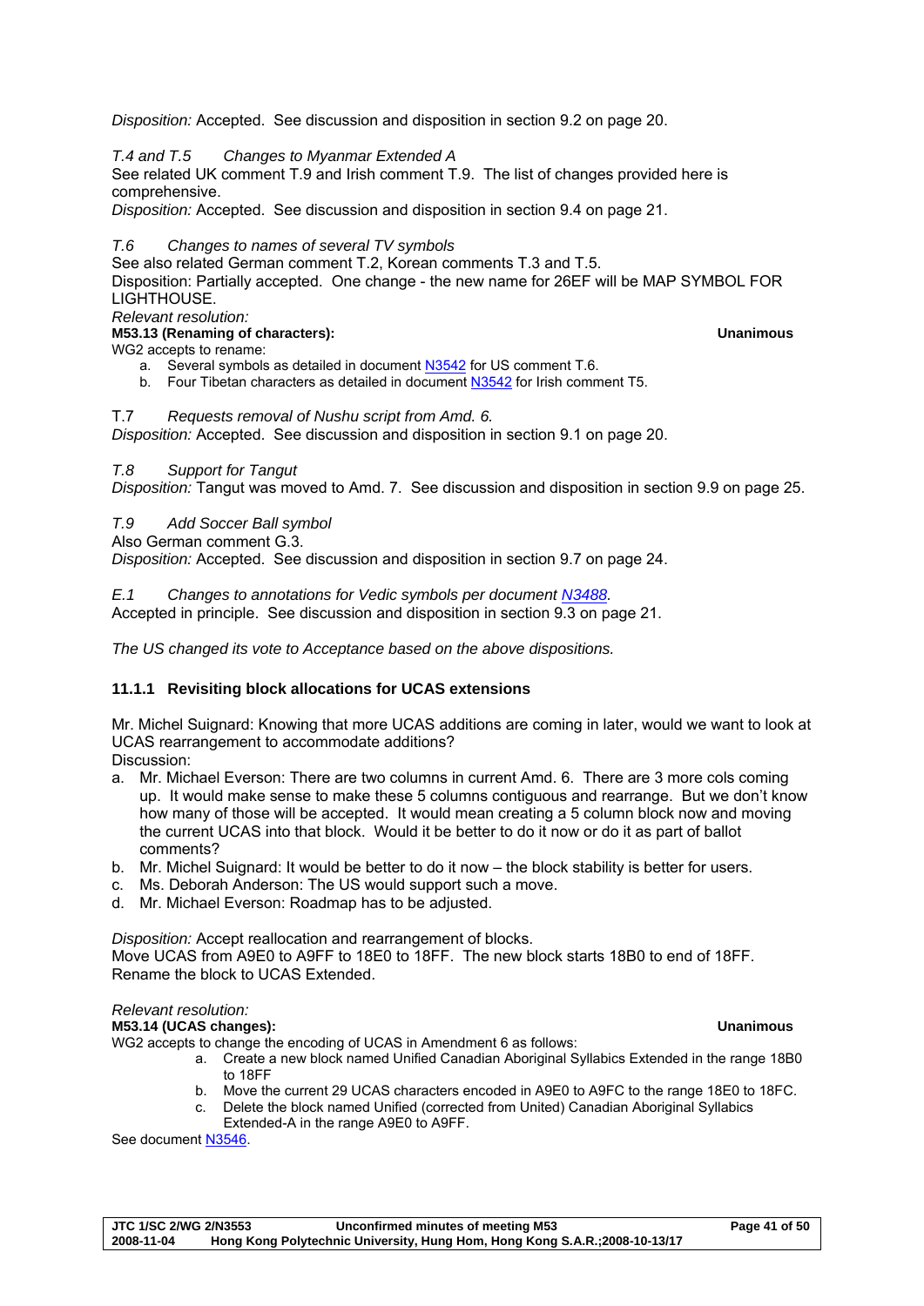*Disposition:* Accepted. See discussion and disposition in section 9.2 on page 20.

*T.4 and T.5 Changes to Myanmar Extended A*

See related UK comment T.9 and Irish comment T.9. The list of changes provided here is comprehensive.

*Disposition:* Accepted. See discussion and disposition in section 9.4 on page 21.

*T.6 Changes to names of several TV symbols*

See also related German comment T.2, Korean comments T.3 and T.5.

Disposition: Partially accepted. One change - the new name for 26EF will be MAP SYMBOL FOR LIGHTHOUSE.

*Relevant resolution:*

**M53.13 (Renaming of characters):** **Unanimous**

WG2 accepts to rename:

a. Several symbols as detailed in document N3542 for US comment T.6.
b. Four Tibetan characters as detailed in document N3542 for Irish comment T5.

T.7 *Requests removal of Nushu script from Amd. 6.*

*Disposition:* Accepted. See discussion and disposition in section 9.1 on page 20.

*T.8 Support for Tangut*

*Disposition:* Tangut was moved to Amd. 7. See discussion and disposition in section 9.9 on page 25.

*T.9 Add Soccer Ball symbol*

Also German comment G.3.

*Disposition:* Accepted. See discussion and disposition in section 9.7 on page 24.

*E.1 Changes to annotations for Vedic symbols per document N3488.*

Accepted in principle. See discussion and disposition in section 9.3 on page 21.

*The US changed its vote to Acceptance based on the above dispositions.*

### 11.1.1 Revisiting block allocations for UCAS extensions

Mr. Michel Suignard: Knowing that more UCAS additions are coming in later, would we want to look at UCAS rearrangement to accommodate additions?

Discussion:

a. Mr. Michael Everson: There are two columns in current Amd. 6. There are 3 more cols coming up. It would make sense to make these 5 columns contiguous and rearrange. But we don't know how many of those will be accepted. It would mean creating a 5 column block now and moving the current UCAS into that block. Would it be better to do it now or do it as part of ballot comments?
b. Mr. Michel Suignard: It would be better to do it now – the block stability is better for users.
c. Ms. Deborah Anderson: The US would support such a move.
d. Mr. Michael Everson: Roadmap has to be adjusted.

*Disposition:* Accept reallocation and rearrangement of blocks.

Move UCAS from A9E0 to A9FF to 18E0 to 18FF. The new block starts 18B0 to end of 18FF. Rename the block to UCAS Extended.

*Relevant resolution:*

**M53.14 (UCAS changes):** **Unanimous**

WG2 accepts to change the encoding of UCAS in Amendment 6 as follows:

a. Create a new block named Unified Canadian Aboriginal Syllabics Extended in the range 18B0 to 18FF
b. Move the current 29 UCAS characters encoded in A9E0 to A9FC to the range 18E0 to 18FC.
c. Delete the block named Unified (corrected from United) Canadian Aboriginal Syllabics Extended-A in the range A9E0 to A9FF.

See document N3546.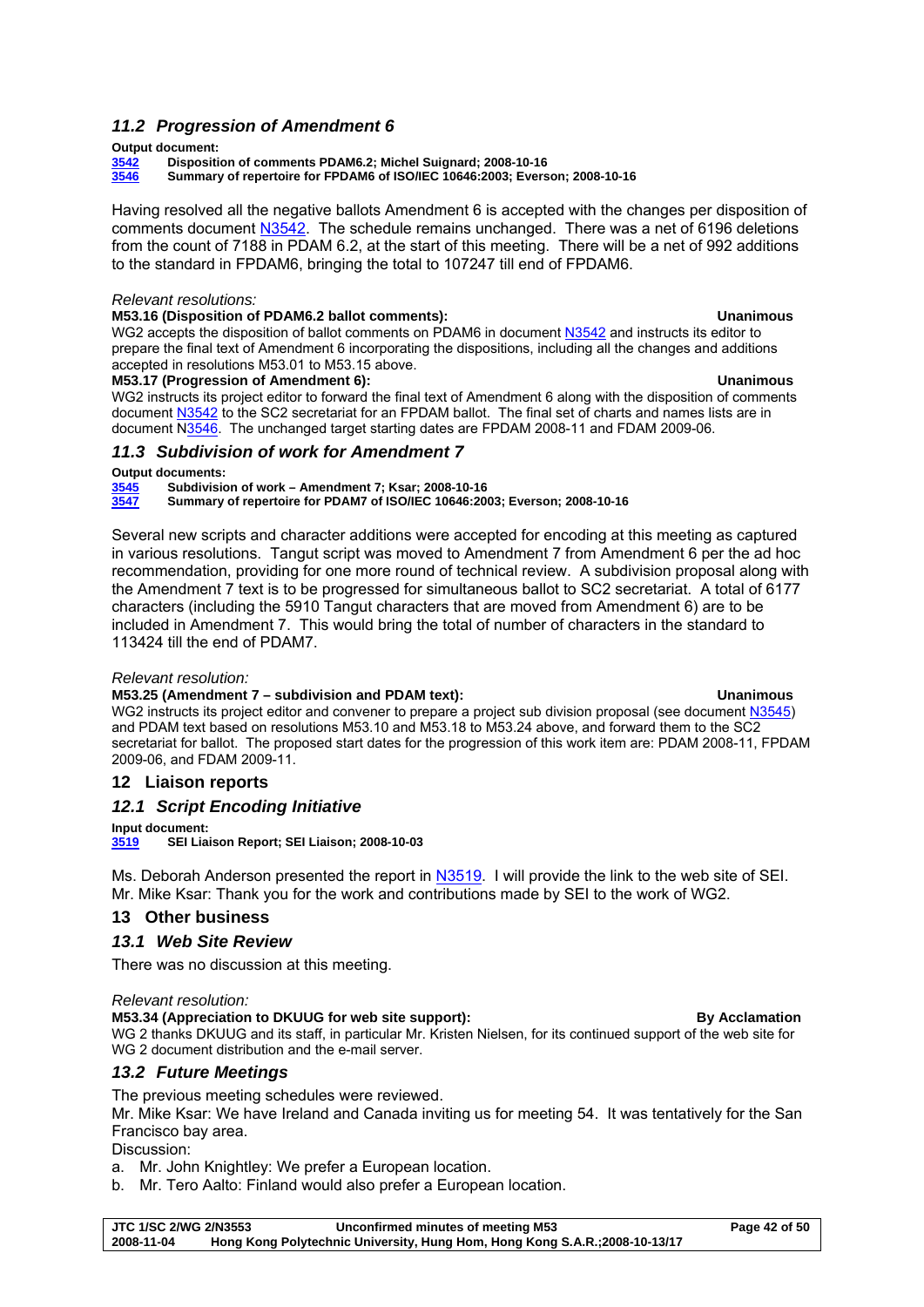### *11.2 Progression of Amendment 6*

**Output document:**
**3542 Disposition of comments PDAM6.2; Michel Suignard; 2008-10-16**
**3546 Summary of repertoire for FPDAM6 of ISO/IEC 10646:2003; Everson; 2008-10-16**

Having resolved all the negative ballots Amendment 6 is accepted with the changes per disposition of comments document N3542. The schedule remains unchanged. There was a net of 6196 deletions from the count of 7188 in PDAM 6.2, at the start of this meeting. There will be a net of 992 additions to the standard in FPDAM6, bringing the total to 107247 till end of FPDAM6.

*Relevant resolutions:*

**M53.16 (Disposition of PDAM6.2 ballot comments): Unanimous**
WG2 accepts the disposition of ballot comments on PDAM6 in document N3542 and instructs its editor to prepare the final text of Amendment 6 incorporating the dispositions, including all the changes and additions accepted in resolutions M53.01 to M53.15 above.

**M53.17 (Progression of Amendment 6): Unanimous**
WG2 instructs its project editor to forward the final text of Amendment 6 along with the disposition of comments document N3542 to the SC2 secretariat for an FPDAM ballot. The final set of charts and names lists are in document N3546. The unchanged target starting dates are FPDAM 2008-11 and FDAM 2009-06.

### *11.3 Subdivision of work for Amendment 7*

**Output documents:**
**3545 Subdivision of work – Amendment 7; Ksar; 2008-10-16**
**3547 Summary of repertoire for PDAM7 of ISO/IEC 10646:2003; Everson; 2008-10-16**

Several new scripts and character additions were accepted for encoding at this meeting as captured in various resolutions. Tangut script was moved to Amendment 7 from Amendment 6 per the ad hoc recommendation, providing for one more round of technical review. A subdivision proposal along with the Amendment 7 text is to be progressed for simultaneous ballot to SC2 secretariat. A total of 6177 characters (including the 5910 Tangut characters that are moved from Amendment 6) are to be included in Amendment 7. This would bring the total of number of characters in the standard to 113424 till the end of PDAM7.

*Relevant resolution:*

**M53.25 (Amendment 7 – subdivision and PDAM text): Unanimous**
WG2 instructs its project editor and convener to prepare a project sub division proposal (see document N3545) and PDAM text based on resolutions M53.10 and M53.18 to M53.24 above, and forward them to the SC2 secretariat for ballot. The proposed start dates for the progression of this work item are: PDAM 2008-11, FPDAM 2009-06, and FDAM 2009-11.

## 12 Liaison reports

### *12.1 Script Encoding Initiative*

**Input document:**
**3519 SEI Liaison Report; SEI Liaison; 2008-10-03**

Ms. Deborah Anderson presented the report in N3519. I will provide the link to the web site of SEI.
Mr. Mike Ksar: Thank you for the work and contributions made by SEI to the work of WG2.

## 13 Other business

### *13.1 Web Site Review*

There was no discussion at this meeting.

*Relevant resolution:*

**M53.34 (Appreciation to DKUUG for web site support): By Acclamation**
WG 2 thanks DKUUG and its staff, in particular Mr. Kristen Nielsen, for its continued support of the web site for WG 2 document distribution and the e-mail server.

### *13.2 Future Meetings*

The previous meeting schedules were reviewed.
Mr. Mike Ksar: We have Ireland and Canada inviting us for meeting 54. It was tentatively for the San Francisco bay area.
Discussion:

a. Mr. John Knightley: We prefer a European location.
b. Mr. Tero Aalto: Finland would also prefer a European location.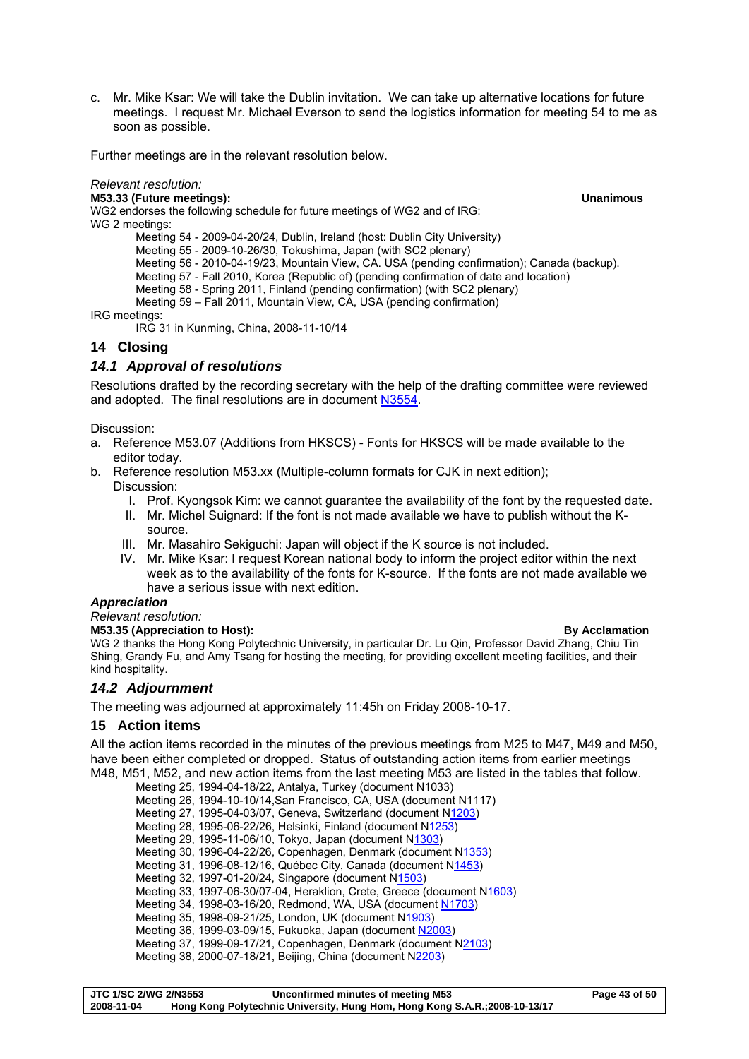c. Mr. Mike Ksar: We will take the Dublin invitation. We can take up alternative locations for future meetings. I request Mr. Michael Everson to send the logistics information for meeting 54 to me as soon as possible.

Further meetings are in the relevant resolution below.

*Relevant resolution:*

**M53.33 (Future meetings):** **Unanimous**

WG2 endorses the following schedule for future meetings of WG2 and of IRG:

WG 2 meetings:

> Meeting 54 - 2009-04-20/24, Dublin, Ireland (host: Dublin City University)
> Meeting 55 - 2009-10-26/30, Tokushima, Japan (with SC2 plenary)
> Meeting 56 - 2010-04-19/23, Mountain View, CA. USA (pending confirmation); Canada (backup).
> Meeting 57 - Fall 2010, Korea (Republic of) (pending confirmation of date and location)
> Meeting 58 - Spring 2011, Finland (pending confirmation) (with SC2 plenary)
> Meeting 59 – Fall 2011, Mountain View, CA, USA (pending confirmation)

IRG meetings:

> IRG 31 in Kunming, China, 2008-11-10/14

## 14 Closing

### *14.1 Approval of resolutions*

Resolutions drafted by the recording secretary with the help of the drafting committee were reviewed and adopted. The final resolutions are in document N3554.

Discussion:

a. Reference M53.07 (Additions from HKSCS) - Fonts for HKSCS will be made available to the editor today.
b. Reference resolution M53.xx (Multiple-column formats for CJK in next edition);
   Discussion:
   I. Prof. Kyongsok Kim: we cannot guarantee the availability of the font by the requested date.
   II. Mr. Michel Suignard: If the font is not made available we have to publish without the K-source.
   III. Mr. Masahiro Sekiguchi: Japan will object if the K source is not included.
   IV. Mr. Mike Ksar: I request Korean national body to inform the project editor within the next week as to the availability of the fonts for K-source. If the fonts are not made available we have a serious issue with next edition.

***Appreciation***

*Relevant resolution:*

**M53.35 (Appreciation to Host):** **By Acclamation**

WG 2 thanks the Hong Kong Polytechnic University, in particular Dr. Lu Qin, Professor David Zhang, Chiu Tin Shing, Grandy Fu, and Amy Tsang for hosting the meeting, for providing excellent meeting facilities, and their kind hospitality.

### *14.2 Adjournment*

The meeting was adjourned at approximately 11:45h on Friday 2008-10-17.

## 15 Action items

All the action items recorded in the minutes of the previous meetings from M25 to M47, M49 and M50, have been either completed or dropped. Status of outstanding action items from earlier meetings M48, M51, M52, and new action items from the last meeting M53 are listed in the tables that follow.

> Meeting 25, 1994-04-18/22, Antalya, Turkey (document N1033)
> Meeting 26, 1994-10-10/14,San Francisco, CA, USA (document N1117)
> Meeting 27, 1995-04-03/07, Geneva, Switzerland (document N1203)
> Meeting 28, 1995-06-22/26, Helsinki, Finland (document N1253)
> Meeting 29, 1995-11-06/10, Tokyo, Japan (document N1303)
> Meeting 30, 1996-04-22/26, Copenhagen, Denmark (document N1353)
> Meeting 31, 1996-08-12/16, Québec City, Canada (document N1453)
> Meeting 32, 1997-01-20/24, Singapore (document N1503)
> Meeting 33, 1997-06-30/07-04, Heraklion, Crete, Greece (document N1603)
> Meeting 34, 1998-03-16/20, Redmond, WA, USA (document N1703)
> Meeting 35, 1998-09-21/25, London, UK (document N1903)
> Meeting 36, 1999-03-09/15, Fukuoka, Japan (document N2003)
> Meeting 37, 1999-09-17/21, Copenhagen, Denmark (document N2103)
> Meeting 38, 2000-07-18/21, Beijing, China (document N2203)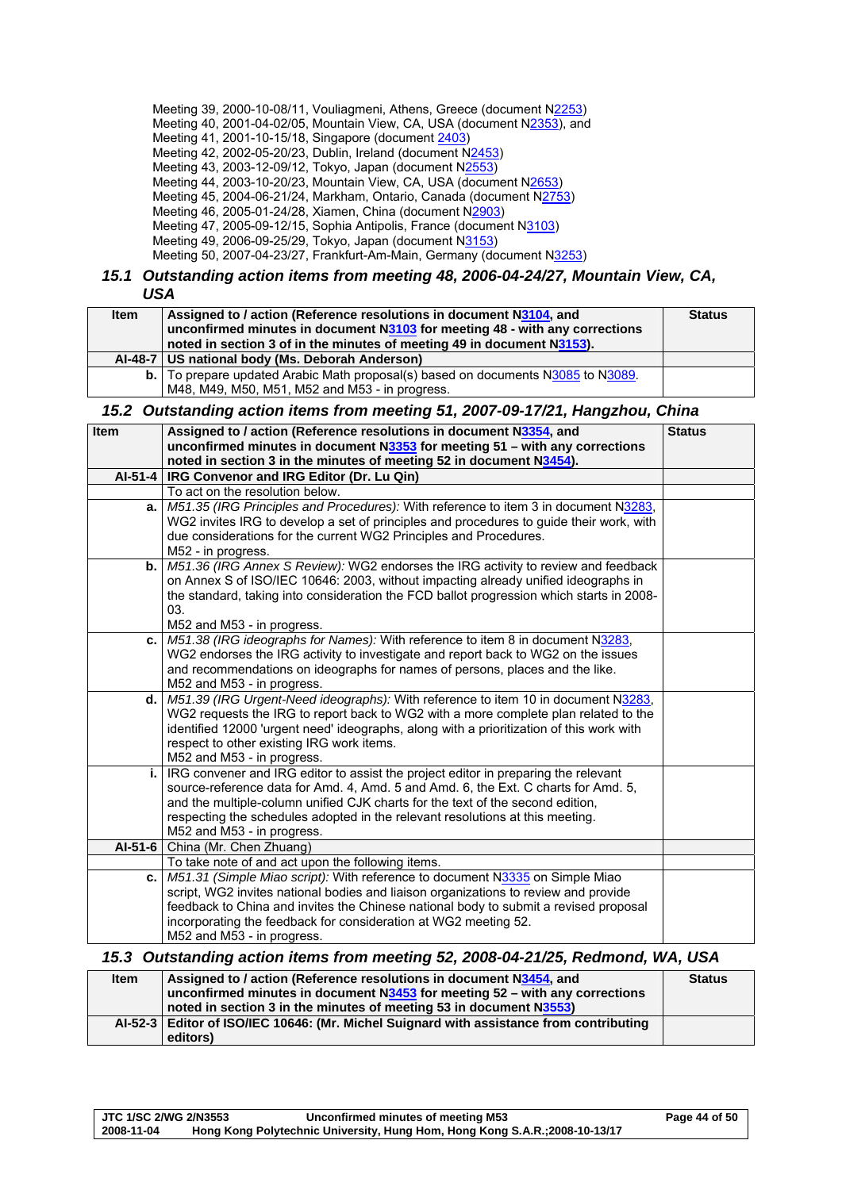Meeting 39, 2000-10-08/11, Vouliagmeni, Athens, Greece (document N2253)
Meeting 40, 2001-04-02/05, Mountain View, CA, USA (document N2353), and
Meeting 41, 2001-10-15/18, Singapore (document 2403)
Meeting 42, 2002-05-20/23, Dublin, Ireland (document N2453)
Meeting 43, 2003-12-09/12, Tokyo, Japan (document N2553)
Meeting 44, 2003-10-20/23, Mountain View, CA, USA (document N2653)
Meeting 45, 2004-06-21/24, Markham, Ontario, Canada (document N2753)
Meeting 46, 2005-01-24/28, Xiamen, China (document N2903)
Meeting 47, 2005-09-12/15, Sophia Antipolis, France (document N3103)
Meeting 49, 2006-09-25/29, Tokyo, Japan (document N3153)
Meeting 50, 2007-04-23/27, Frankfurt-Am-Main, Germany (document N3253)

### 15.1 Outstanding action items from meeting 48, 2006-04-24/27, Mountain View, CA, USA

| Item | Assigned to / action (Reference resolutions in document N3104, and unconfirmed minutes in document N3103 for meeting 48 - with any corrections noted in section 3 of in the minutes of meeting 49 in document N3153). | Status |
|---|---|---|
| **AI-48-7** | **US national body (Ms. Deborah Anderson)** | |
| **b.** | To prepare updated Arabic Math proposal(s) based on documents N3085 to N3089.<br>M48, M49, M50, M51, M52 and M53 - in progress. | |

### 15.2 Outstanding action items from meeting 51, 2007-09-17/21, Hangzhou, China

| Item | Assigned to / action (Reference resolutions in document N3354, and unconfirmed minutes in document N3353 for meeting 51 – with any corrections noted in section 3 in the minutes of meeting 52 in document N3454). | Status |
|---|---|---|
| **AI-51-4** | **IRG Convenor and IRG Editor (Dr. Lu Qin)** | |
| | To act on the resolution below. | |
| **a.** | *M51.35 (IRG Principles and Procedures):* With reference to item 3 in document N3283, WG2 invites IRG to develop a set of principles and procedures to guide their work, with due considerations for the current WG2 Principles and Procedures.<br>M52 - in progress. | |
| **b.** | *M51.36 (IRG Annex S Review):* WG2 endorses the IRG activity to review and feedback on Annex S of ISO/IEC 10646: 2003, without impacting already unified ideographs in the standard, taking into consideration the FCD ballot progression which starts in 2008-03.<br>M52 and M53 - in progress. | |
| **c.** | *M51.38 (IRG ideographs for Names):* With reference to item 8 in document N3283, WG2 endorses the IRG activity to investigate and report back to WG2 on the issues and recommendations on ideographs for names of persons, places and the like.<br>M52 and M53 - in progress. | |
| **d.** | *M51.39 (IRG Urgent-Need ideographs):* With reference to item 10 in document N3283, WG2 requests the IRG to report back to WG2 with a more complete plan related to the identified 12000 'urgent need' ideographs, along with a prioritization of this work with respect to other existing IRG work items.<br>M52 and M53 - in progress. | |
| **i.** | IRG convener and IRG editor to assist the project editor in preparing the relevant source-reference data for Amd. 4, Amd. 5 and Amd. 6, the Ext. C charts for Amd. 5, and the multiple-column unified CJK charts for the text of the second edition, respecting the schedules adopted in the relevant resolutions at this meeting.<br>M52 and M53 - in progress. | |
| **AI-51-6** | China (Mr. Chen Zhuang) | |
| | To take note of and act upon the following items. | |
| **c.** | *M51.31 (Simple Miao script):* With reference to document N3335 on Simple Miao script, WG2 invites national bodies and liaison organizations to review and provide feedback to China and invites the Chinese national body to submit a revised proposal incorporating the feedback for consideration at WG2 meeting 52.<br>M52 and M53 - in progress. | |

### 15.3 Outstanding action items from meeting 52, 2008-04-21/25, Redmond, WA, USA

| Item | Assigned to / action (Reference resolutions in document N3454, and unconfirmed minutes in document N3453 for meeting 52 – with any corrections noted in section 3 in the minutes of meeting 53 in document N3553) | Status |
|---|---|---|
| **AI-52-3** | **Editor of ISO/IEC 10646: (Mr. Michel Suignard with assistance from contributing editors)** | |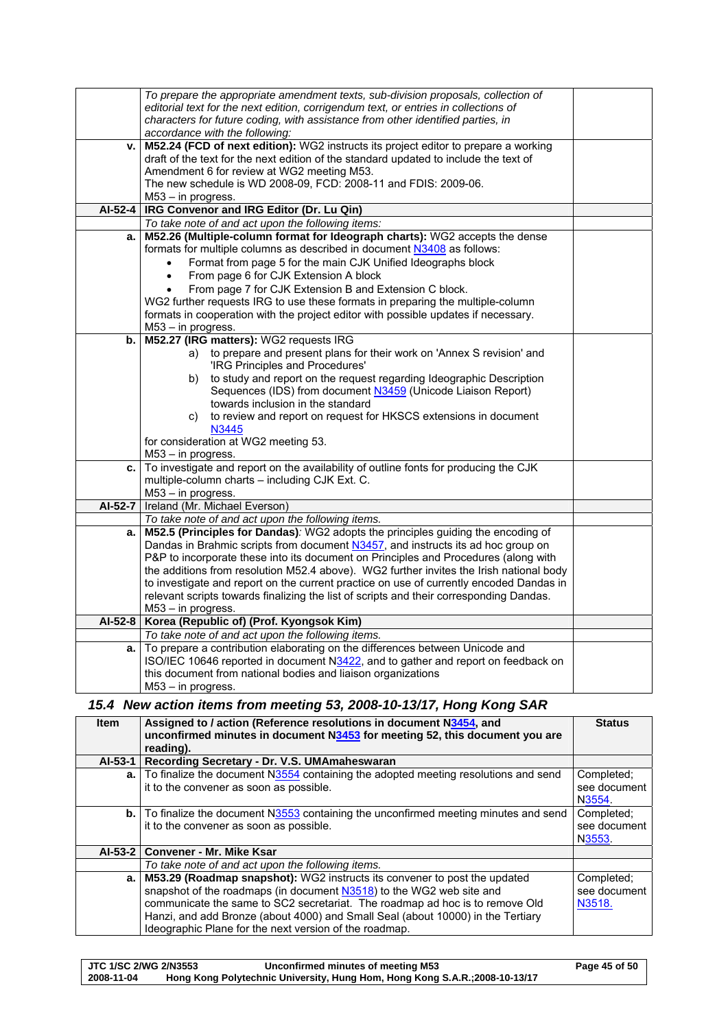| | | |
|---|---|---|
| | *To prepare the appropriate amendment texts, sub-division proposals, collection of editorial text for the next edition, corrigendum text, or entries in collections of characters for future coding, with assistance from other identified parties, in accordance with the following:* | |
| **v.** | **M52.24 (FCD of next edition):** WG2 instructs its project editor to prepare a working draft of the text for the next edition of the standard updated to include the text of Amendment 6 for review at WG2 meeting M53.<br>The new schedule is WD 2008-09, FCD: 2008-11 and FDIS: 2009-06.<br>M53 – in progress. | |
| **AI-52-4** | **IRG Convenor and IRG Editor (Dr. Lu Qin)** | |
| | *To take note of and act upon the following items:* | |
| **a.** | **M52.26 (Multiple-column format for Ideograph charts):** WG2 accepts the dense formats for multiple columns as described in document N3408 as follows:<br>• Format from page 5 for the main CJK Unified Ideographs block<br>• From page 6 for CJK Extension A block<br>• From page 7 for CJK Extension B and Extension C block.<br>WG2 further requests IRG to use these formats in preparing the multiple-column formats in cooperation with the project editor with possible updates if necessary.<br>M53 – in progress. | |
| **b.** | **M52.27 (IRG matters):** WG2 requests IRG<br>a) to prepare and present plans for their work on 'Annex S revision' and 'IRG Principles and Procedures'<br>b) to study and report on the request regarding Ideographic Description Sequences (IDS) from document N3459 (Unicode Liaison Report) towards inclusion in the standard<br>c) to review and report on request for HKSCS extensions in document N3445<br>for consideration at WG2 meeting 53.<br>M53 – in progress. | |
| **c.** | To investigate and report on the availability of outline fonts for producing the CJK multiple-column charts – including CJK Ext. C.<br>M53 – in progress. | |
| **AI-52-7** | Ireland (Mr. Michael Everson) | |
| | *To take note of and act upon the following items.* | |
| **a.** | **M52.5 (Principles for Dandas)***:* WG2 adopts the principles guiding the encoding of Dandas in Brahmic scripts from document N3457, and instructs its ad hoc group on P&P to incorporate these into its document on Principles and Procedures (along with the additions from resolution M52.4 above). WG2 further invites the Irish national body to investigate and report on the current practice on use of currently encoded Dandas in relevant scripts towards finalizing the list of scripts and their corresponding Dandas.<br>M53 – in progress. | |
| **AI-52-8** | **Korea (Republic of) (Prof. Kyongsok Kim)** | |
| | *To take note of and act upon the following items.* | |
| **a.** | To prepare a contribution elaborating on the differences between Unicode and ISO/IEC 10646 reported in document N3422, and to gather and report on feedback on this document from national bodies and liaison organizations<br>M53 – in progress. | |

## *15.4 New action items from meeting 53, 2008-10-13/17, Hong Kong SAR*

| Item | Assigned to / action (Reference resolutions in document N3454, and unconfirmed minutes in document N3453 for meeting 52, this document you are reading). | Status |
|---|---|---|
| **AI-53-1** | **Recording Secretary - Dr. V.S. UMAmaheswaran** | |
| **a.** | To finalize the document N3554 containing the adopted meeting resolutions and send it to the convener as soon as possible. | Completed; see document N3554. |
| **b.** | To finalize the document N3553 containing the unconfirmed meeting minutes and send it to the convener as soon as possible. | Completed; see document N3553. |
| **AI-53-2** | **Convener - Mr. Mike Ksar** | |
| | *To take note of and act upon the following items.* | |
| **a.** | **M53.29 (Roadmap snapshot):** WG2 instructs its convener to post the updated snapshot of the roadmaps (in document N3518) to the WG2 web site and communicate the same to SC2 secretariat. The roadmap ad hoc is to remove Old Hanzi, and add Bronze (about 4000) and Small Seal (about 10000) in the Tertiary Ideographic Plane for the next version of the roadmap. | Completed; see document N3518. |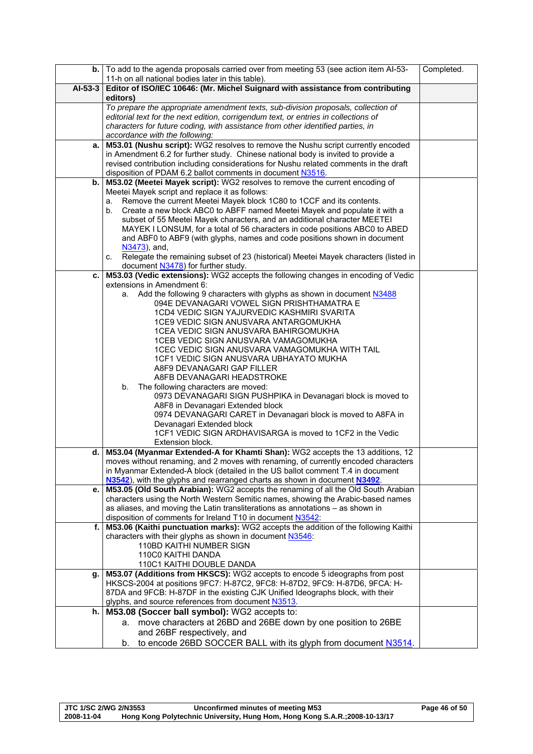| | | |
|---|---|---|
| **b.** | To add to the agenda proposals carried over from meeting 53 (see action item AI-53-11-h on all national bodies later in this table). | Completed. |
| **AI-53-3** | **Editor of ISO/IEC 10646: (Mr. Michel Suignard with assistance from contributing editors)** | |
| | *To prepare the appropriate amendment texts, sub-division proposals, collection of editorial text for the next edition, corrigendum text, or entries in collections of characters for future coding, with assistance from other identified parties, in accordance with the following:* | |
| **a.** | **M53.01 (Nushu script):** WG2 resolves to remove the Nushu script currently encoded in Amendment 6.2 for further study. Chinese national body is invited to provide a revised contribution including considerations for Nushu related comments in the draft disposition of PDAM 6.2 ballot comments in document N3516. | |
| **b.** | **M53.02 (Meetei Mayek script):** WG2 resolves to remove the current encoding of Meetei Mayek script and replace it as follows:<br>a. Remove the current Meetei Mayek block 1C80 to 1CCF and its contents.<br>b. Create a new block ABC0 to ABFF named Meetei Mayek and populate it with a subset of 55 Meetei Mayek characters, and an additional character MEETEI MAYEK I LONSUM, for a total of 56 characters in code positions ABC0 to ABED and ABF0 to ABF9 (with glyphs, names and code positions shown in document N3473), and,<br>c. Relegate the remaining subset of 23 (historical) Meetei Mayek characters (listed in document N3478) for further study. | |
| **c.** | **M53.03 (Vedic extensions):** WG2 accepts the following changes in encoding of Vedic extensions in Amendment 6:<br>a. Add the following 9 characters with glyphs as shown in document N3488<br>094E DEVANAGARI VOWEL SIGN PRISHTHAMATRA E<br>1CD4 VEDIC SIGN YAJURVEDIC KASHMIRI SVARITA<br>1CE9 VEDIC SIGN ANUSVARA ANTARGOMUKHA<br>1CEA VEDIC SIGN ANUSVARA BAHIRGOMUKHA<br>1CEB VEDIC SIGN ANUSVARA VAMAGOMUKHA<br>1CEC VEDIC SIGN ANUSVARA VAMAGOMUKHA WITH TAIL<br>1CF1 VEDIC SIGN ANUSVARA UBHAYATO MUKHA<br>A8F9 DEVANAGARI GAP FILLER<br>A8FB DEVANAGARI HEADSTROKE<br>b. The following characters are moved:<br>0973 DEVANAGARI SIGN PUSHPIKA in Devanagari block is moved to A8F8 in Devanagari Extended block<br>0974 DEVANAGARI CARET in Devanagari block is moved to A8FA in Devanagari Extended block<br>1CF1 VEDIC SIGN ARDHAVISARGA is moved to 1CF2 in the Vedic Extension block. | |
| **d.** | **M53.04 (Myanmar Extended-A for Khamti Shan):** WG2 accepts the 13 additions, 12 moves without renaming, and 2 moves with renaming, of currently encoded characters in Myanmar Extended-A block (detailed in the US ballot comment T.4 in document **N3542**), with the glyphs and rearranged charts as shown in document **N3492**. | |
| **e.** | **M53.05 (Old South Arabian):** WG2 accepts the renaming of all the Old South Arabian characters using the North Western Semitic names, showing the Arabic-based names as aliases, and moving the Latin transliterations as annotations – as shown in disposition of comments for Ireland T10 in document N3542: | |
| **f.** | **M53.06 (Kaithi punctuation marks):** WG2 accepts the addition of the following Kaithi characters with their glyphs as shown in document N3546:<br>110BD KAITHI NUMBER SIGN<br>110C0 KAITHI DANDA<br>110C1 KAITHI DOUBLE DANDA | |
| **g.** | **M53.07 (Additions from HKSCS):** WG2 accepts to encode 5 ideographs from post HKSCS-2004 at positions 9FC7: H-87C2, 9FC8: H-87D2, 9FC9: H-87D6, 9FCA: H-87DA and 9FCB: H-87DF in the existing CJK Unified Ideographs block, with their glyphs, and source references from document N3513. | |
| **h.** | **M53.08 (Soccer ball symbol):** WG2 accepts to:<br>a. move characters at 26BD and 26BE down by one position to 26BE and 26BF respectively, and<br>b. to encode 26BD SOCCER BALL with its glyph from document N3514. | |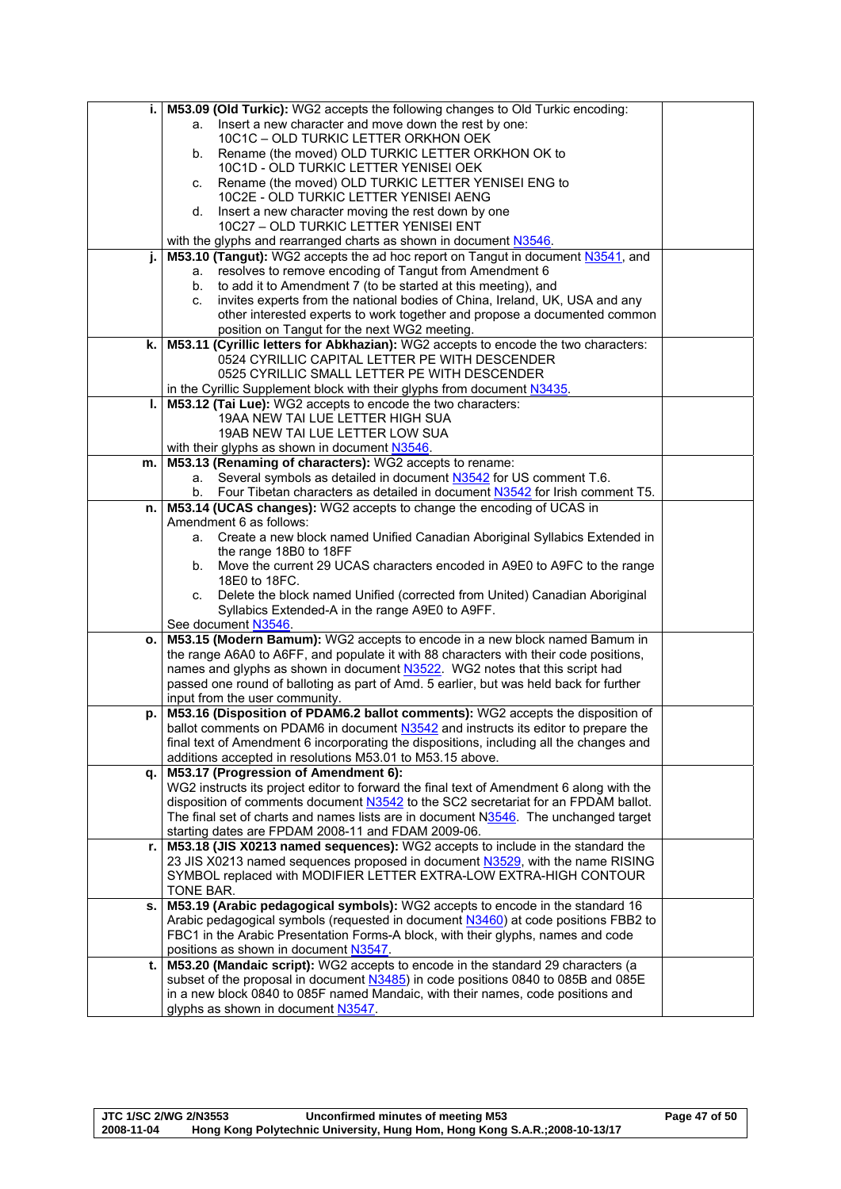| | | |
|---|---|---|
| i. | **M53.09 (Old Turkic):** WG2 accepts the following changes to Old Turkic encoding:<br>a. Insert a new character and move down the rest by one:<br>10C1C – OLD TURKIC LETTER ORKHON OEK<br>b. Rename (the moved) OLD TURKIC LETTER ORKHON OK to<br>10C1D - OLD TURKIC LETTER YENISEI OEK<br>c. Rename (the moved) OLD TURKIC LETTER YENISEI ENG to<br>10C2E - OLD TURKIC LETTER YENISEI AENG<br>d. Insert a new character moving the rest down by one<br>10C27 – OLD TURKIC LETTER YENISEI ENT<br>with the glyphs and rearranged charts as shown in document N3546. | |
| j. | **M53.10 (Tangut):** WG2 accepts the ad hoc report on Tangut in document N3541, and<br>a. resolves to remove encoding of Tangut from Amendment 6<br>b. to add it to Amendment 7 (to be started at this meeting), and<br>c. invites experts from the national bodies of China, Ireland, UK, USA and any other interested experts to work together and propose a documented common position on Tangut for the next WG2 meeting. | |
| k. | **M53.11 (Cyrillic letters for Abkhazian):** WG2 accepts to encode the two characters:<br>0524 CYRILLIC CAPITAL LETTER PE WITH DESCENDER<br>0525 CYRILLIC SMALL LETTER PE WITH DESCENDER<br>in the Cyrillic Supplement block with their glyphs from document N3435. | |
| l. | **M53.12 (Tai Lue):** WG2 accepts to encode the two characters:<br>19AA NEW TAI LUE LETTER HIGH SUA<br>19AB NEW TAI LUE LETTER LOW SUA<br>with their glyphs as shown in document N3546. | |
| m. | **M53.13 (Renaming of characters):** WG2 accepts to rename:<br>a. Several symbols as detailed in document N3542 for US comment T.6.<br>b. Four Tibetan characters as detailed in document N3542 for Irish comment T5. | |
| n. | **M53.14 (UCAS changes):** WG2 accepts to change the encoding of UCAS in Amendment 6 as follows:<br>a. Create a new block named Unified Canadian Aboriginal Syllabics Extended in the range 18B0 to 18FF<br>b. Move the current 29 UCAS characters encoded in A9E0 to A9FC to the range 18E0 to 18FC.<br>c. Delete the block named Unified (corrected from United) Canadian Aboriginal Syllabics Extended-A in the range A9E0 to A9FF.<br>See document N3546. | |
| o. | **M53.15 (Modern Bamum):** WG2 accepts to encode in a new block named Bamum in the range A6A0 to A6FF, and populate it with 88 characters with their code positions, names and glyphs as shown in document N3522. WG2 notes that this script had passed one round of balloting as part of Amd. 5 earlier, but was held back for further input from the user community. | |
| p. | **M53.16 (Disposition of PDAM6.2 ballot comments):** WG2 accepts the disposition of ballot comments on PDAM6 in document N3542 and instructs its editor to prepare the final text of Amendment 6 incorporating the dispositions, including all the changes and additions accepted in resolutions M53.01 to M53.15 above. | |
| q. | **M53.17 (Progression of Amendment 6):**<br>WG2 instructs its project editor to forward the final text of Amendment 6 along with the disposition of comments document N3542 to the SC2 secretariat for an FPDAM ballot. The final set of charts and names lists are in document N3546. The unchanged target starting dates are FPDAM 2008-11 and FDAM 2009-06. | |
| r. | **M53.18 (JIS X0213 named sequences):** WG2 accepts to include in the standard the 23 JIS X0213 named sequences proposed in document N3529, with the name RISING SYMBOL replaced with MODIFIER LETTER EXTRA-LOW EXTRA-HIGH CONTOUR TONE BAR. | |
| s. | **M53.19 (Arabic pedagogical symbols):** WG2 accepts to encode in the standard 16 Arabic pedagogical symbols (requested in document N3460) at code positions FBB2 to FBC1 in the Arabic Presentation Forms-A block, with their glyphs, names and code positions as shown in document N3547. | |
| t. | **M53.20 (Mandaic script):** WG2 accepts to encode in the standard 29 characters (a subset of the proposal in document N3485) in code positions 0840 to 085B and 085E in a new block 0840 to 085F named Mandaic, with their names, code positions and glyphs as shown in document N3547. | |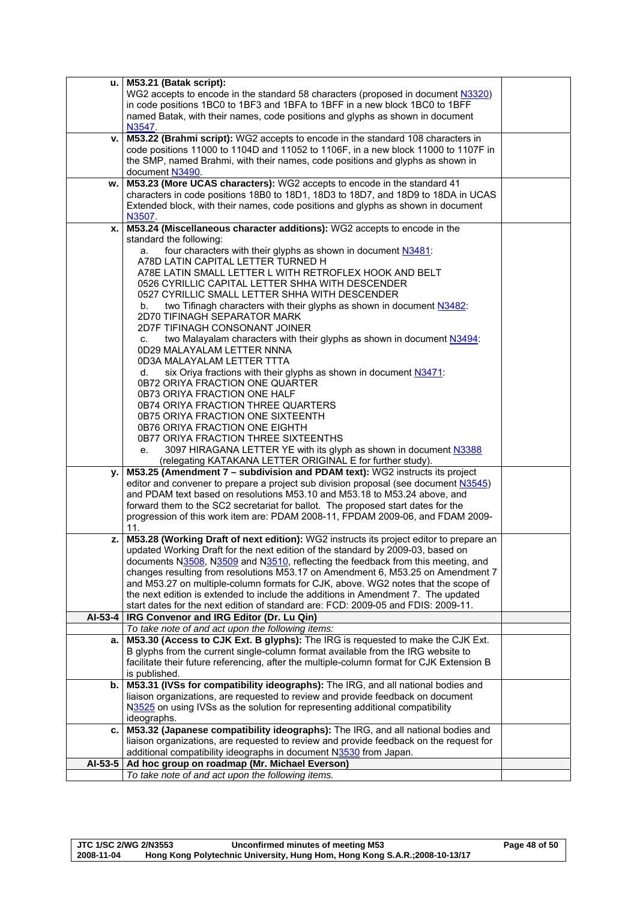| | | |
|---|---|---|
| **u.** | **M53.21 (Batak script):** WG2 accepts to encode in the standard 58 characters (proposed in document N3320) in code positions 1BC0 to 1BF3 and 1BFA to 1BFF in a new block 1BC0 to 1BFF named Batak, with their names, code positions and glyphs as shown in document N3547. | |
| **v.** | **M53.22 (Brahmi script):** WG2 accepts to encode in the standard 108 characters in code positions 11000 to 1104D and 11052 to 1106F, in a new block 11000 to 1107F in the SMP, named Brahmi, with their names, code positions and glyphs as shown in document N3490. | |
| **w.** | **M53.23 (More UCAS characters):** WG2 accepts to encode in the standard 41 characters in code positions 18B0 to 18D1, 18D3 to 18D7, and 18D9 to 18DA in UCAS Extended block, with their names, code positions and glyphs as shown in document N3507. | |
| **x.** | **M53.24 (Miscellaneous character additions):** WG2 accepts to encode in the standard the following:<br>a. four characters with their glyphs as shown in document N3481:<br>A78D LATIN CAPITAL LETTER TURNED H<br>A78E LATIN SMALL LETTER L WITH RETROFLEX HOOK AND BELT<br>0526 CYRILLIC CAPITAL LETTER SHHA WITH DESCENDER<br>0527 CYRILLIC SMALL LETTER SHHA WITH DESCENDER<br>b. two Tifinagh characters with their glyphs as shown in document N3482:<br>2D70 TIFINAGH SEPARATOR MARK<br>2D7F TIFINAGH CONSONANT JOINER<br>c. two Malayalam characters with their glyphs as shown in document N3494:<br>0D29 MALAYALAM LETTER NNNA<br>0D3A MALAYALAM LETTER TTTA<br>d. six Oriya fractions with their glyphs as shown in document N3471:<br>0B72 ORIYA FRACTION ONE QUARTER<br>0B73 ORIYA FRACTION ONE HALF<br>0B74 ORIYA FRACTION THREE QUARTERS<br>0B75 ORIYA FRACTION ONE SIXTEENTH<br>0B76 ORIYA FRACTION ONE EIGHTH<br>0B77 ORIYA FRACTION THREE SIXTEENTHS<br>e. 3097 HIRAGANA LETTER YE with its glyph as shown in document N3388 (relegating KATAKANA LETTER ORIGINAL E for further study). | |
| **y.** | **M53.25 (Amendment 7 – subdivision and PDAM text):** WG2 instructs its project editor and convener to prepare a project sub division proposal (see document N3545) and PDAM text based on resolutions M53.10 and M53.18 to M53.24 above, and forward them to the SC2 secretariat for ballot. The proposed start dates for the progression of this work item are: PDAM 2008-11, FPDAM 2009-06, and FDAM 2009-11. | |
| **z.** | **M53.28 (Working Draft of next edition):** WG2 instructs its project editor to prepare an updated Working Draft for the next edition of the standard by 2009-03, based on documents N3508, N3509 and N3510, reflecting the feedback from this meeting, and changes resulting from resolutions M53.17 on Amendment 6, M53.25 on Amendment 7 and M53.27 on multiple-column formats for CJK, above. WG2 notes that the scope of the next edition is extended to include the additions in Amendment 7. The updated start dates for the next edition of standard are: FCD: 2009-05 and FDIS: 2009-11. | |
| **AI-53-4** | **IRG Convenor and IRG Editor (Dr. Lu Qin)** | |
| | *To take note of and act upon the following items:* | |
| **a.** | **M53.30 (Access to CJK Ext. B glyphs):** The IRG is requested to make the CJK Ext. B glyphs from the current single-column format available from the IRG website to facilitate their future referencing, after the multiple-column format for CJK Extension B is published. | |
| **b.** | **M53.31 (IVSs for compatibility ideographs):** The IRG, and all national bodies and liaison organizations, are requested to review and provide feedback on document N3525 on using IVSs as the solution for representing additional compatibility ideographs. | |
| **c.** | **M53.32 (Japanese compatibility ideographs):** The IRG, and all national bodies and liaison organizations, are requested to review and provide feedback on the request for additional compatibility ideographs in document N3530 from Japan. | |
| **AI-53-5** | **Ad hoc group on roadmap (Mr. Michael Everson)** | |
| | *To take note of and act upon the following items.* | |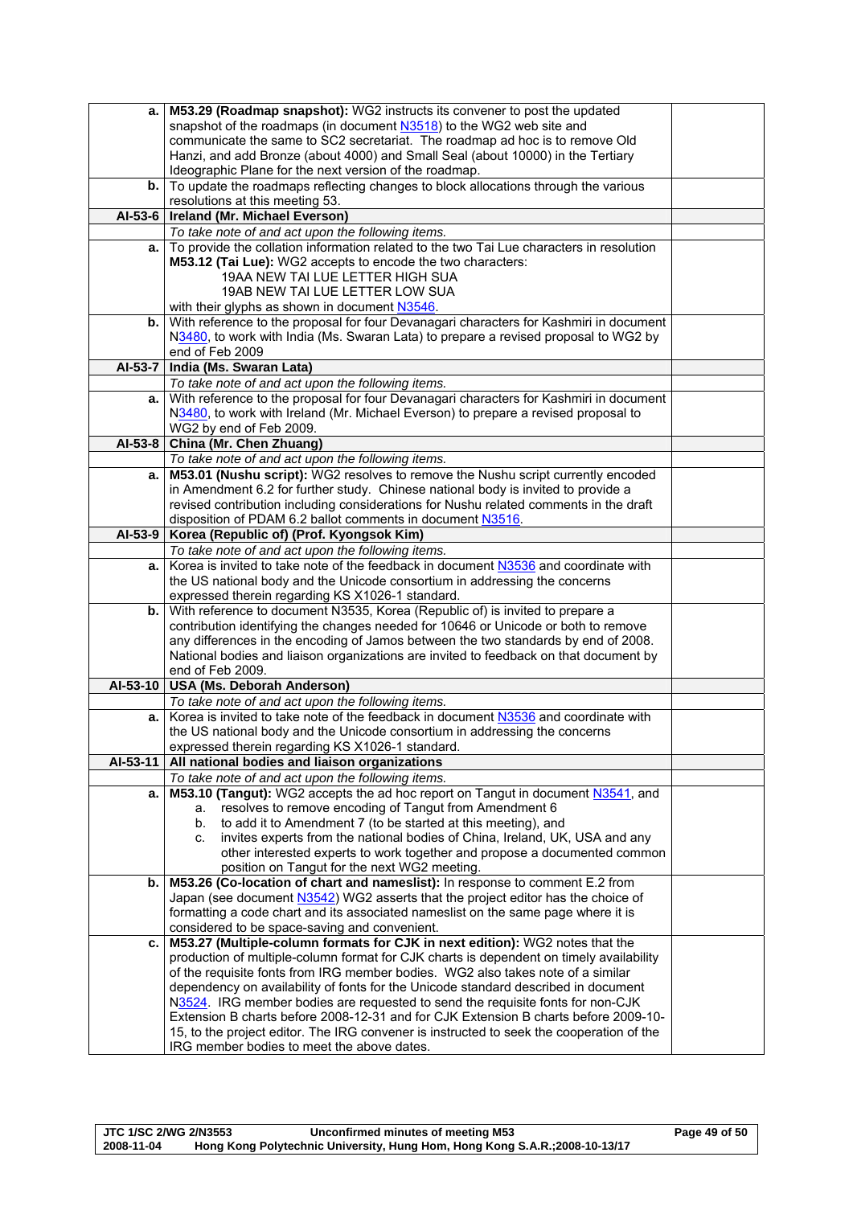| | | |
|---|---|---|
| **a.** | **M53.29 (Roadmap snapshot):** WG2 instructs its convener to post the updated snapshot of the roadmaps (in document N3518) to the WG2 web site and communicate the same to SC2 secretariat. The roadmap ad hoc is to remove Old Hanzi, and add Bronze (about 4000) and Small Seal (about 10000) in the Tertiary Ideographic Plane for the next version of the roadmap. | |
| **b.** | To update the roadmaps reflecting changes to block allocations through the various resolutions at this meeting 53. | |
| **AI-53-6** | **Ireland (Mr. Michael Everson)** | |
| | *To take note of and act upon the following items.* | |
| **a.** | To provide the collation information related to the two Tai Lue characters in resolution **M53.12 (Tai Lue):** WG2 accepts to encode the two characters:<br>19AA NEW TAI LUE LETTER HIGH SUA<br>19AB NEW TAI LUE LETTER LOW SUA<br>with their glyphs as shown in document N3546. | |
| **b.** | With reference to the proposal for four Devanagari characters for Kashmiri in document N3480, to work with India (Ms. Swaran Lata) to prepare a revised proposal to WG2 by end of Feb 2009 | |
| **AI-53-7** | **India (Ms. Swaran Lata)** | |
| | *To take note of and act upon the following items.* | |
| **a.** | With reference to the proposal for four Devanagari characters for Kashmiri in document N3480, to work with Ireland (Mr. Michael Everson) to prepare a revised proposal to WG2 by end of Feb 2009. | |
| **AI-53-8** | **China (Mr. Chen Zhuang)** | |
| | *To take note of and act upon the following items.* | |
| **a.** | **M53.01 (Nushu script):** WG2 resolves to remove the Nushu script currently encoded in Amendment 6.2 for further study. Chinese national body is invited to provide a revised contribution including considerations for Nushu related comments in the draft disposition of PDAM 6.2 ballot comments in document N3516. | |
| **AI-53-9** | **Korea (Republic of) (Prof. Kyongsok Kim)** | |
| | *To take note of and act upon the following items.* | |
| **a.** | Korea is invited to take note of the feedback in document N3536 and coordinate with the US national body and the Unicode consortium in addressing the concerns expressed therein regarding KS X1026-1 standard. | |
| **b.** | With reference to document N3535, Korea (Republic of) is invited to prepare a contribution identifying the changes needed for 10646 or Unicode or both to remove any differences in the encoding of Jamos between the two standards by end of 2008. National bodies and liaison organizations are invited to feedback on that document by end of Feb 2009. | |
| **AI-53-10** | **USA (Ms. Deborah Anderson)** | |
| | *To take note of and act upon the following items.* | |
| **a.** | Korea is invited to take note of the feedback in document N3536 and coordinate with the US national body and the Unicode consortium in addressing the concerns expressed therein regarding KS X1026-1 standard. | |
| **AI-53-11** | **All national bodies and liaison organizations** | |
| | *To take note of and act upon the following items.* | |
| **a.** | **M53.10 (Tangut):** WG2 accepts the ad hoc report on Tangut in document N3541, and<br>a. resolves to remove encoding of Tangut from Amendment 6<br>b. to add it to Amendment 7 (to be started at this meeting), and<br>c. invites experts from the national bodies of China, Ireland, UK, USA and any other interested experts to work together and propose a documented common position on Tangut for the next WG2 meeting. | |
| **b.** | **M53.26 (Co-location of chart and nameslist):** In response to comment E.2 from Japan (see document N3542) WG2 asserts that the project editor has the choice of formatting a code chart and its associated nameslist on the same page where it is considered to be space-saving and convenient. | |
| **c.** | **M53.27 (Multiple-column formats for CJK in next edition):** WG2 notes that the production of multiple-column format for CJK charts is dependent on timely availability of the requisite fonts from IRG member bodies. WG2 also takes note of a similar dependency on availability of fonts for the Unicode standard described in document N3524. IRG member bodies are requested to send the requisite fonts for non-CJK Extension B charts before 2008-12-31 and for CJK Extension B charts before 2009-10-15, to the project editor. The IRG convener is instructed to seek the cooperation of the IRG member bodies to meet the above dates. | |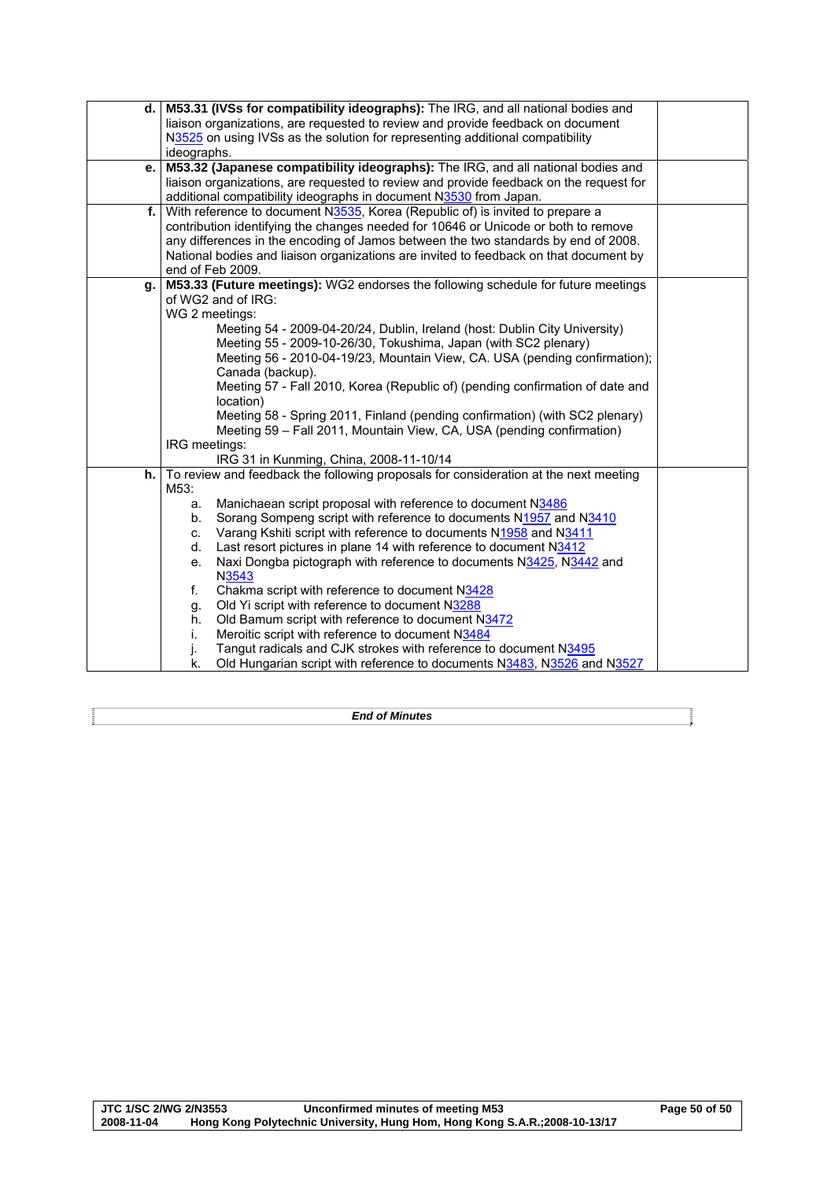| | | |
|---|---|---|
| **d.** | **M53.31 (IVSs for compatibility ideographs):** The IRG, and all national bodies and liaison organizations, are requested to review and provide feedback on document N3525 on using IVSs as the solution for representing additional compatibility ideographs. | |
| **e.** | **M53.32 (Japanese compatibility ideographs):** The IRG, and all national bodies and liaison organizations, are requested to review and provide feedback on the request for additional compatibility ideographs in document N3530 from Japan. | |
| **f.** | With reference to document N3535, Korea (Republic of) is invited to prepare a contribution identifying the changes needed for 10646 or Unicode or both to remove any differences in the encoding of Jamos between the two standards by end of 2008. National bodies and liaison organizations are invited to feedback on that document by end of Feb 2009. | |
| **g.** | **M53.33 (Future meetings):** WG2 endorses the following schedule for future meetings of WG2 and of IRG:<br>WG 2 meetings:<br>Meeting 54 - 2009-04-20/24, Dublin, Ireland (host: Dublin City University)<br>Meeting 55 - 2009-10-26/30, Tokushima, Japan (with SC2 plenary)<br>Meeting 56 - 2010-04-19/23, Mountain View, CA. USA (pending confirmation); Canada (backup).<br>Meeting 57 - Fall 2010, Korea (Republic of) (pending confirmation of date and location)<br>Meeting 58 - Spring 2011, Finland (pending confirmation) (with SC2 plenary)<br>Meeting 59 – Fall 2011, Mountain View, CA, USA (pending confirmation)<br>IRG meetings:<br>IRG 31 in Kunming, China, 2008-11-10/14 | |
| **h.** | To review and feedback the following proposals for consideration at the next meeting M53:<br>a. Manichaean script proposal with reference to document N3486<br>b. Sorang Sompeng script with reference to documents N1957 and N3410<br>c. Varang Kshiti script with reference to documents N1958 and N3411<br>d. Last resort pictures in plane 14 with reference to document N3412<br>e. Naxi Dongba pictograph with reference to documents N3425, N3442 and N3543<br>f. Chakma script with reference to document N3428<br>g. Old Yi script with reference to document N3288<br>h. Old Bamum script with reference to document N3472<br>i. Meroitic script with reference to document N3484<br>j. Tangut radicals and CJK strokes with reference to document N3495<br>k. Old Hungarian script with reference to documents N3483, N3526 and N3527 | |

***End of Minutes***